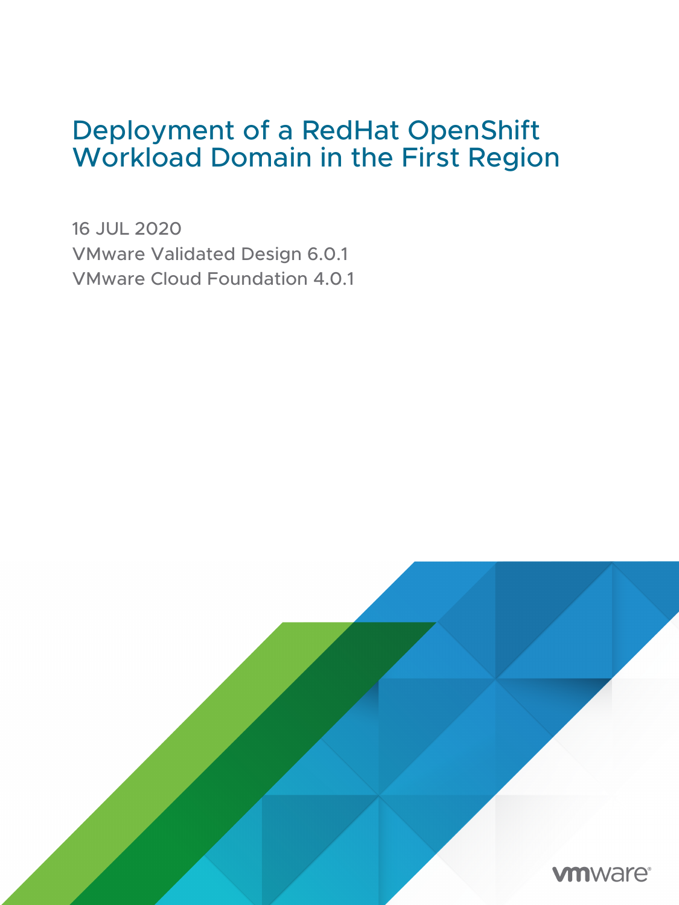# Deployment of a RedHat OpenShift Workload Domain in the First Region

16 JUL 2020

VMware Validated Design 6.0.1

VMware Cloud Foundation 4.0.1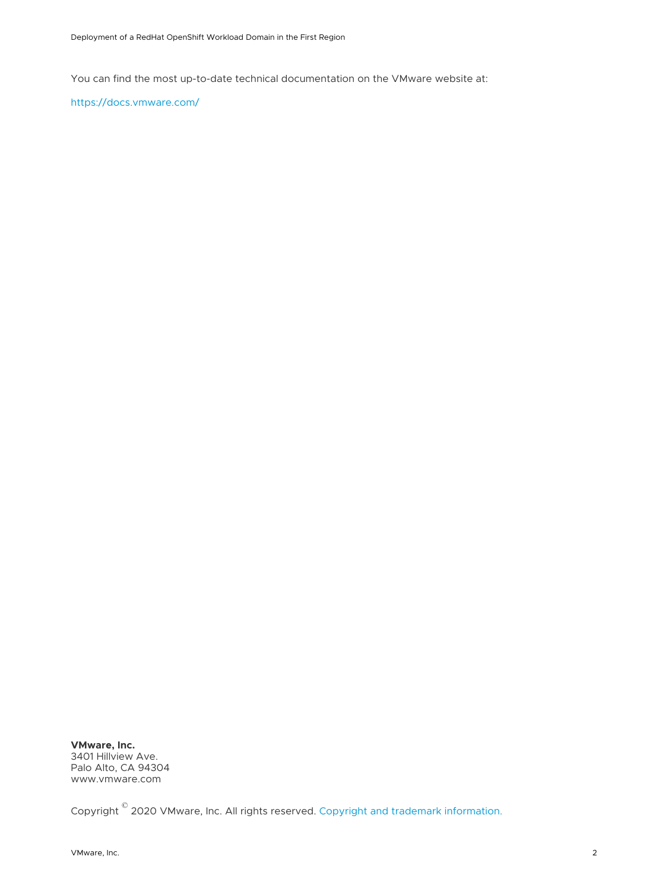You can find the most up-to-date technical documentation on the VMware website at:

https://docs.vmware.com/

**VMware, Inc.**
3401 Hillview Ave.
Palo Alto, CA 94304
www.vmware.com

Copyright © 2020 VMware, Inc. All rights reserved. Copyright and trademark information.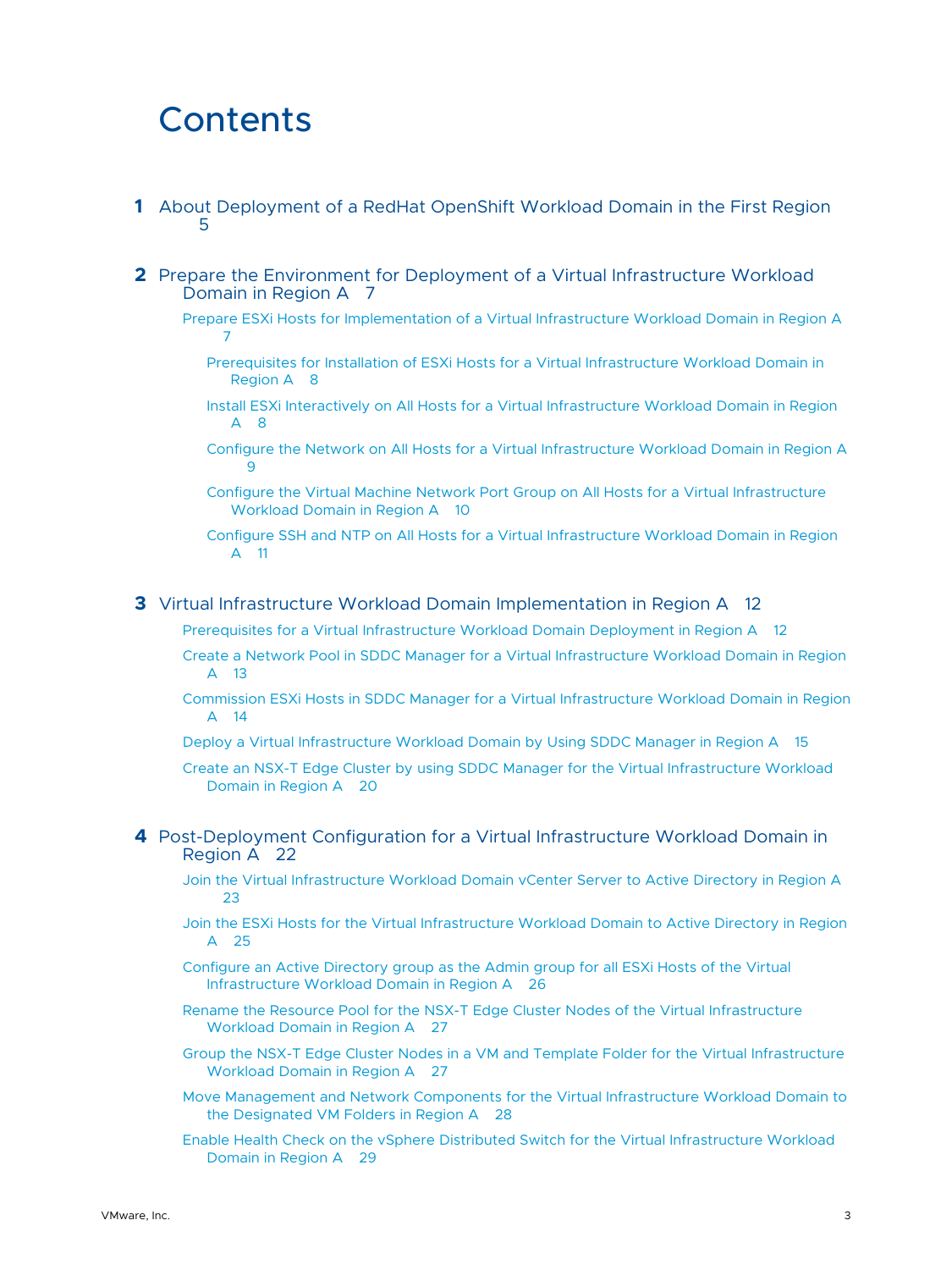# Contents

**1** About Deployment of a RedHat OpenShift Workload Domain in the First Region 5

**2** Prepare the Environment for Deployment of a Virtual Infrastructure Workload Domain in Region A 7

- Prepare ESXi Hosts for Implementation of a Virtual Infrastructure Workload Domain in Region A 7
  - Prerequisites for Installation of ESXi Hosts for a Virtual Infrastructure Workload Domain in Region A 8
  - Install ESXi Interactively on All Hosts for a Virtual Infrastructure Workload Domain in Region A 8
  - Configure the Network on All Hosts for a Virtual Infrastructure Workload Domain in Region A 9
  - Configure the Virtual Machine Network Port Group on All Hosts for a Virtual Infrastructure Workload Domain in Region A 10
  - Configure SSH and NTP on All Hosts for a Virtual Infrastructure Workload Domain in Region A 11

**3** Virtual Infrastructure Workload Domain Implementation in Region A 12

- Prerequisites for a Virtual Infrastructure Workload Domain Deployment in Region A 12
- Create a Network Pool in SDDC Manager for a Virtual Infrastructure Workload Domain in Region A 13
- Commission ESXi Hosts in SDDC Manager for a Virtual Infrastructure Workload Domain in Region A 14
- Deploy a Virtual Infrastructure Workload Domain by Using SDDC Manager in Region A 15
- Create an NSX-T Edge Cluster by using SDDC Manager for the Virtual Infrastructure Workload Domain in Region A 20

**4** Post-Deployment Configuration for a Virtual Infrastructure Workload Domain in Region A 22

- Join the Virtual Infrastructure Workload Domain vCenter Server to Active Directory in Region A 23
- Join the ESXi Hosts for the Virtual Infrastructure Workload Domain to Active Directory in Region A 25
- Configure an Active Directory group as the Admin group for all ESXi Hosts of the Virtual Infrastructure Workload Domain in Region A 26
- Rename the Resource Pool for the NSX-T Edge Cluster Nodes of the Virtual Infrastructure Workload Domain in Region A 27
- Group the NSX-T Edge Cluster Nodes in a VM and Template Folder for the Virtual Infrastructure Workload Domain in Region A 27
- Move Management and Network Components for the Virtual Infrastructure Workload Domain to the Designated VM Folders in Region A 28
- Enable Health Check on the vSphere Distributed Switch for the Virtual Infrastructure Workload Domain in Region A 29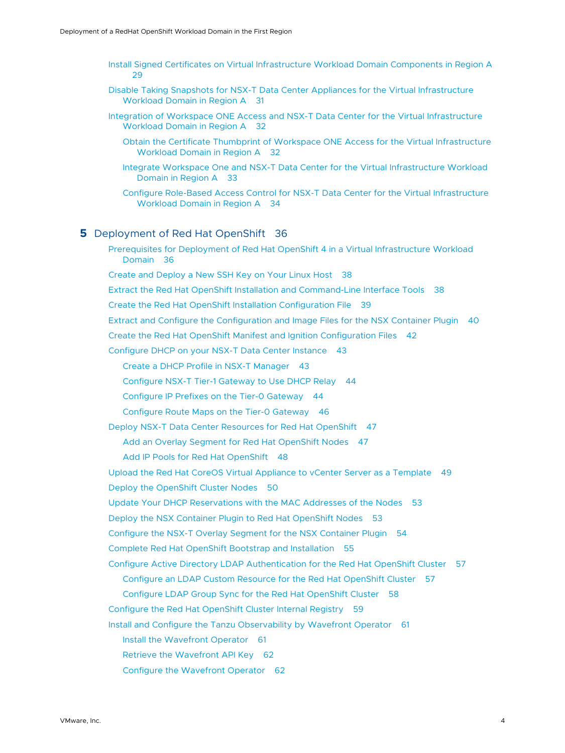Install Signed Certificates on Virtual Infrastructure Workload Domain Components in Region A 29

Disable Taking Snapshots for NSX-T Data Center Appliances for the Virtual Infrastructure Workload Domain in Region A 31

Integration of Workspace ONE Access and NSX-T Data Center for the Virtual Infrastructure Workload Domain in Region A 32

- Obtain the Certificate Thumbprint of Workspace ONE Access for the Virtual Infrastructure Workload Domain in Region A 32
- Integrate Workspace One and NSX-T Data Center for the Virtual Infrastructure Workload Domain in Region A 33
- Configure Role-Based Access Control for NSX-T Data Center for the Virtual Infrastructure Workload Domain in Region A 34

**5** Deployment of Red Hat OpenShift 36

Prerequisites for Deployment of Red Hat OpenShift 4 in a Virtual Infrastructure Workload Domain 36

Create and Deploy a New SSH Key on Your Linux Host 38

Extract the Red Hat OpenShift Installation and Command-Line Interface Tools 38

Create the Red Hat OpenShift Installation Configuration File 39

Extract and Configure the Configuration and Image Files for the NSX Container Plugin 40

Create the Red Hat OpenShift Manifest and Ignition Configuration Files 42

Configure DHCP on your NSX-T Data Center Instance 43

- Create a DHCP Profile in NSX-T Manager 43
- Configure NSX-T Tier-1 Gateway to Use DHCP Relay 44
- Configure IP Prefixes on the Tier-0 Gateway 44
- Configure Route Maps on the Tier-0 Gateway 46

Deploy NSX-T Data Center Resources for Red Hat OpenShift 47

- Add an Overlay Segment for Red Hat OpenShift Nodes 47
- Add IP Pools for Red Hat OpenShift 48

Upload the Red Hat CoreOS Virtual Appliance to vCenter Server as a Template 49

Deploy the OpenShift Cluster Nodes 50

Update Your DHCP Reservations with the MAC Addresses of the Nodes 53

Deploy the NSX Container Plugin to Red Hat OpenShift Nodes 53

Configure the NSX-T Overlay Segment for the NSX Container Plugin 54

Complete Red Hat OpenShift Bootstrap and Installation 55

Configure Active Directory LDAP Authentication for the Red Hat OpenShift Cluster 57

- Configure an LDAP Custom Resource for the Red Hat OpenShift Cluster 57
- Configure LDAP Group Sync for the Red Hat OpenShift Cluster 58

Configure the Red Hat OpenShift Cluster Internal Registry 59

Install and Configure the Tanzu Observability by Wavefront Operator 61

- Install the Wavefront Operator 61
- Retrieve the Wavefront API Key 62
- Configure the Wavefront Operator 62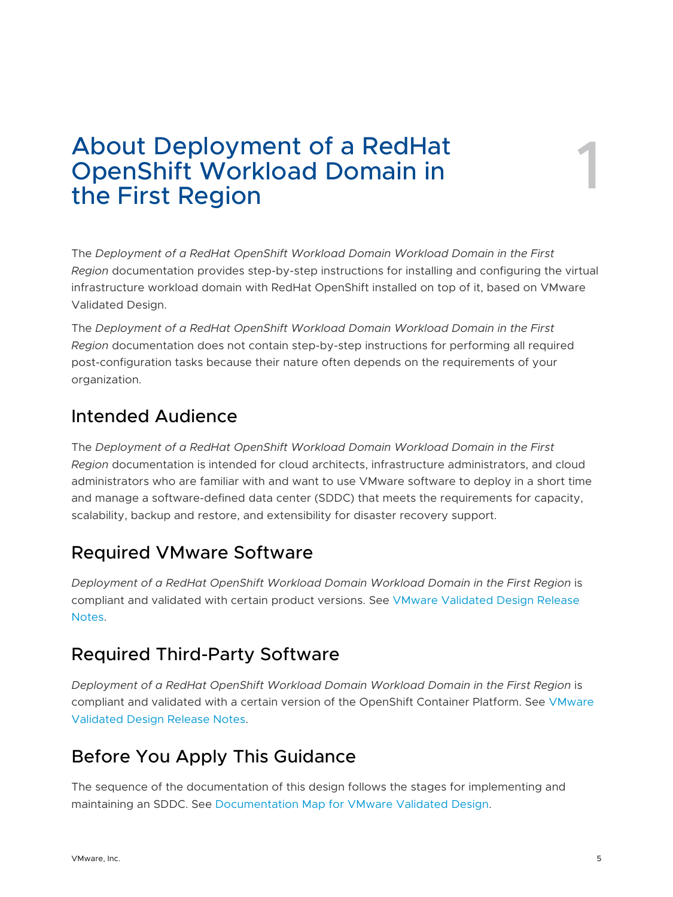# 1 About Deployment of a RedHat OpenShift Workload Domain in the First Region

The *Deployment of a RedHat OpenShift Workload Domain Workload Domain in the First Region* documentation provides step-by-step instructions for installing and configuring the virtual infrastructure workload domain with RedHat OpenShift installed on top of it, based on VMware Validated Design.

The *Deployment of a RedHat OpenShift Workload Domain Workload Domain in the First Region* documentation does not contain step-by-step instructions for performing all required post-configuration tasks because their nature often depends on the requirements of your organization.

## Intended Audience

The *Deployment of a RedHat OpenShift Workload Domain Workload Domain in the First Region* documentation is intended for cloud architects, infrastructure administrators, and cloud administrators who are familiar with and want to use VMware software to deploy in a short time and manage a software-defined data center (SDDC) that meets the requirements for capacity, scalability, backup and restore, and extensibility for disaster recovery support.

## Required VMware Software

*Deployment of a RedHat OpenShift Workload Domain Workload Domain in the First Region* is compliant and validated with certain product versions. See VMware Validated Design Release Notes.

## Required Third-Party Software

*Deployment of a RedHat OpenShift Workload Domain Workload Domain in the First Region* is compliant and validated with a certain version of the OpenShift Container Platform. See VMware Validated Design Release Notes.

## Before You Apply This Guidance

The sequence of the documentation of this design follows the stages for implementing and maintaining an SDDC. See Documentation Map for VMware Validated Design.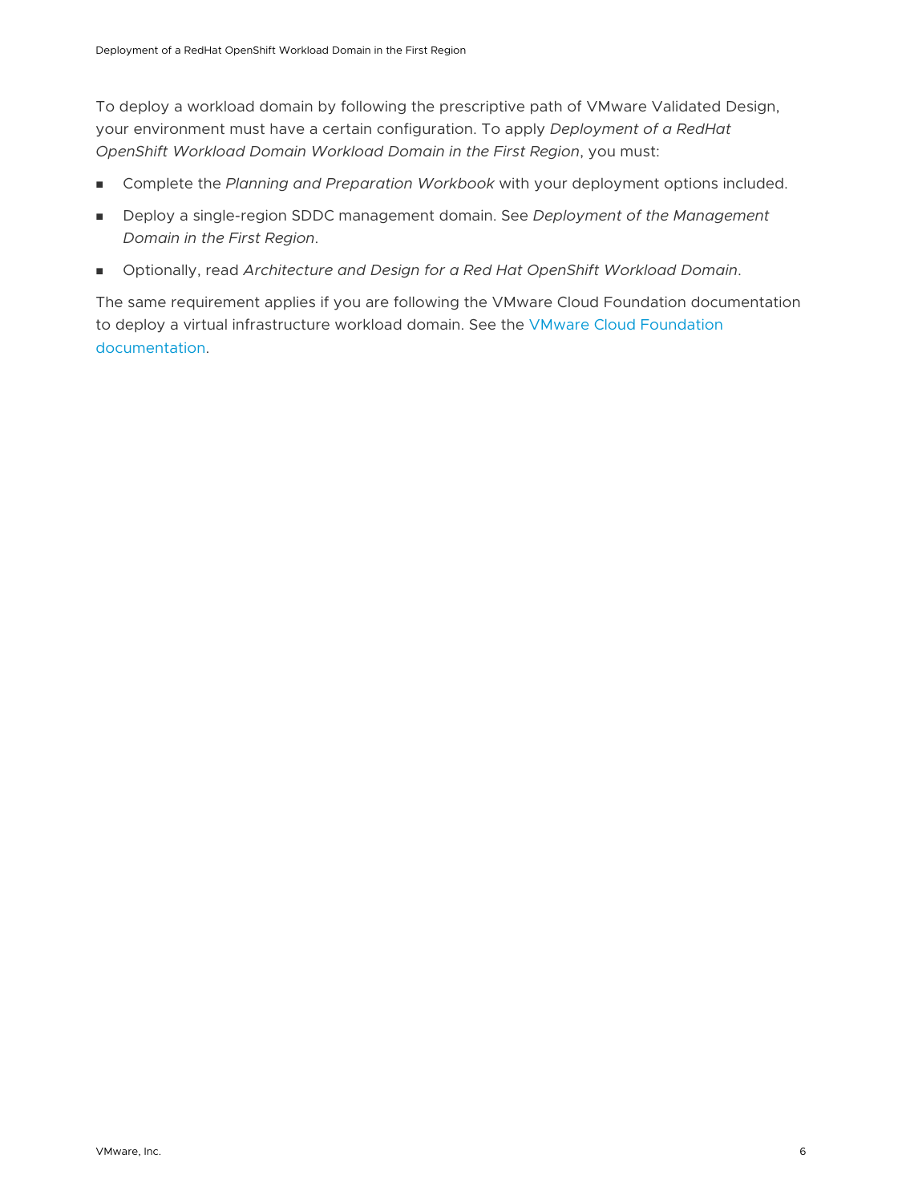To deploy a workload domain by following the prescriptive path of VMware Validated Design, your environment must have a certain configuration. To apply *Deployment of a RedHat OpenShift Workload Domain Workload Domain in the First Region*, you must:

- Complete the *Planning and Preparation Workbook* with your deployment options included.
- Deploy a single-region SDDC management domain. See *Deployment of the Management Domain in the First Region*.
- Optionally, read *Architecture and Design for a Red Hat OpenShift Workload Domain*.

The same requirement applies if you are following the VMware Cloud Foundation documentation to deploy a virtual infrastructure workload domain. See the VMware Cloud Foundation documentation.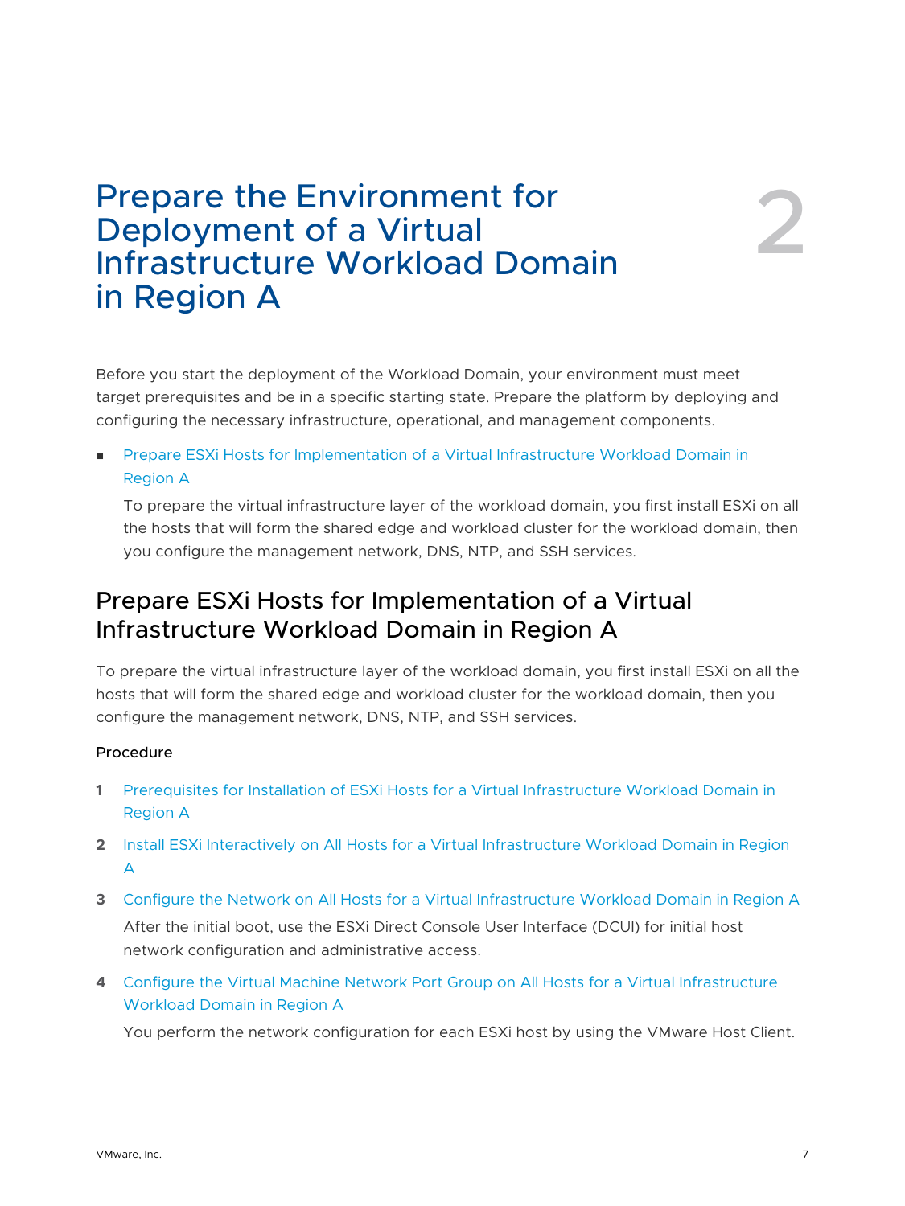# 2 Prepare the Environment for Deployment of a Virtual Infrastructure Workload Domain in Region A

Before you start the deployment of the Workload Domain, your environment must meet target prerequisites and be in a specific starting state. Prepare the platform by deploying and configuring the necessary infrastructure, operational, and management components.

- Prepare ESXi Hosts for Implementation of a Virtual Infrastructure Workload Domain in Region A

  To prepare the virtual infrastructure layer of the workload domain, you first install ESXi on all the hosts that will form the shared edge and workload cluster for the workload domain, then you configure the management network, DNS, NTP, and SSH services.

## Prepare ESXi Hosts for Implementation of a Virtual Infrastructure Workload Domain in Region A

To prepare the virtual infrastructure layer of the workload domain, you first install ESXi on all the hosts that will form the shared edge and workload cluster for the workload domain, then you configure the management network, DNS, NTP, and SSH services.

#### Procedure

1. Prerequisites for Installation of ESXi Hosts for a Virtual Infrastructure Workload Domain in Region A
2. Install ESXi Interactively on All Hosts for a Virtual Infrastructure Workload Domain in Region A
3. Configure the Network on All Hosts for a Virtual Infrastructure Workload Domain in Region A

   After the initial boot, use the ESXi Direct Console User Interface (DCUI) for initial host network configuration and administrative access.
4. Configure the Virtual Machine Network Port Group on All Hosts for a Virtual Infrastructure Workload Domain in Region A

   You perform the network configuration for each ESXi host by using the VMware Host Client.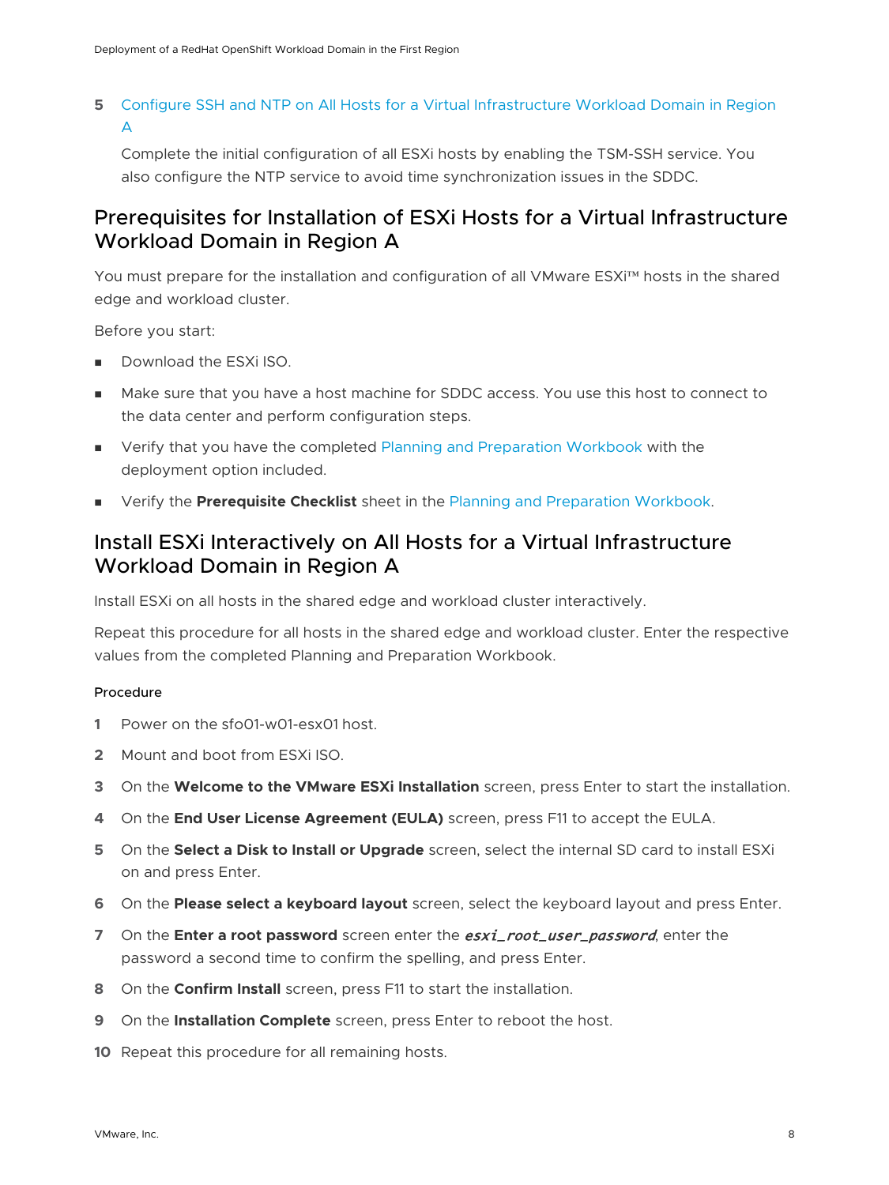5 Configure SSH and NTP on All Hosts for a Virtual Infrastructure Workload Domain in Region A

   Complete the initial configuration of all ESXi hosts by enabling the TSM-SSH service. You also configure the NTP service to avoid time synchronization issues in the SDDC.

## Prerequisites for Installation of ESXi Hosts for a Virtual Infrastructure Workload Domain in Region A

You must prepare for the installation and configuration of all VMware ESXi™ hosts in the shared edge and workload cluster.

Before you start:

- Download the ESXi ISO.
- Make sure that you have a host machine for SDDC access. You use this host to connect to the data center and perform configuration steps.
- Verify that you have the completed Planning and Preparation Workbook with the deployment option included.
- Verify the **Prerequisite Checklist** sheet in the Planning and Preparation Workbook.

## Install ESXi Interactively on All Hosts for a Virtual Infrastructure Workload Domain in Region A

Install ESXi on all hosts in the shared edge and workload cluster interactively.

Repeat this procedure for all hosts in the shared edge and workload cluster. Enter the respective values from the completed Planning and Preparation Workbook.

#### Procedure

1. Power on the sfo01-w01-esx01 host.
2. Mount and boot from ESXi ISO.
3. On the **Welcome to the VMware ESXi Installation** screen, press Enter to start the installation.
4. On the **End User License Agreement (EULA)** screen, press F11 to accept the EULA.
5. On the **Select a Disk to Install or Upgrade** screen, select the internal SD card to install ESXi on and press Enter.
6. On the **Please select a keyboard layout** screen, select the keyboard layout and press Enter.
7. On the **Enter a root password** screen enter the ***esxi_root_user_password***, enter the password a second time to confirm the spelling, and press Enter.
8. On the **Confirm Install** screen, press F11 to start the installation.
9. On the **Installation Complete** screen, press Enter to reboot the host.
10. Repeat this procedure for all remaining hosts.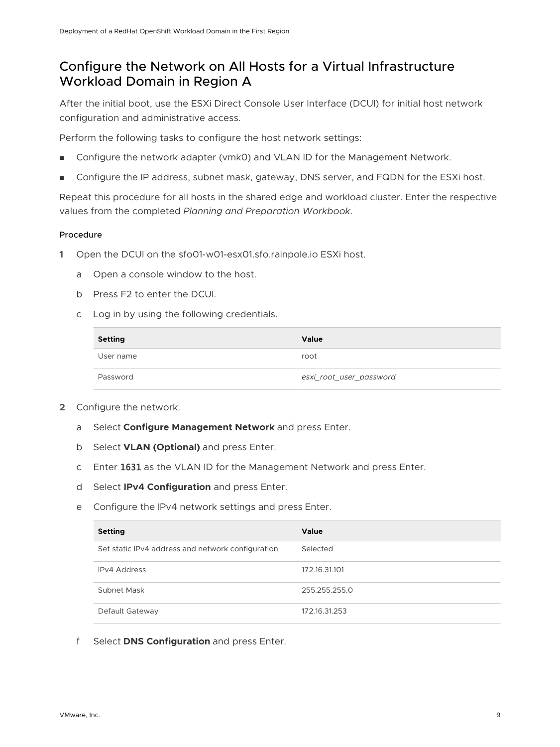## Configure the Network on All Hosts for a Virtual Infrastructure Workload Domain in Region A

After the initial boot, use the ESXi Direct Console User Interface (DCUI) for initial host network configuration and administrative access.

Perform the following tasks to configure the host network settings:

- Configure the network adapter (vmk0) and VLAN ID for the Management Network.
- Configure the IP address, subnet mask, gateway, DNS server, and FQDN for the ESXi host.

Repeat this procedure for all hosts in the shared edge and workload cluster. Enter the respective values from the completed *Planning and Preparation Workbook*.

#### Procedure

1. Open the DCUI on the sfo01-w01-esx01.sfo.rainpole.io ESXi host.
   a. Open a console window to the host.
   b. Press F2 to enter the DCUI.
   c. Log in by using the following credentials.

   | Setting | Value |
   | --- | --- |
   | User name | root |
   | Password | *esxi_root_user_password* |

2. Configure the network.
   a. Select **Configure Management Network** and press Enter.
   b. Select **VLAN (Optional)** and press Enter.
   c. Enter `1631` as the VLAN ID for the Management Network and press Enter.
   d. Select **IPv4 Configuration** and press Enter.
   e. Configure the IPv4 network settings and press Enter.

   | Setting | Value |
   | --- | --- |
   | Set static IPv4 address and network configuration | Selected |
   | IPv4 Address | 172.16.31.101 |
   | Subnet Mask | 255.255.255.0 |
   | Default Gateway | 172.16.31.253 |

   f. Select **DNS Configuration** and press Enter.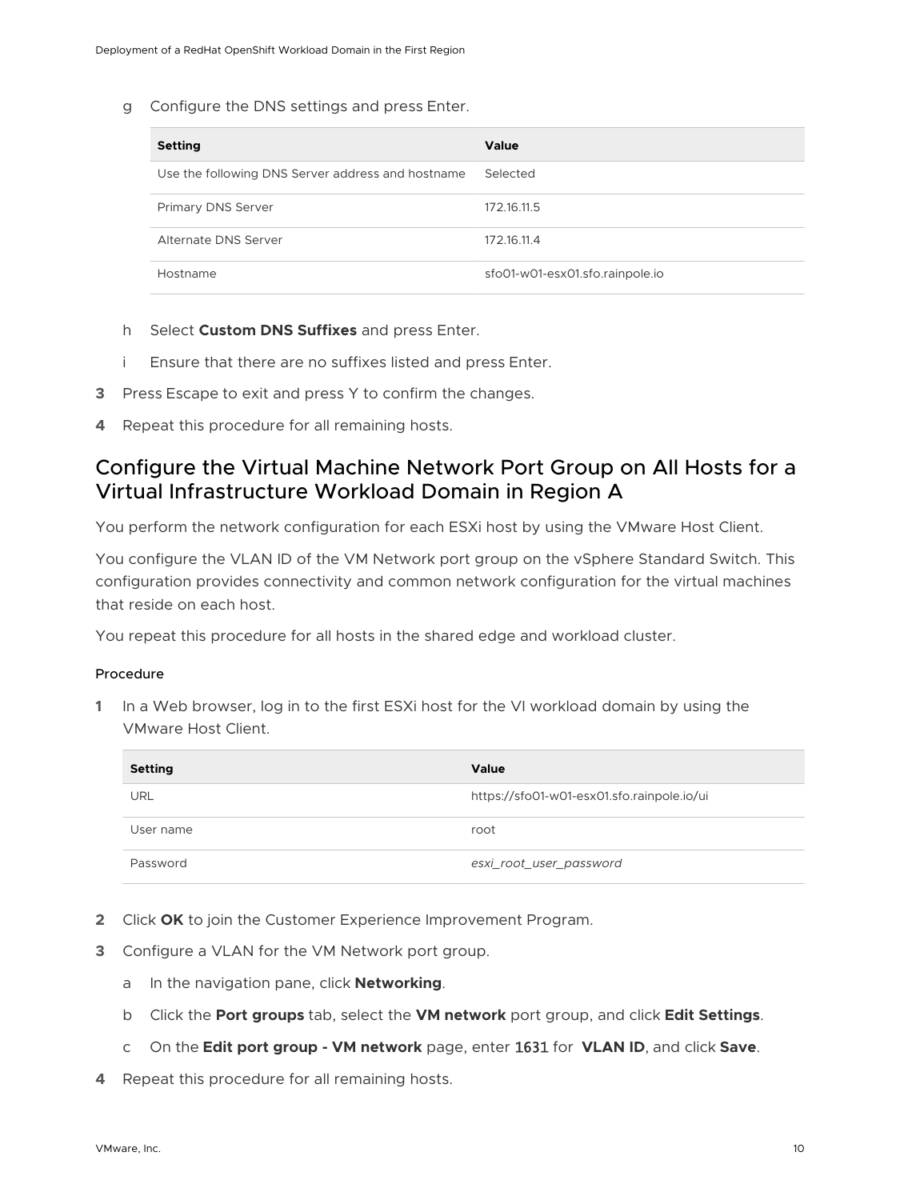g Configure the DNS settings and press Enter.

| Setting | Value |
| --- | --- |
| Use the following DNS Server address and hostname | Selected |
| Primary DNS Server | 172.16.11.5 |
| Alternate DNS Server | 172.16.11.4 |
| Hostname | sfo01-w01-esx01.sfo.rainpole.io |

h Select **Custom DNS Suffixes** and press Enter.

i Ensure that there are no suffixes listed and press Enter.

3 Press Escape to exit and press Y to confirm the changes.

4 Repeat this procedure for all remaining hosts.

## Configure the Virtual Machine Network Port Group on All Hosts for a Virtual Infrastructure Workload Domain in Region A

You perform the network configuration for each ESXi host by using the VMware Host Client.

You configure the VLAN ID of the VM Network port group on the vSphere Standard Switch. This configuration provides connectivity and common network configuration for the virtual machines that reside on each host.

You repeat this procedure for all hosts in the shared edge and workload cluster.

#### Procedure

1 In a Web browser, log in to the first ESXi host for the VI workload domain by using the VMware Host Client.

| Setting | Value |
| --- | --- |
| URL | https://sfo01-w01-esx01.sfo.rainpole.io/ui |
| User name | root |
| Password | *esxi_root_user_password* |

2 Click **OK** to join the Customer Experience Improvement Program.

3 Configure a VLAN for the VM Network port group.

a In the navigation pane, click **Networking**.

b Click the **Port groups** tab, select the **VM network** port group, and click **Edit Settings**.

c On the **Edit port group - VM network** page, enter `1631` for **VLAN ID**, and click **Save**.

4 Repeat this procedure for all remaining hosts.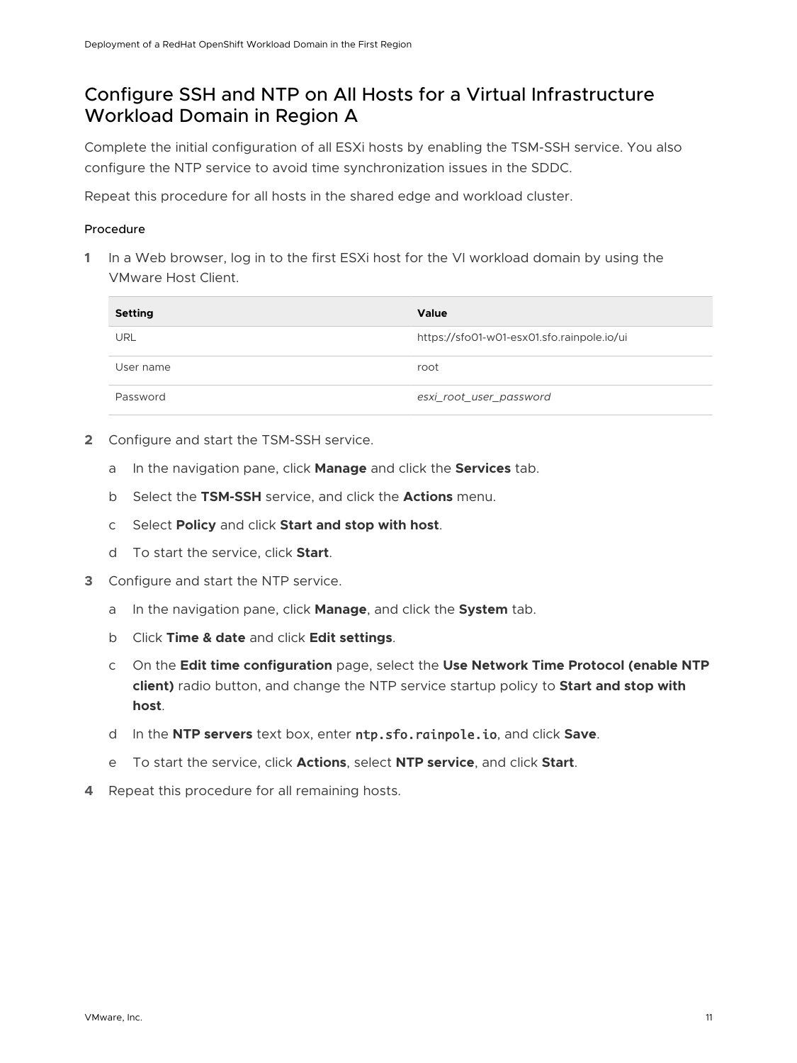# Configure SSH and NTP on All Hosts for a Virtual Infrastructure Workload Domain in Region A

Complete the initial configuration of all ESXi hosts by enabling the TSM-SSH service. You also configure the NTP service to avoid time synchronization issues in the SDDC.

Repeat this procedure for all hosts in the shared edge and workload cluster.

#### Procedure

1 In a Web browser, log in to the first ESXi host for the VI workload domain by using the VMware Host Client.

| Setting | Value |
| --- | --- |
| URL | https://sfo01-w01-esx01.sfo.rainpole.io/ui |
| User name | root |
| Password | *esxi_root_user_password* |

2 Configure and start the TSM-SSH service.

   a In the navigation pane, click **Manage** and click the **Services** tab.

   b Select the **TSM-SSH** service, and click the **Actions** menu.

   c Select **Policy** and click **Start and stop with host**.

   d To start the service, click **Start**.

3 Configure and start the NTP service.

   a In the navigation pane, click **Manage**, and click the **System** tab.

   b Click **Time & date** and click **Edit settings**.

   c On the **Edit time configuration** page, select the **Use Network Time Protocol (enable NTP client)** radio button, and change the NTP service startup policy to **Start and stop with host**.

   d In the **NTP servers** text box, enter `ntp.sfo.rainpole.io`, and click **Save**.

   e To start the service, click **Actions**, select **NTP service**, and click **Start**.

4 Repeat this procedure for all remaining hosts.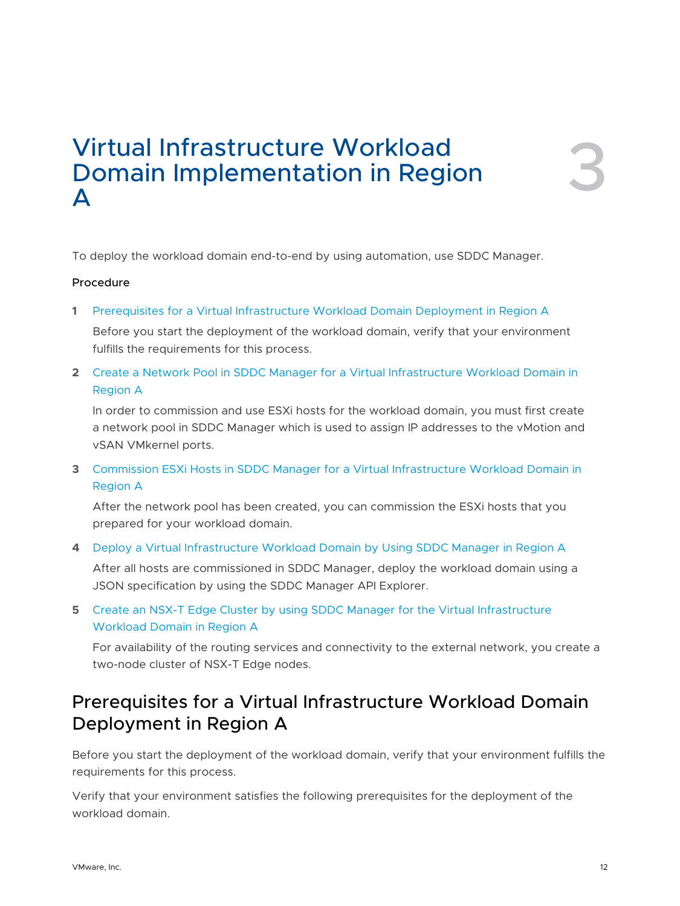# Virtual Infrastructure Workload Domain Implementation in Region A

3

To deploy the workload domain end-to-end by using automation, use SDDC Manager.

**Procedure**

1. Prerequisites for a Virtual Infrastructure Workload Domain Deployment in Region A

   Before you start the deployment of the workload domain, verify that your environment fulfills the requirements for this process.

2. Create a Network Pool in SDDC Manager for a Virtual Infrastructure Workload Domain in Region A

   In order to commission and use ESXi hosts for the workload domain, you must first create a network pool in SDDC Manager which is used to assign IP addresses to the vMotion and vSAN VMkernel ports.

3. Commission ESXi Hosts in SDDC Manager for a Virtual Infrastructure Workload Domain in Region A

   After the network pool has been created, you can commission the ESXi hosts that you prepared for your workload domain.

4. Deploy a Virtual Infrastructure Workload Domain by Using SDDC Manager in Region A

   After all hosts are commissioned in SDDC Manager, deploy the workload domain using a JSON specification by using the SDDC Manager API Explorer.

5. Create an NSX-T Edge Cluster by using SDDC Manager for the Virtual Infrastructure Workload Domain in Region A

   For availability of the routing services and connectivity to the external network, you create a two-node cluster of NSX-T Edge nodes.

## Prerequisites for a Virtual Infrastructure Workload Domain Deployment in Region A

Before you start the deployment of the workload domain, verify that your environment fulfills the requirements for this process.

Verify that your environment satisfies the following prerequisites for the deployment of the workload domain.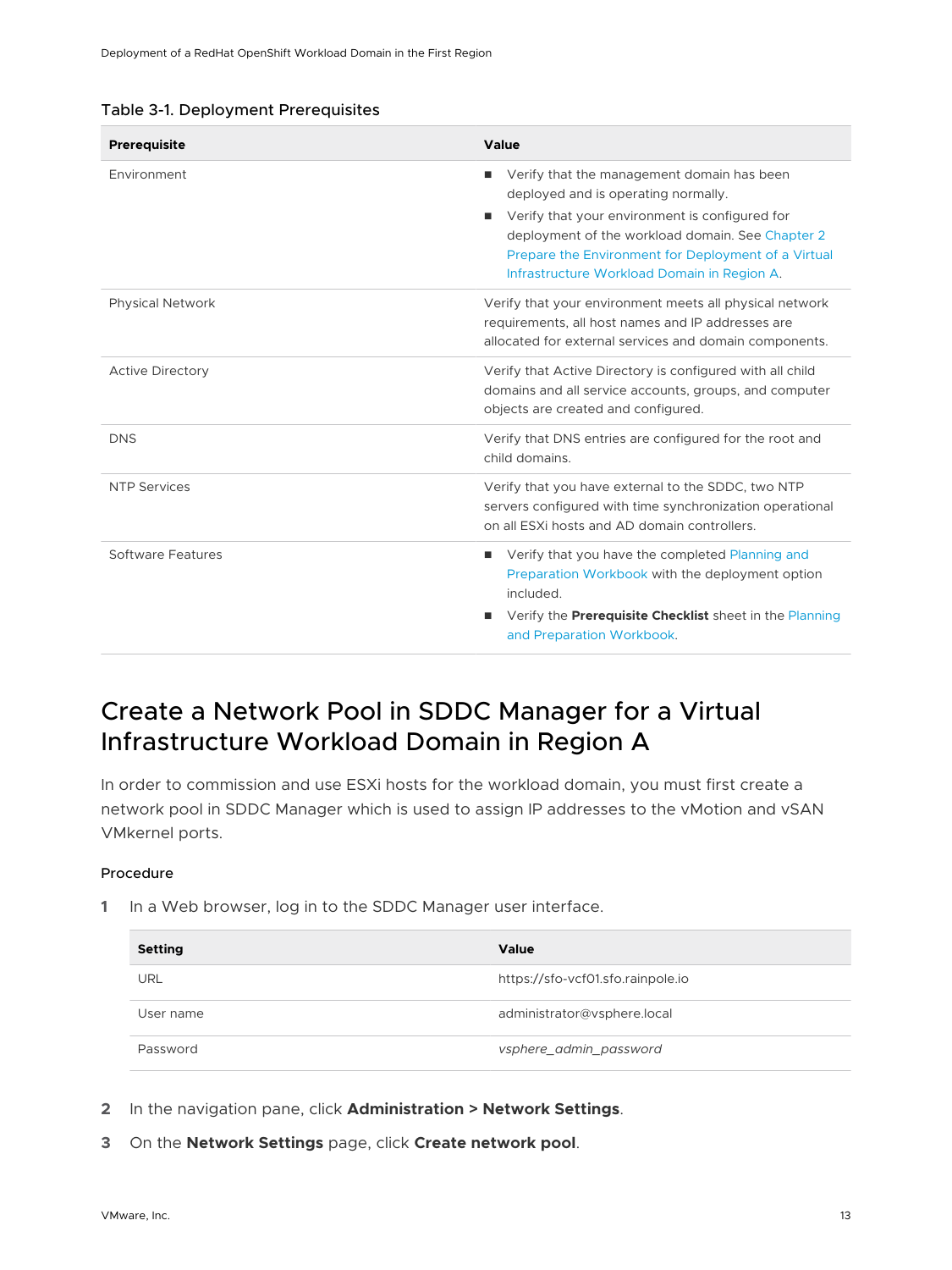Table 3-1. Deployment Prerequisites

| Prerequisite | Value |
| --- | --- |
| Environment | ■ Verify that the management domain has been deployed and is operating normally. ■ Verify that your environment is configured for deployment of the workload domain. See Chapter 2 Prepare the Environment for Deployment of a Virtual Infrastructure Workload Domain in Region A. |
| Physical Network | Verify that your environment meets all physical network requirements, all host names and IP addresses are allocated for external services and domain components. |
| Active Directory | Verify that Active Directory is configured with all child domains and all service accounts, groups, and computer objects are created and configured. |
| DNS | Verify that DNS entries are configured for the root and child domains. |
| NTP Services | Verify that you have external to the SDDC, two NTP servers configured with time synchronization operational on all ESXi hosts and AD domain controllers. |
| Software Features | ■ Verify that you have the completed Planning and Preparation Workbook with the deployment option included. ■ Verify the **Prerequisite Checklist** sheet in the Planning and Preparation Workbook. |

# Create a Network Pool in SDDC Manager for a Virtual Infrastructure Workload Domain in Region A

In order to commission and use ESXi hosts for the workload domain, you must first create a network pool in SDDC Manager which is used to assign IP addresses to the vMotion and vSAN VMkernel ports.

### Procedure

1 In a Web browser, log in to the SDDC Manager user interface.

| Setting | Value |
| --- | --- |
| URL | https://sfo-vcf01.sfo.rainpole.io |
| User name | administrator@vsphere.local |
| Password | *vsphere_admin_password* |

2 In the navigation pane, click **Administration > Network Settings**.

3 On the **Network Settings** page, click **Create network pool**.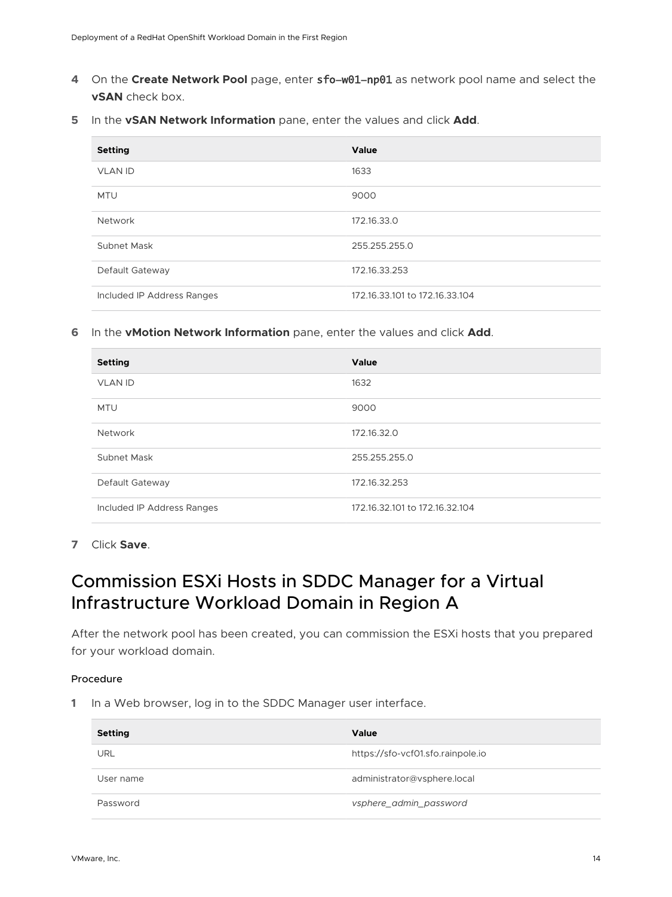4 On the **Create Network Pool** page, enter `sfo-w01-np01` as network pool name and select the **vSAN** check box.

5 In the **vSAN Network Information** pane, enter the values and click **Add**.

| Setting | Value |
| --- | --- |
| VLAN ID | 1633 |
| MTU | 9000 |
| Network | 172.16.33.0 |
| Subnet Mask | 255.255.255.0 |
| Default Gateway | 172.16.33.253 |
| Included IP Address Ranges | 172.16.33.101 to 172.16.33.104 |

6 In the **vMotion Network Information** pane, enter the values and click **Add**.

| Setting | Value |
| --- | --- |
| VLAN ID | 1632 |
| MTU | 9000 |
| Network | 172.16.32.0 |
| Subnet Mask | 255.255.255.0 |
| Default Gateway | 172.16.32.253 |
| Included IP Address Ranges | 172.16.32.101 to 172.16.32.104 |

7 Click **Save**.

## Commission ESXi Hosts in SDDC Manager for a Virtual Infrastructure Workload Domain in Region A

After the network pool has been created, you can commission the ESXi hosts that you prepared for your workload domain.

#### Procedure

1 In a Web browser, log in to the SDDC Manager user interface.

| Setting | Value |
| --- | --- |
| URL | https://sfo-vcf01.sfo.rainpole.io |
| User name | administrator@vsphere.local |
| Password | *vsphere_admin_password* |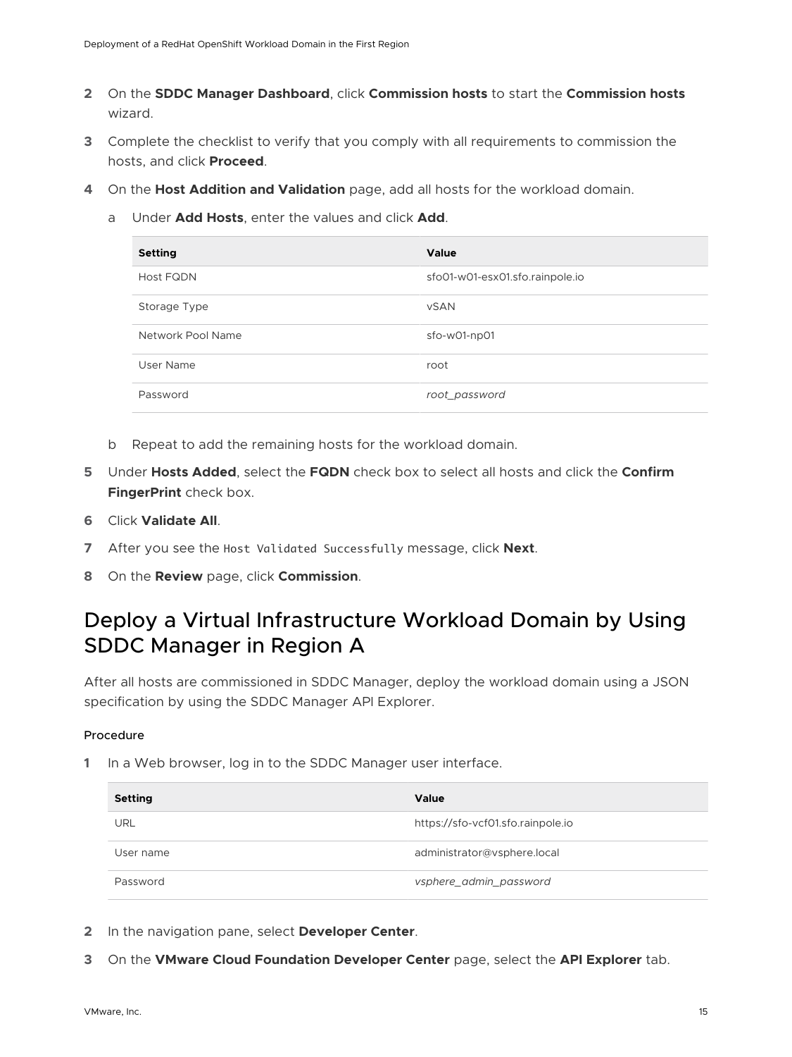2. On the **SDDC Manager Dashboard**, click **Commission hosts** to start the **Commission hosts** wizard.
3. Complete the checklist to verify that you comply with all requirements to commission the hosts, and click **Proceed**.
4. On the **Host Addition and Validation** page, add all hosts for the workload domain.

   a. Under **Add Hosts**, enter the values and click **Add**.

   | Setting | Value |
   | --- | --- |
   | Host FQDN | sfo01-w01-esx01.sfo.rainpole.io |
   | Storage Type | vSAN |
   | Network Pool Name | sfo-w01-np01 |
   | User Name | root |
   | Password | *root_password* |

   b. Repeat to add the remaining hosts for the workload domain.

5. Under **Hosts Added**, select the **FQDN** check box to select all hosts and click the **Confirm FingerPrint** check box.
6. Click **Validate All**.
7. After you see the `Host Validated Successfully` message, click **Next**.
8. On the **Review** page, click **Commission**.

## Deploy a Virtual Infrastructure Workload Domain by Using SDDC Manager in Region A

After all hosts are commissioned in SDDC Manager, deploy the workload domain using a JSON specification by using the SDDC Manager API Explorer.

#### Procedure

1. In a Web browser, log in to the SDDC Manager user interface.

   | Setting | Value |
   | --- | --- |
   | URL | https://sfo-vcf01.sfo.rainpole.io |
   | User name | administrator@vsphere.local |
   | Password | *vsphere_admin_password* |

2. In the navigation pane, select **Developer Center**.
3. On the **VMware Cloud Foundation Developer Center** page, select the **API Explorer** tab.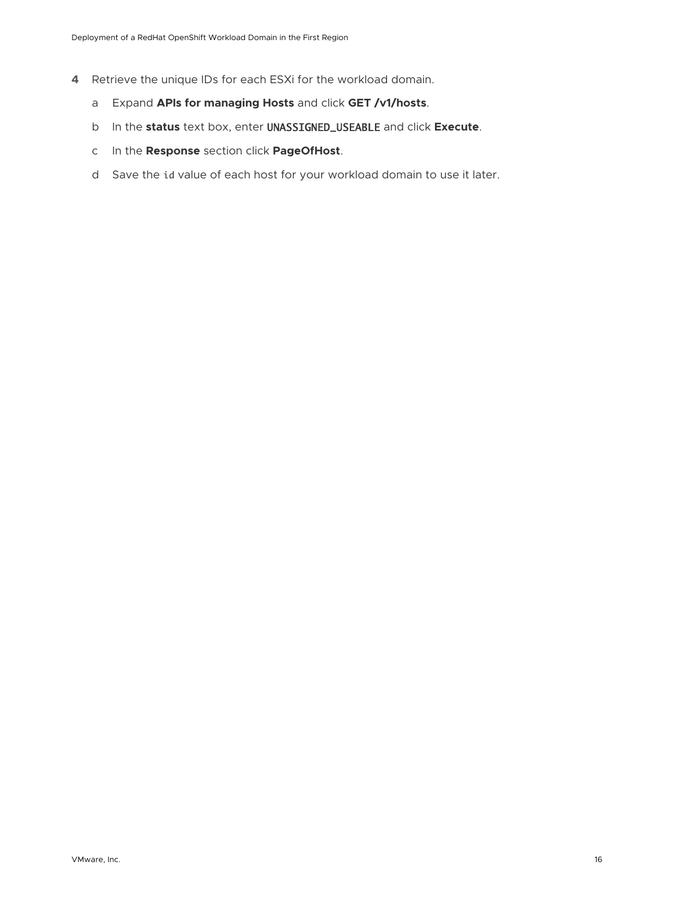4. Retrieve the unique IDs for each ESXi for the workload domain.

   a. Expand **APIs for managing Hosts** and click **GET /v1/hosts**.

   b. In the **status** text box, enter `UNASSIGNED_USEABLE` and click **Execute**.

   c. In the **Response** section click **PageOfHost**.

   d. Save the `id` value of each host for your workload domain to use it later.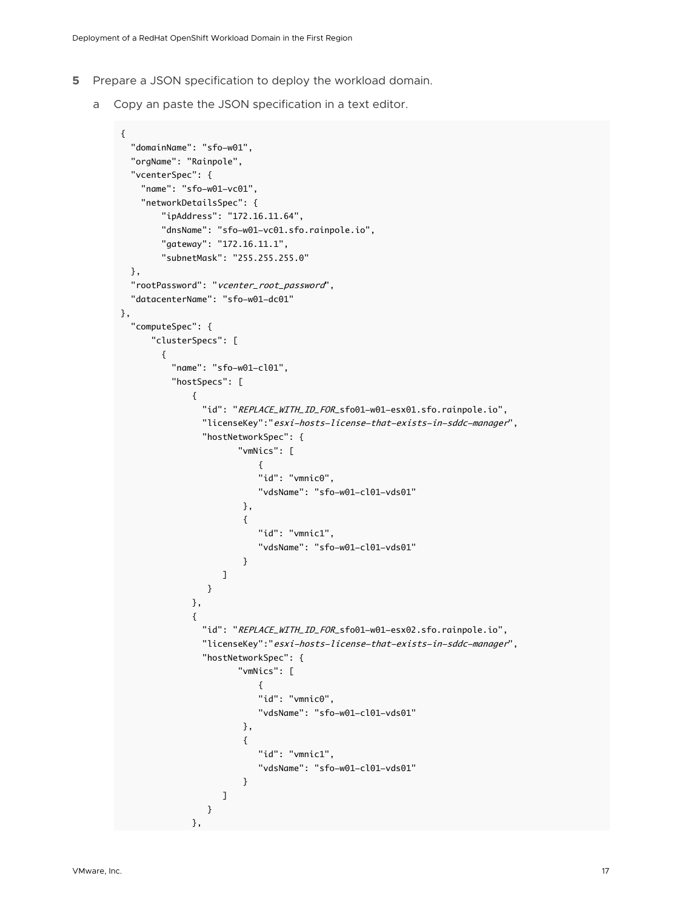5. Prepare a JSON specification to deploy the workload domain.

   a. Copy an paste the JSON specification in a text editor.

```
{
  "domainName": "sfo-w01",
  "orgName": "Rainpole",
  "vcenterSpec": {
    "name": "sfo-w01-vc01",
    "networkDetailsSpec": {
        "ipAddress": "172.16.11.64",
        "dnsName": "sfo-w01-vc01.sfo.rainpole.io",
        "gateway": "172.16.11.1",
        "subnetMask": "255.255.255.0"
  },
  "rootPassword": "vcenter_root_password",
  "datacenterName": "sfo-w01-dc01"
},
  "computeSpec": {
      "clusterSpecs": [
        {
          "name": "sfo-w01-cl01",
          "hostSpecs": [
              {
                "id": "REPLACE_WITH_ID_FOR_sfo01-w01-esx01.sfo.rainpole.io",
                "licenseKey":"esxi-hosts-license-that-exists-in-sddc-manager",
                "hostNetworkSpec": {
                       "vmNics": [
                           {
                           "id": "vmnic0",
                           "vdsName": "sfo-w01-cl01-vds01"
                        },
                        {
                           "id": "vmnic1",
                           "vdsName": "sfo-w01-cl01-vds01"
                        }
                    ]
                 }
              },
              {
                "id": "REPLACE_WITH_ID_FOR_sfo01-w01-esx02.sfo.rainpole.io",
                "licenseKey":"esxi-hosts-license-that-exists-in-sddc-manager",
                "hostNetworkSpec": {
                       "vmNics": [
                           {
                           "id": "vmnic0",
                           "vdsName": "sfo-w01-cl01-vds01"
                        },
                        {
                           "id": "vmnic1",
                           "vdsName": "sfo-w01-cl01-vds01"
                        }
                    ]
                 }
              },
```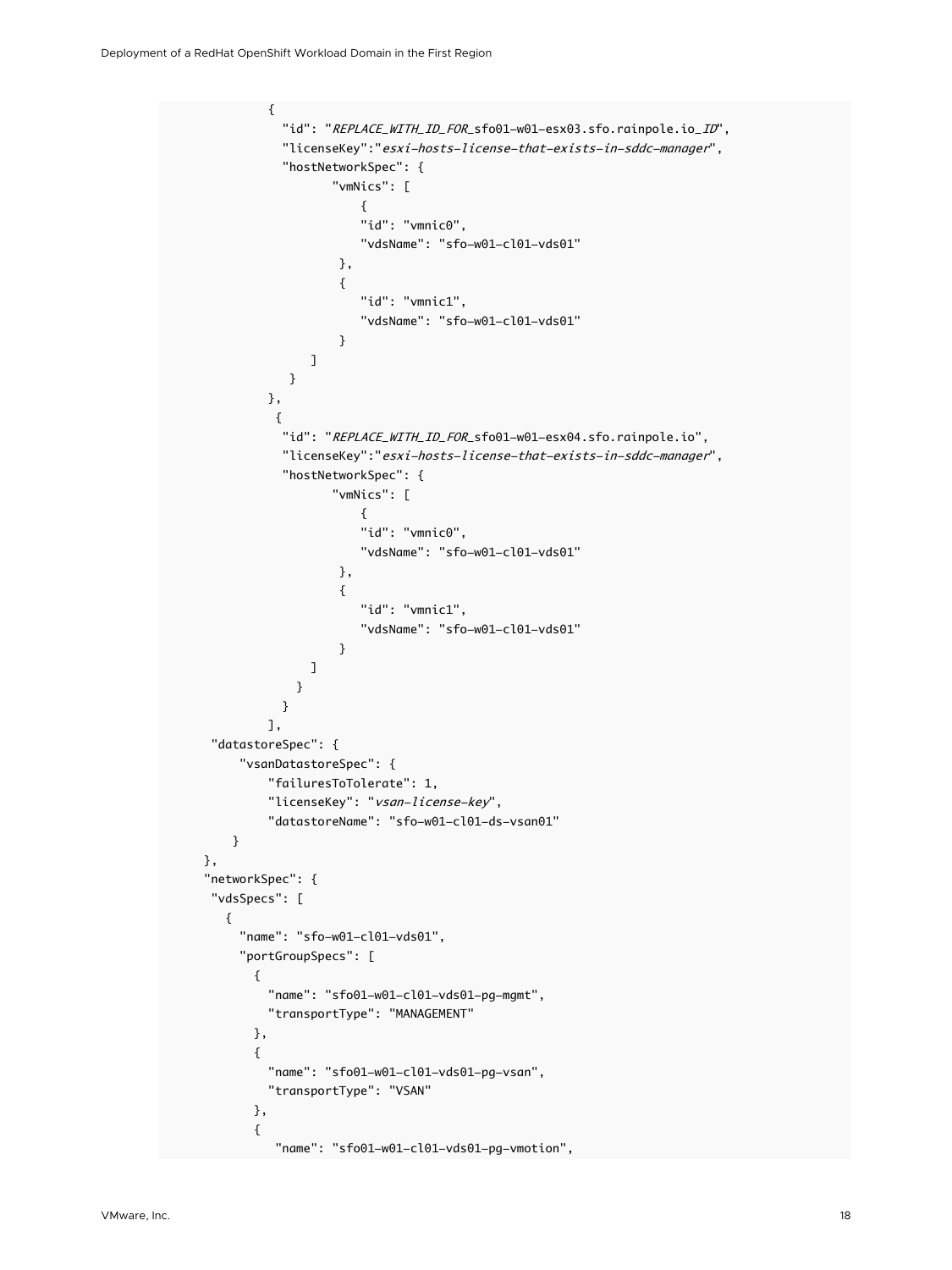```
{
  "id": "REPLACE_WITH_ID_FOR_sfo01-w01-esx03.sfo.rainpole.io_ID",
  "licenseKey":"esxi-hosts-license-that-exists-in-sddc-manager",
  "hostNetworkSpec": {
        "vmNics": [
            {
            "id": "vmnic0",
            "vdsName": "sfo-w01-cl01-vds01"
         },
         {
            "id": "vmnic1",
            "vdsName": "sfo-w01-cl01-vds01"
         }
     ]
   }
},
 {
  "id": "REPLACE_WITH_ID_FOR_sfo01-w01-esx04.sfo.rainpole.io",
  "licenseKey":"esxi-hosts-license-that-exists-in-sddc-manager",
  "hostNetworkSpec": {
        "vmNics": [
            {
            "id": "vmnic0",
            "vdsName": "sfo-w01-cl01-vds01"
         },
         {
            "id": "vmnic1",
            "vdsName": "sfo-w01-cl01-vds01"
         }
     ]
    }
  }
],
 "datastoreSpec": {
     "vsanDatastoreSpec": {
         "failuresToTolerate": 1,
         "licenseKey": "vsan-license-key",
         "datastoreName": "sfo-w01-cl01-ds-vsan01"
   }
},
"networkSpec": {
 "vdsSpecs": [
   {
     "name": "sfo-w01-cl01-vds01",
     "portGroupSpecs": [
       {
         "name": "sfo01-w01-cl01-vds01-pg-mgmt",
         "transportType": "MANAGEMENT"
       },
       {
         "name": "sfo01-w01-cl01-vds01-pg-vsan",
         "transportType": "VSAN"
       },
       {
          "name": "sfo01-w01-cl01-vds01-pg-vmotion",
```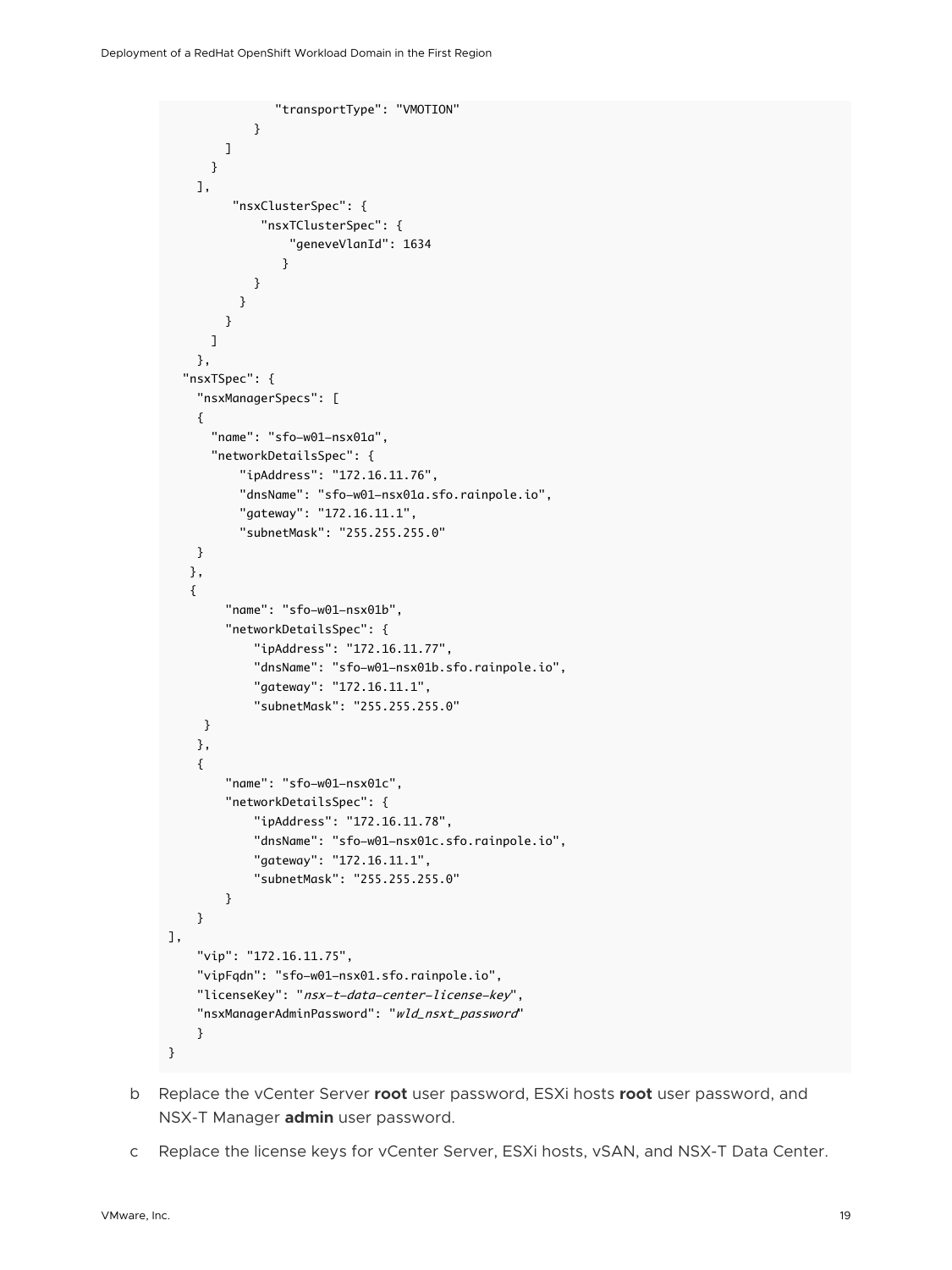```
                "transportType": "VMOTION"
             }
          ]
        }
      ],
           "nsxClusterSpec": {
                "nsxTClusterSpec": {
                    "geneveVlanId": 1634
                  }
             }
           }
         }
       ]
     },
   "nsxTSpec": {
     "nsxManagerSpecs": [
     {
       "name": "sfo-w01-nsx01a",
       "networkDetailsSpec": {
           "ipAddress": "172.16.11.76",
           "dnsName": "sfo-w01-nsx01a.sfo.rainpole.io",
           "gateway": "172.16.11.1",
           "subnetMask": "255.255.255.0"
     }
    },
    {
         "name": "sfo-w01-nsx01b",
         "networkDetailsSpec": {
             "ipAddress": "172.16.11.77",
             "dnsName": "sfo-w01-nsx01b.sfo.rainpole.io",
             "gateway": "172.16.11.1",
             "subnetMask": "255.255.255.0"
      }
     },
     {
         "name": "sfo-w01-nsx01c",
         "networkDetailsSpec": {
             "ipAddress": "172.16.11.78",
             "dnsName": "sfo-w01-nsx01c.sfo.rainpole.io",
             "gateway": "172.16.11.1",
             "subnetMask": "255.255.255.0"
         }
     }
 ],
     "vip": "172.16.11.75",
     "vipFqdn": "sfo-w01-nsx01.sfo.rainpole.io",
     "licenseKey": "nsx-t-data-center-license-key",
     "nsxManagerAdminPassword": "wld_nsxt_password"
     }
 }
```

b Replace the vCenter Server **root** user password, ESXi hosts **root** user password, and NSX-T Manager **admin** user password.

c Replace the license keys for vCenter Server, ESXi hosts, vSAN, and NSX-T Data Center.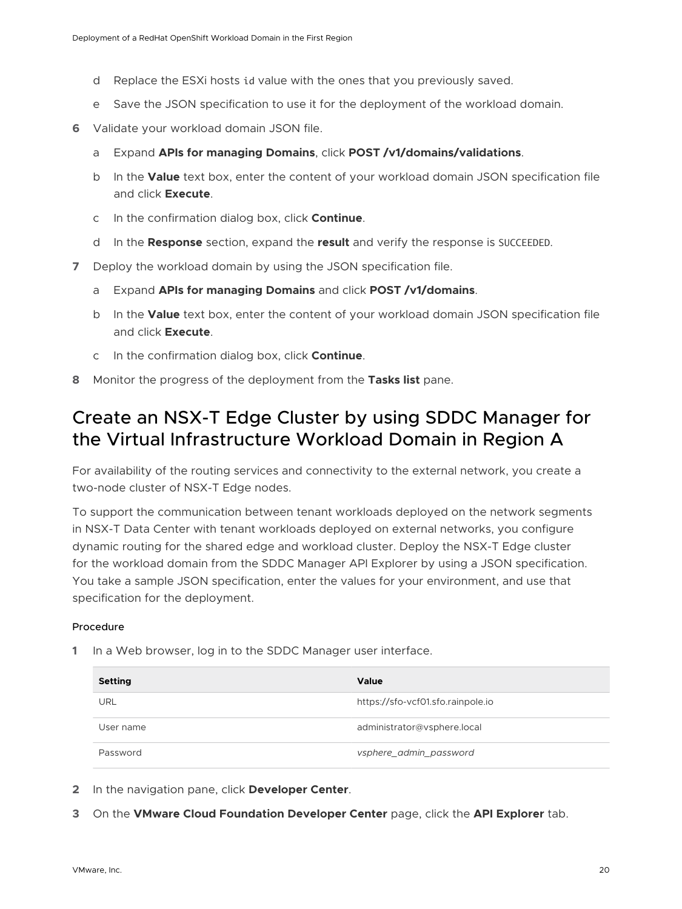d Replace the ESXi hosts `id` value with the ones that you previously saved.

   e Save the JSON specification to use it for the deployment of the workload domain.

6 Validate your workload domain JSON file.

   a Expand **APIs for managing Domains**, click **POST /v1/domains/validations**.

   b In the **Value** text box, enter the content of your workload domain JSON specification file and click **Execute**.

   c In the confirmation dialog box, click **Continue**.

   d In the **Response** section, expand the **result** and verify the response is `SUCCEEDED`.

7 Deploy the workload domain by using the JSON specification file.

   a Expand **APIs for managing Domains** and click **POST /v1/domains**.

   b In the **Value** text box, enter the content of your workload domain JSON specification file and click **Execute**.

   c In the confirmation dialog box, click **Continue**.

8 Monitor the progress of the deployment from the **Tasks list** pane.

## Create an NSX-T Edge Cluster by using SDDC Manager for the Virtual Infrastructure Workload Domain in Region A

For availability of the routing services and connectivity to the external network, you create a two-node cluster of NSX-T Edge nodes.

To support the communication between tenant workloads deployed on the network segments in NSX-T Data Center with tenant workloads deployed on external networks, you configure dynamic routing for the shared edge and workload cluster. Deploy the NSX-T Edge cluster for the workload domain from the SDDC Manager API Explorer by using a JSON specification. You take a sample JSON specification, enter the values for your environment, and use that specification for the deployment.

#### Procedure

1 In a Web browser, log in to the SDDC Manager user interface.

| Setting | Value |
| --- | --- |
| URL | https://sfo-vcf01.sfo.rainpole.io |
| User name | administrator@vsphere.local |
| Password | *vsphere_admin_password* |

2 In the navigation pane, click **Developer Center**.

3 On the **VMware Cloud Foundation Developer Center** page, click the **API Explorer** tab.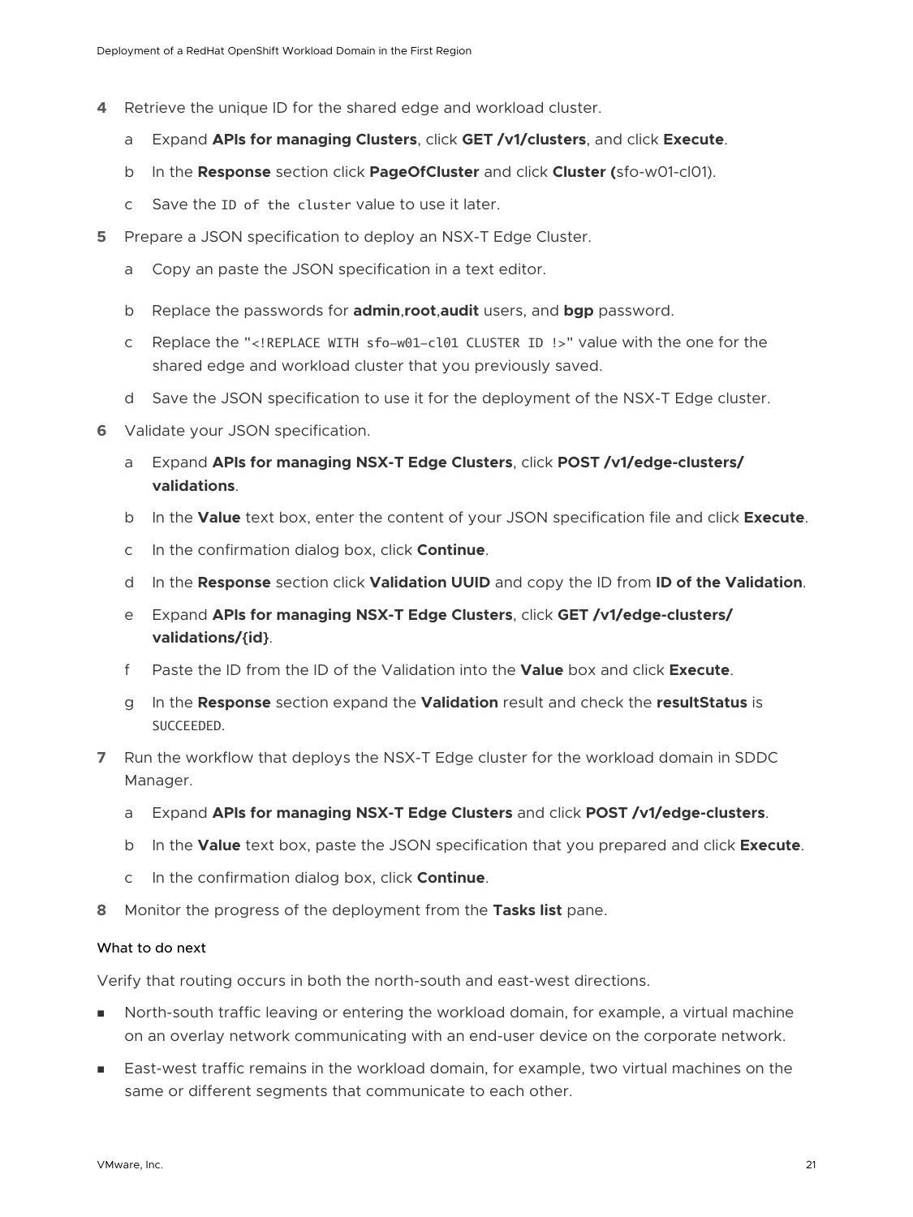4 Retrieve the unique ID for the shared edge and workload cluster.

   a Expand **APIs for managing Clusters**, click **GET /v1/clusters**, and click **Execute**.

   b In the **Response** section click **PageOfCluster** and click **Cluster (**sfo-w01-cl01).

   c Save the `ID of the cluster` value to use it later.

5 Prepare a JSON specification to deploy an NSX-T Edge Cluster.

   a Copy an paste the JSON specification in a text editor.

   b Replace the passwords for **admin**,**root**,**audit** users, and **bgp** password.

   c Replace the "`<!REPLACE WITH sfo-w01-cl01 CLUSTER ID !>`" value with the one for the shared edge and workload cluster that you previously saved.

   d Save the JSON specification to use it for the deployment of the NSX-T Edge cluster.

6 Validate your JSON specification.

   a Expand **APIs for managing NSX-T Edge Clusters**, click **POST /v1/edge-clusters/validations**.

   b In the **Value** text box, enter the content of your JSON specification file and click **Execute**.

   c In the confirmation dialog box, click **Continue**.

   d In the **Response** section click **Validation UUID** and copy the ID from **ID of the Validation**.

   e Expand **APIs for managing NSX-T Edge Clusters**, click **GET /v1/edge-clusters/validations/{id}**.

   f Paste the ID from the ID of the Validation into the **Value** box and click **Execute**.

   g In the **Response** section expand the **Validation** result and check the **resultStatus** is `SUCCEEDED`.

7 Run the workflow that deploys the NSX-T Edge cluster for the workload domain in SDDC Manager.

   a Expand **APIs for managing NSX-T Edge Clusters** and click **POST /v1/edge-clusters**.

   b In the **Value** text box, paste the JSON specification that you prepared and click **Execute**.

   c In the confirmation dialog box, click **Continue**.

8 Monitor the progress of the deployment from the **Tasks list** pane.

#### What to do next

Verify that routing occurs in both the north-south and east-west directions.

- North-south traffic leaving or entering the workload domain, for example, a virtual machine on an overlay network communicating with an end-user device on the corporate network.
- East-west traffic remains in the workload domain, for example, two virtual machines on the same or different segments that communicate to each other.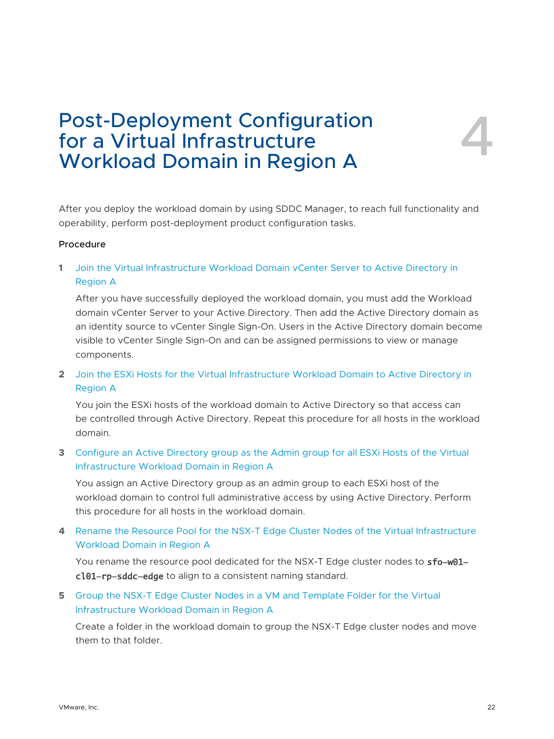# Post-Deployment Configuration for a Virtual Infrastructure Workload Domain in Region A

4

After you deploy the workload domain by using SDDC Manager, to reach full functionality and operability, perform post-deployment product configuration tasks.

Procedure

1. Join the Virtual Infrastructure Workload Domain vCenter Server to Active Directory in Region A

   After you have successfully deployed the workload domain, you must add the Workload domain vCenter Server to your Active Directory. Then add the Active Directory domain as an identity source to vCenter Single Sign-On. Users in the Active Directory domain become visible to vCenter Single Sign-On and can be assigned permissions to view or manage components.

2. Join the ESXi Hosts for the Virtual Infrastructure Workload Domain to Active Directory in Region A

   You join the ESXi hosts of the workload domain to Active Directory so that access can be controlled through Active Directory. Repeat this procedure for all hosts in the workload domain.

3. Configure an Active Directory group as the Admin group for all ESXi Hosts of the Virtual Infrastructure Workload Domain in Region A

   You assign an Active Directory group as an admin group to each ESXi host of the workload domain to control full administrative access by using Active Directory. Perform this procedure for all hosts in the workload domain.

4. Rename the Resource Pool for the NSX-T Edge Cluster Nodes of the Virtual Infrastructure Workload Domain in Region A

   You rename the resource pool dedicated for the NSX-T Edge cluster nodes to **sfo-w01-cl01-rp-sddc-edge** to align to a consistent naming standard.

5. Group the NSX-T Edge Cluster Nodes in a VM and Template Folder for the Virtual Infrastructure Workload Domain in Region A

   Create a folder in the workload domain to group the NSX-T Edge cluster nodes and move them to that folder.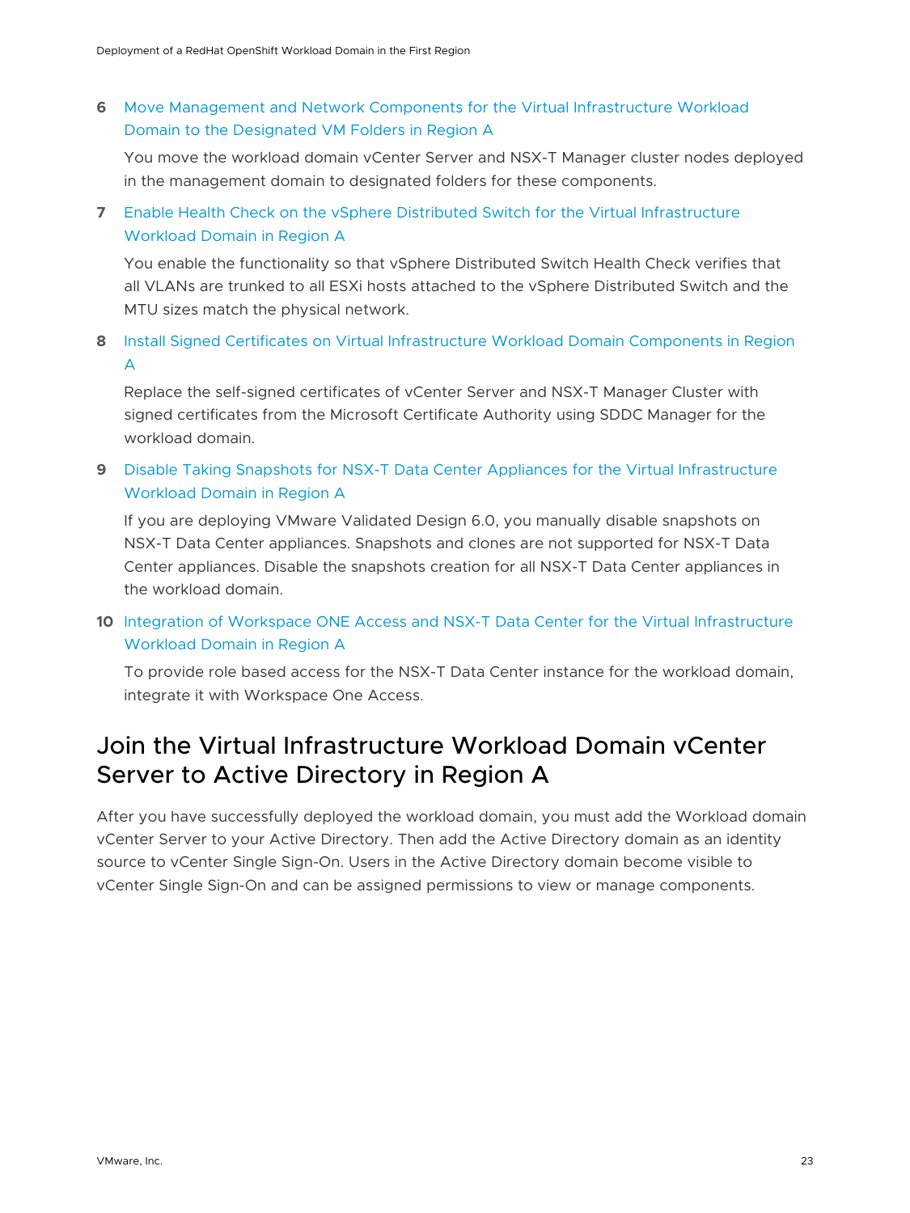6 Move Management and Network Components for the Virtual Infrastructure Workload Domain to the Designated VM Folders in Region A

   You move the workload domain vCenter Server and NSX-T Manager cluster nodes deployed in the management domain to designated folders for these components.

7 Enable Health Check on the vSphere Distributed Switch for the Virtual Infrastructure Workload Domain in Region A

   You enable the functionality so that vSphere Distributed Switch Health Check verifies that all VLANs are trunked to all ESXi hosts attached to the vSphere Distributed Switch and the MTU sizes match the physical network.

8 Install Signed Certificates on Virtual Infrastructure Workload Domain Components in Region A

   Replace the self-signed certificates of vCenter Server and NSX-T Manager Cluster with signed certificates from the Microsoft Certificate Authority using SDDC Manager for the workload domain.

9 Disable Taking Snapshots for NSX-T Data Center Appliances for the Virtual Infrastructure Workload Domain in Region A

   If you are deploying VMware Validated Design 6.0, you manually disable snapshots on NSX-T Data Center appliances. Snapshots and clones are not supported for NSX-T Data Center appliances. Disable the snapshots creation for all NSX-T Data Center appliances in the workload domain.

10 Integration of Workspace ONE Access and NSX-T Data Center for the Virtual Infrastructure Workload Domain in Region A

   To provide role based access for the NSX-T Data Center instance for the workload domain, integrate it with Workspace One Access.

# Join the Virtual Infrastructure Workload Domain vCenter Server to Active Directory in Region A

After you have successfully deployed the workload domain, you must add the Workload domain vCenter Server to your Active Directory. Then add the Active Directory domain as an identity source to vCenter Single Sign-On. Users in the Active Directory domain become visible to vCenter Single Sign-On and can be assigned permissions to view or manage components.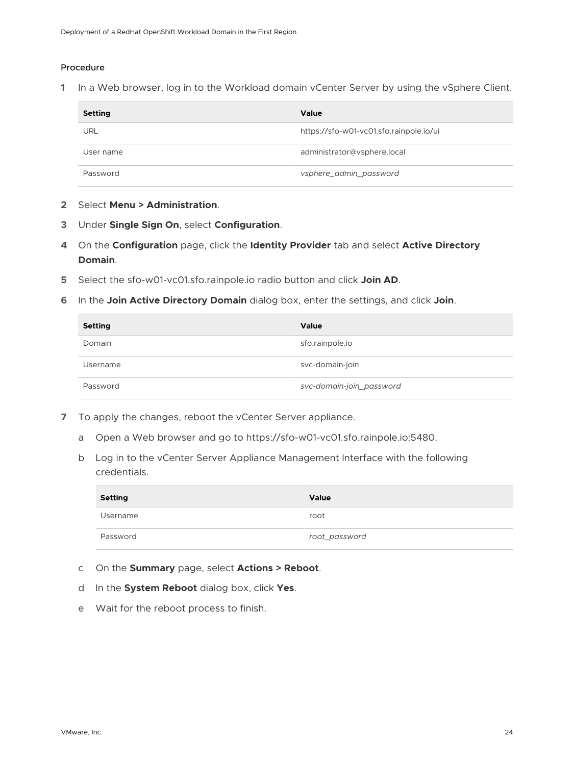Procedure

1. In a Web browser, log in to the Workload domain vCenter Server by using the vSphere Client.

   | Setting | Value |
   | --- | --- |
   | URL | https://sfo-w01-vc01.sfo.rainpole.io/ui |
   | User name | administrator@vsphere.local |
   | Password | *vsphere_admin_password* |

2. Select **Menu > Administration**.
3. Under **Single Sign On**, select **Configuration**.
4. On the **Configuration** page, click the **Identity Provider** tab and select **Active Directory Domain**.
5. Select the sfo-w01-vc01.sfo.rainpole.io radio button and click **Join AD**.
6. In the **Join Active Directory Domain** dialog box, enter the settings, and click **Join**.

   | Setting | Value |
   | --- | --- |
   | Domain | sfo.rainpole.io |
   | Username | svc-domain-join |
   | Password | *svc-domain-join_password* |

7. To apply the changes, reboot the vCenter Server appliance.

   a. Open a Web browser and go to https://sfo-w01-vc01.sfo.rainpole.io:5480.

   b. Log in to the vCenter Server Appliance Management Interface with the following credentials.

   | Setting | Value |
   | --- | --- |
   | Username | root |
   | Password | *root_password* |

   c. On the **Summary** page, select **Actions > Reboot**.

   d. In the **System Reboot** dialog box, click **Yes**.

   e. Wait for the reboot process to finish.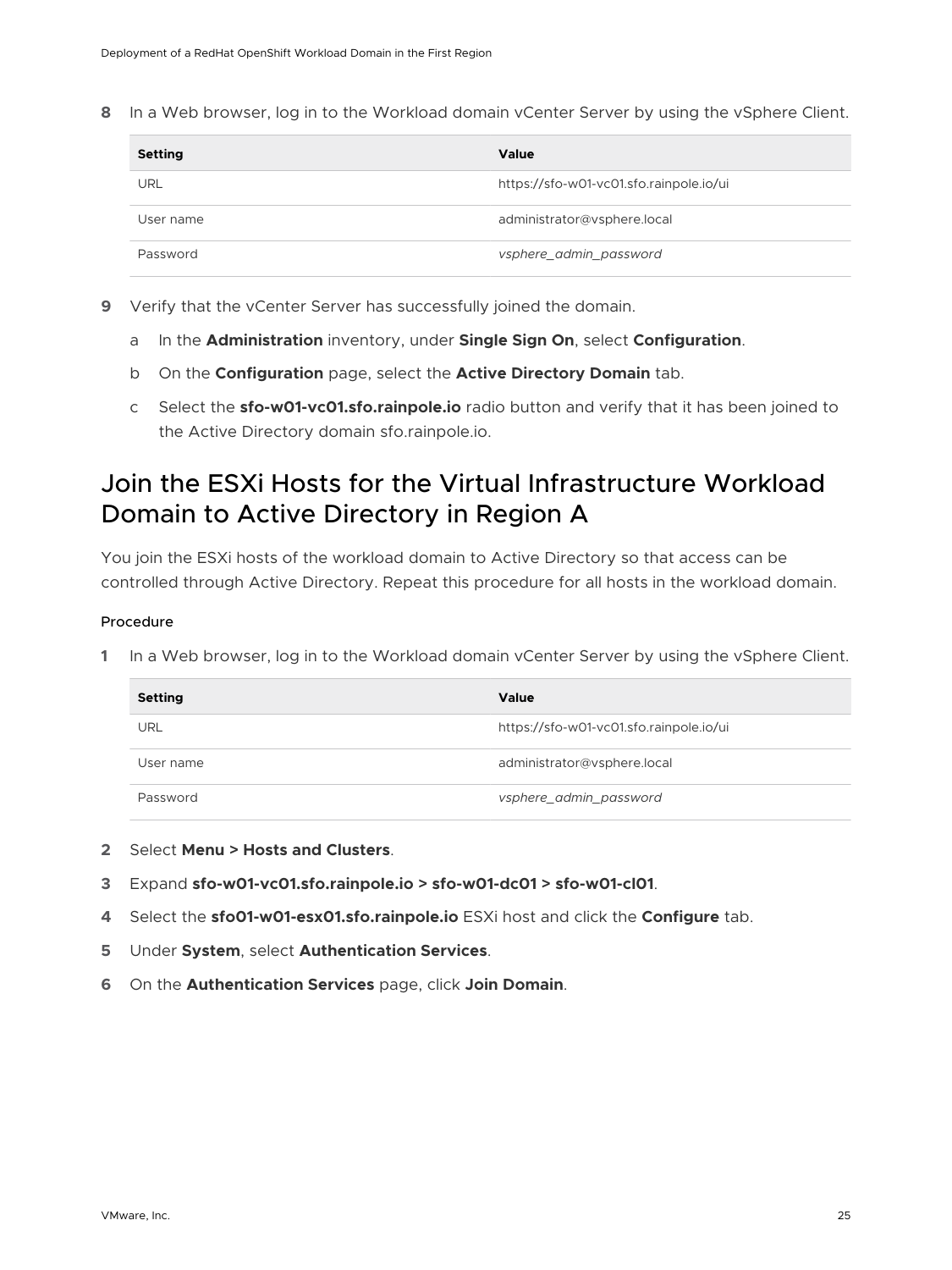8 In a Web browser, log in to the Workload domain vCenter Server by using the vSphere Client.

| Setting | Value |
| --- | --- |
| URL | https://sfo-w01-vc01.sfo.rainpole.io/ui |
| User name | administrator@vsphere.local |
| Password | *vsphere_admin_password* |

9 Verify that the vCenter Server has successfully joined the domain.

   a In the **Administration** inventory, under **Single Sign On**, select **Configuration**.

   b On the **Configuration** page, select the **Active Directory Domain** tab.

   c Select the **sfo-w01-vc01.sfo.rainpole.io** radio button and verify that it has been joined to the Active Directory domain sfo.rainpole.io.

## Join the ESXi Hosts for the Virtual Infrastructure Workload Domain to Active Directory in Region A

You join the ESXi hosts of the workload domain to Active Directory so that access can be controlled through Active Directory. Repeat this procedure for all hosts in the workload domain.

#### Procedure

1 In a Web browser, log in to the Workload domain vCenter Server by using the vSphere Client.

| Setting | Value |
| --- | --- |
| URL | https://sfo-w01-vc01.sfo.rainpole.io/ui |
| User name | administrator@vsphere.local |
| Password | *vsphere_admin_password* |

2 Select **Menu > Hosts and Clusters**.

3 Expand **sfo-w01-vc01.sfo.rainpole.io > sfo-w01-dc01 > sfo-w01-cl01**.

4 Select the **sfo01-w01-esx01.sfo.rainpole.io** ESXi host and click the **Configure** tab.

5 Under **System**, select **Authentication Services**.

6 On the **Authentication Services** page, click **Join Domain**.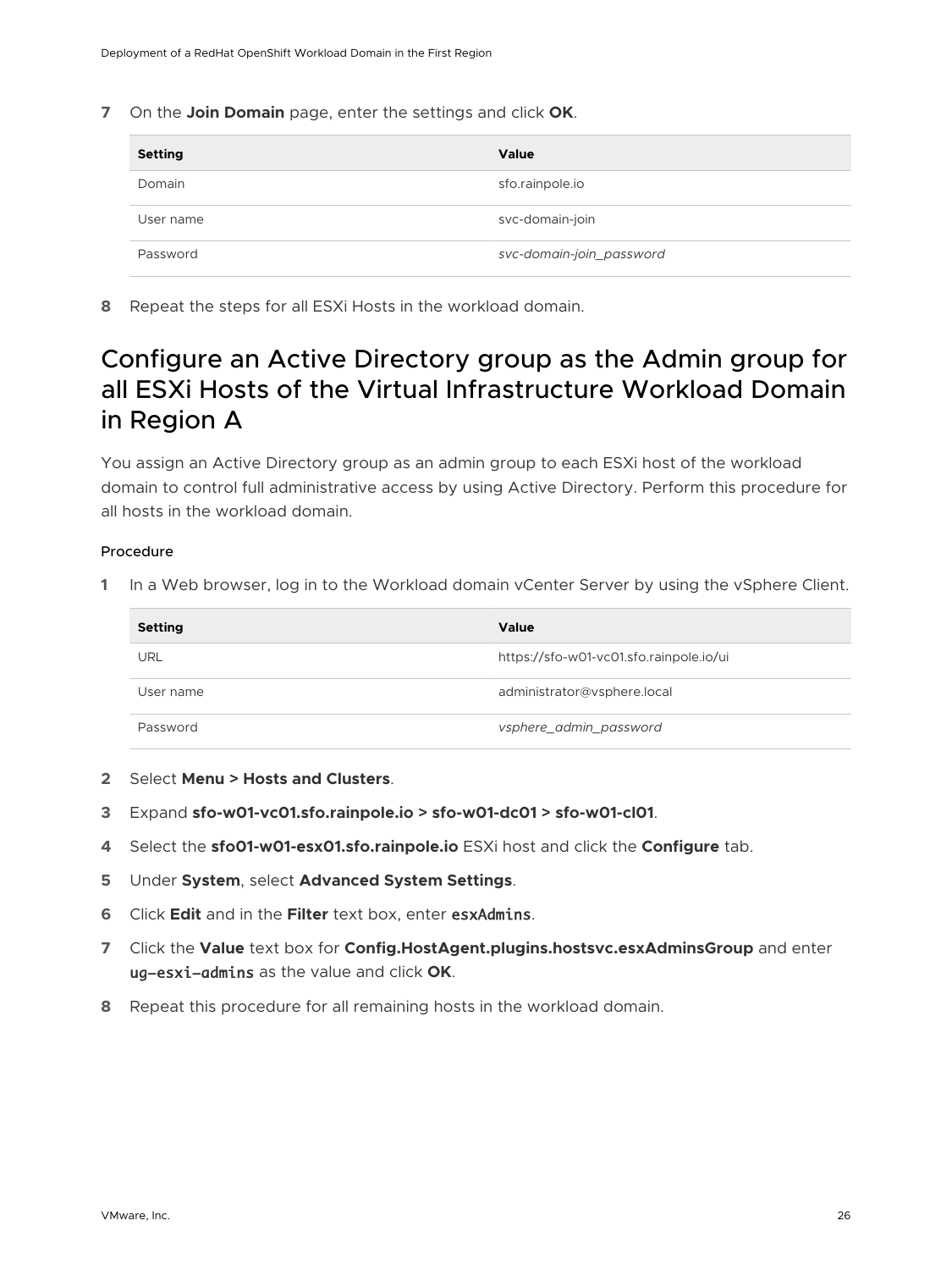7 On the **Join Domain** page, enter the settings and click **OK**.

| Setting | Value |
|---|---|
| Domain | sfo.rainpole.io |
| User name | svc-domain-join |
| Password | *svc-domain-join_password* |

8 Repeat the steps for all ESXi Hosts in the workload domain.

## Configure an Active Directory group as the Admin group for all ESXi Hosts of the Virtual Infrastructure Workload Domain in Region A

You assign an Active Directory group as an admin group to each ESXi host of the workload domain to control full administrative access by using Active Directory. Perform this procedure for all hosts in the workload domain.

### Procedure

1 In a Web browser, log in to the Workload domain vCenter Server by using the vSphere Client.

| Setting | Value |
|---|---|
| URL | https://sfo-w01-vc01.sfo.rainpole.io/ui |
| User name | administrator@vsphere.local |
| Password | *vsphere_admin_password* |

2 Select **Menu > Hosts and Clusters**.

3 Expand **sfo-w01-vc01.sfo.rainpole.io > sfo-w01-dc01 > sfo-w01-cl01**.

4 Select the **sfo01-w01-esx01.sfo.rainpole.io** ESXi host and click the **Configure** tab.

5 Under **System**, select **Advanced System Settings**.

6 Click **Edit** and in the **Filter** text box, enter `esxAdmins`.

7 Click the **Value** text box for **Config.HostAgent.plugins.hostsvc.esxAdminsGroup** and enter `ug-esxi-admins` as the value and click **OK**.

8 Repeat this procedure for all remaining hosts in the workload domain.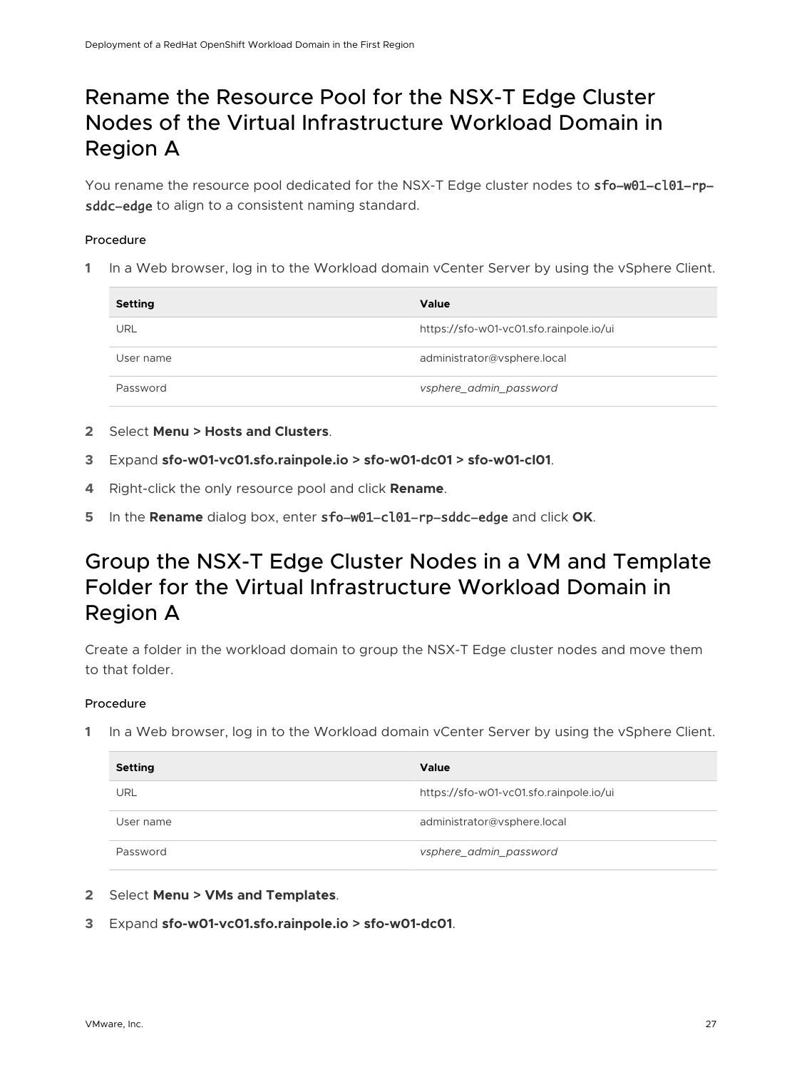## Rename the Resource Pool for the NSX-T Edge Cluster Nodes of the Virtual Infrastructure Workload Domain in Region A

You rename the resource pool dedicated for the NSX-T Edge cluster nodes to `sfo-w01-cl01-rp-sddc-edge` to align to a consistent naming standard.

### Procedure

1. In a Web browser, log in to the Workload domain vCenter Server by using the vSphere Client.

| Setting | Value |
| --- | --- |
| URL | https://sfo-w01-vc01.sfo.rainpole.io/ui |
| User name | administrator@vsphere.local |
| Password | *vsphere_admin_password* |

2. Select **Menu > Hosts and Clusters**.
3. Expand **sfo-w01-vc01.sfo.rainpole.io > sfo-w01-dc01 > sfo-w01-cl01**.
4. Right-click the only resource pool and click **Rename**.
5. In the **Rename** dialog box, enter `sfo-w01-cl01-rp-sddc-edge` and click **OK**.

## Group the NSX-T Edge Cluster Nodes in a VM and Template Folder for the Virtual Infrastructure Workload Domain in Region A

Create a folder in the workload domain to group the NSX-T Edge cluster nodes and move them to that folder.

### Procedure

1. In a Web browser, log in to the Workload domain vCenter Server by using the vSphere Client.

| Setting | Value |
| --- | --- |
| URL | https://sfo-w01-vc01.sfo.rainpole.io/ui |
| User name | administrator@vsphere.local |
| Password | *vsphere_admin_password* |

2. Select **Menu > VMs and Templates**.
3. Expand **sfo-w01-vc01.sfo.rainpole.io > sfo-w01-dc01**.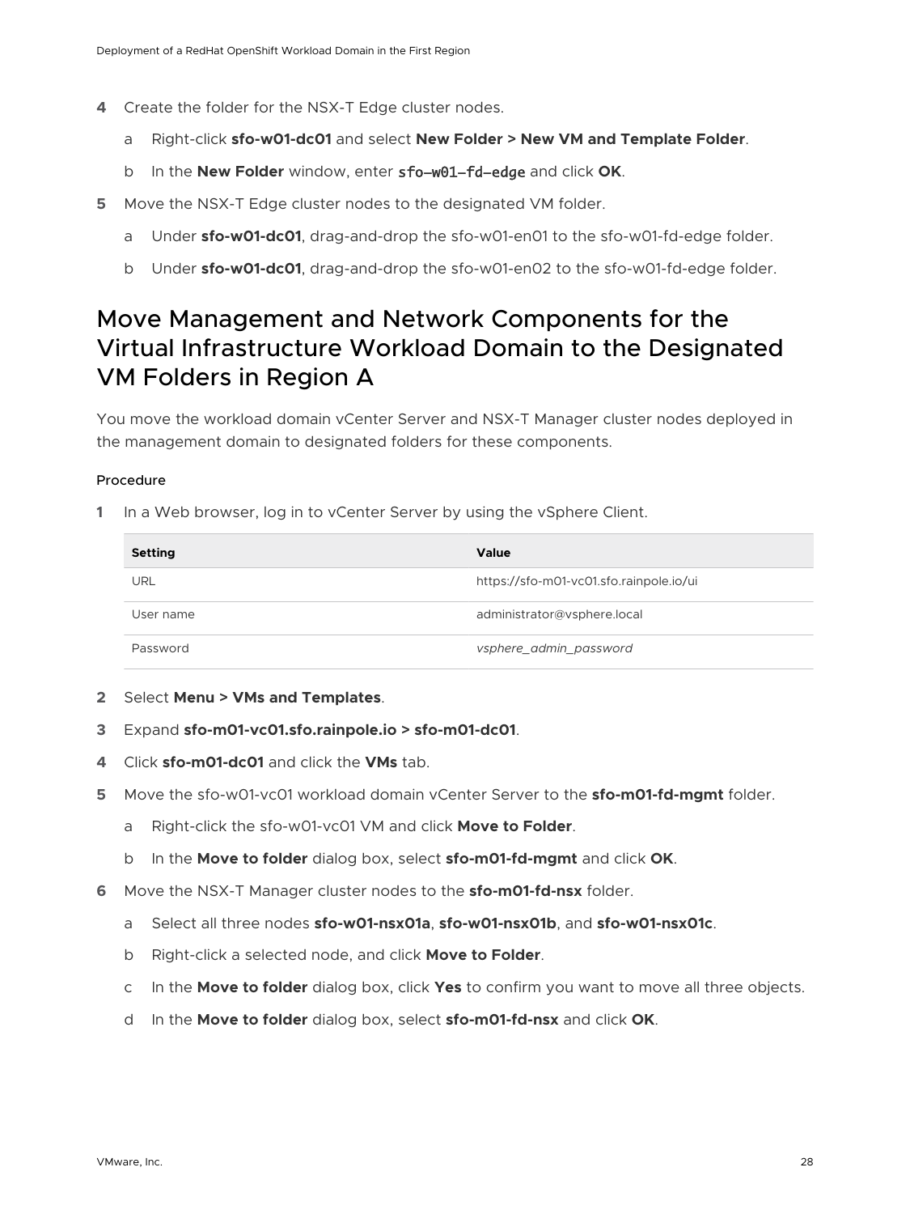4 Create the folder for the NSX-T Edge cluster nodes.

   a Right-click **sfo-w01-dc01** and select **New Folder > New VM and Template Folder**.

   b In the **New Folder** window, enter `sfo-w01-fd-edge` and click **OK**.

5 Move the NSX-T Edge cluster nodes to the designated VM folder.

   a Under **sfo-w01-dc01**, drag-and-drop the sfo-w01-en01 to the sfo-w01-fd-edge folder.

   b Under **sfo-w01-dc01**, drag-and-drop the sfo-w01-en02 to the sfo-w01-fd-edge folder.

## Move Management and Network Components for the Virtual Infrastructure Workload Domain to the Designated VM Folders in Region A

You move the workload domain vCenter Server and NSX-T Manager cluster nodes deployed in the management domain to designated folders for these components.

#### Procedure

1 In a Web browser, log in to vCenter Server by using the vSphere Client.

| Setting | Value |
| --- | --- |
| URL | https://sfo-m01-vc01.sfo.rainpole.io/ui |
| User name | administrator@vsphere.local |
| Password | *vsphere_admin_password* |

2 Select **Menu > VMs and Templates**.

3 Expand **sfo-m01-vc01.sfo.rainpole.io > sfo-m01-dc01**.

4 Click **sfo-m01-dc01** and click the **VMs** tab.

5 Move the sfo-w01-vc01 workload domain vCenter Server to the **sfo-m01-fd-mgmt** folder.

   a Right-click the sfo-w01-vc01 VM and click **Move to Folder**.

   b In the **Move to folder** dialog box, select **sfo-m01-fd-mgmt** and click **OK**.

6 Move the NSX-T Manager cluster nodes to the **sfo-m01-fd-nsx** folder.

   a Select all three nodes **sfo-w01-nsx01a**, **sfo-w01-nsx01b**, and **sfo-w01-nsx01c**.

   b Right-click a selected node, and click **Move to Folder**.

   c In the **Move to folder** dialog box, click **Yes** to confirm you want to move all three objects.

   d In the **Move to folder** dialog box, select **sfo-m01-fd-nsx** and click **OK**.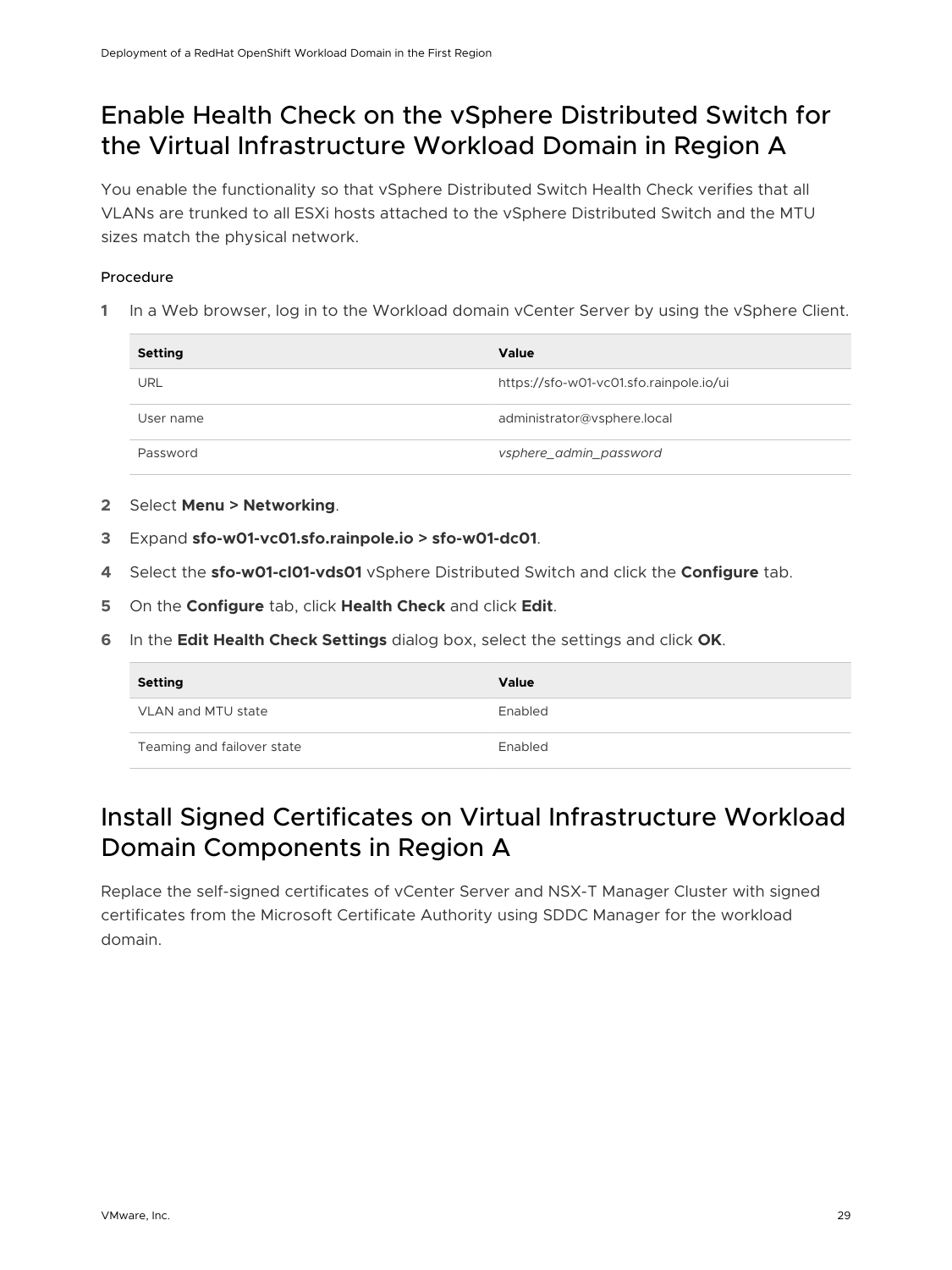# Enable Health Check on the vSphere Distributed Switch for the Virtual Infrastructure Workload Domain in Region A

You enable the functionality so that vSphere Distributed Switch Health Check verifies that all VLANs are trunked to all ESXi hosts attached to the vSphere Distributed Switch and the MTU sizes match the physical network.

#### Procedure

1 In a Web browser, log in to the Workload domain vCenter Server by using the vSphere Client.

| Setting | Value |
|---|---|
| URL | https://sfo-w01-vc01.sfo.rainpole.io/ui |
| User name | administrator@vsphere.local |
| Password | *vsphere_admin_password* |

2 Select **Menu > Networking**.

3 Expand **sfo-w01-vc01.sfo.rainpole.io > sfo-w01-dc01**.

4 Select the **sfo-w01-cl01-vds01** vSphere Distributed Switch and click the **Configure** tab.

5 On the **Configure** tab, click **Health Check** and click **Edit**.

6 In the **Edit Health Check Settings** dialog box, select the settings and click **OK**.

| Setting | Value |
|---|---|
| VLAN and MTU state | Enabled |
| Teaming and failover state | Enabled |

# Install Signed Certificates on Virtual Infrastructure Workload Domain Components in Region A

Replace the self-signed certificates of vCenter Server and NSX-T Manager Cluster with signed certificates from the Microsoft Certificate Authority using SDDC Manager for the workload domain.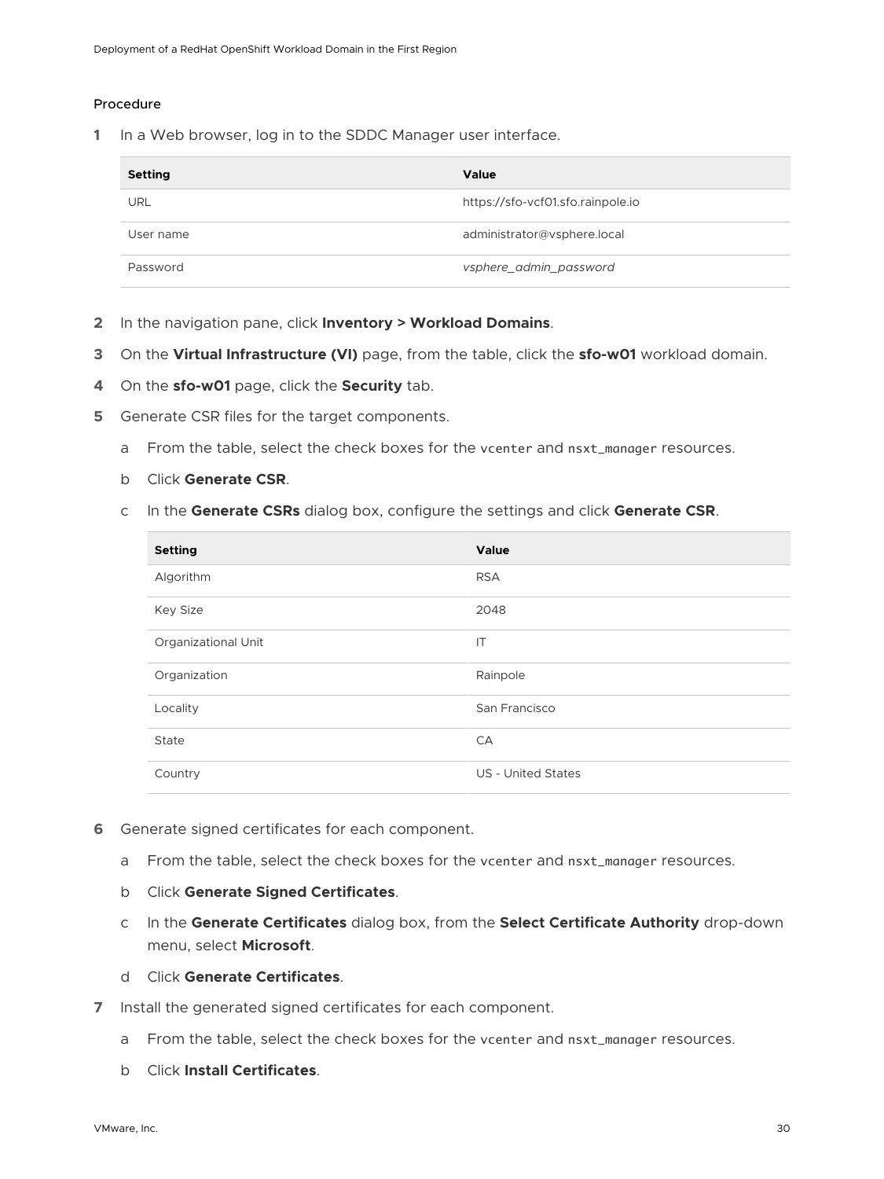#### Procedure

1. In a Web browser, log in to the SDDC Manager user interface.

| Setting | Value |
|---|---|
| URL | https://sfo-vcf01.sfo.rainpole.io |
| User name | administrator@vsphere.local |
| Password | *vsphere_admin_password* |

2. In the navigation pane, click **Inventory > Workload Domains**.
3. On the **Virtual Infrastructure (VI)** page, from the table, click the **sfo-w01** workload domain.
4. On the **sfo-w01** page, click the **Security** tab.
5. Generate CSR files for the target components.
   a. From the table, select the check boxes for the `vcenter` and `nsxt_manager` resources.
   b. Click **Generate CSR**.
   c. In the **Generate CSRs** dialog box, configure the settings and click **Generate CSR**.

| Setting | Value |
|---|---|
| Algorithm | RSA |
| Key Size | 2048 |
| Organizational Unit | IT |
| Organization | Rainpole |
| Locality | San Francisco |
| State | CA |
| Country | US - United States |

6. Generate signed certificates for each component.
   a. From the table, select the check boxes for the `vcenter` and `nsxt_manager` resources.
   b. Click **Generate Signed Certificates**.
   c. In the **Generate Certificates** dialog box, from the **Select Certificate Authority** drop-down menu, select **Microsoft**.
   d. Click **Generate Certificates**.
7. Install the generated signed certificates for each component.
   a. From the table, select the check boxes for the `vcenter` and `nsxt_manager` resources.
   b. Click **Install Certificates**.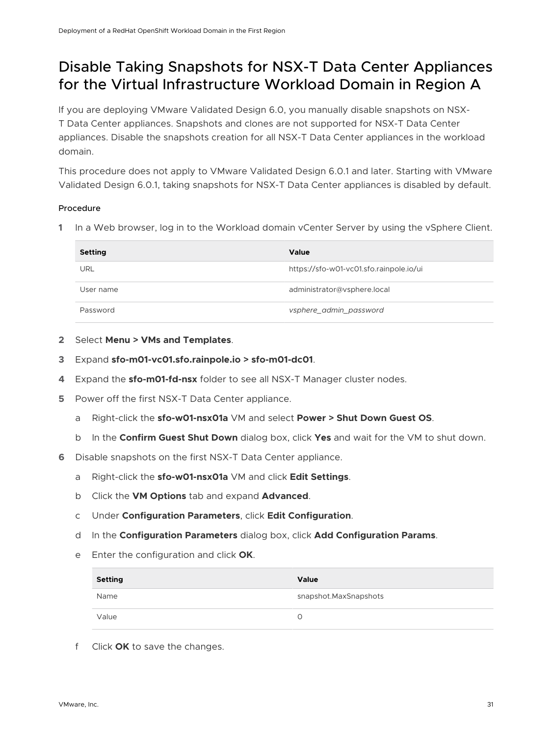# Disable Taking Snapshots for NSX-T Data Center Appliances for the Virtual Infrastructure Workload Domain in Region A

If you are deploying VMware Validated Design 6.0, you manually disable snapshots on NSX-T Data Center appliances. Snapshots and clones are not supported for NSX-T Data Center appliances. Disable the snapshots creation for all NSX-T Data Center appliances in the workload domain.

This procedure does not apply to VMware Validated Design 6.0.1 and later. Starting with VMware Validated Design 6.0.1, taking snapshots for NSX-T Data Center appliances is disabled by default.

#### Procedure

1. In a Web browser, log in to the Workload domain vCenter Server by using the vSphere Client.

   | Setting | Value |
   | --- | --- |
   | URL | https://sfo-w01-vc01.sfo.rainpole.io/ui |
   | User name | administrator@vsphere.local |
   | Password | *vsphere_admin_password* |

2. Select **Menu > VMs and Templates**.
3. Expand **sfo-m01-vc01.sfo.rainpole.io > sfo-m01-dc01**.
4. Expand the **sfo-m01-fd-nsx** folder to see all NSX-T Manager cluster nodes.
5. Power off the first NSX-T Data Center appliance.
   a. Right-click the **sfo-w01-nsx01a** VM and select **Power > Shut Down Guest OS**.
   b. In the **Confirm Guest Shut Down** dialog box, click **Yes** and wait for the VM to shut down.
6. Disable snapshots on the first NSX-T Data Center appliance.
   a. Right-click the **sfo-w01-nsx01a** VM and click **Edit Settings**.
   b. Click the **VM Options** tab and expand **Advanced**.
   c. Under **Configuration Parameters**, click **Edit Configuration**.
   d. In the **Configuration Parameters** dialog box, click **Add Configuration Params**.
   e. Enter the configuration and click **OK**.

      | Setting | Value |
      | --- | --- |
      | Name | snapshot.MaxSnapshots |
      | Value | 0 |

   f. Click **OK** to save the changes.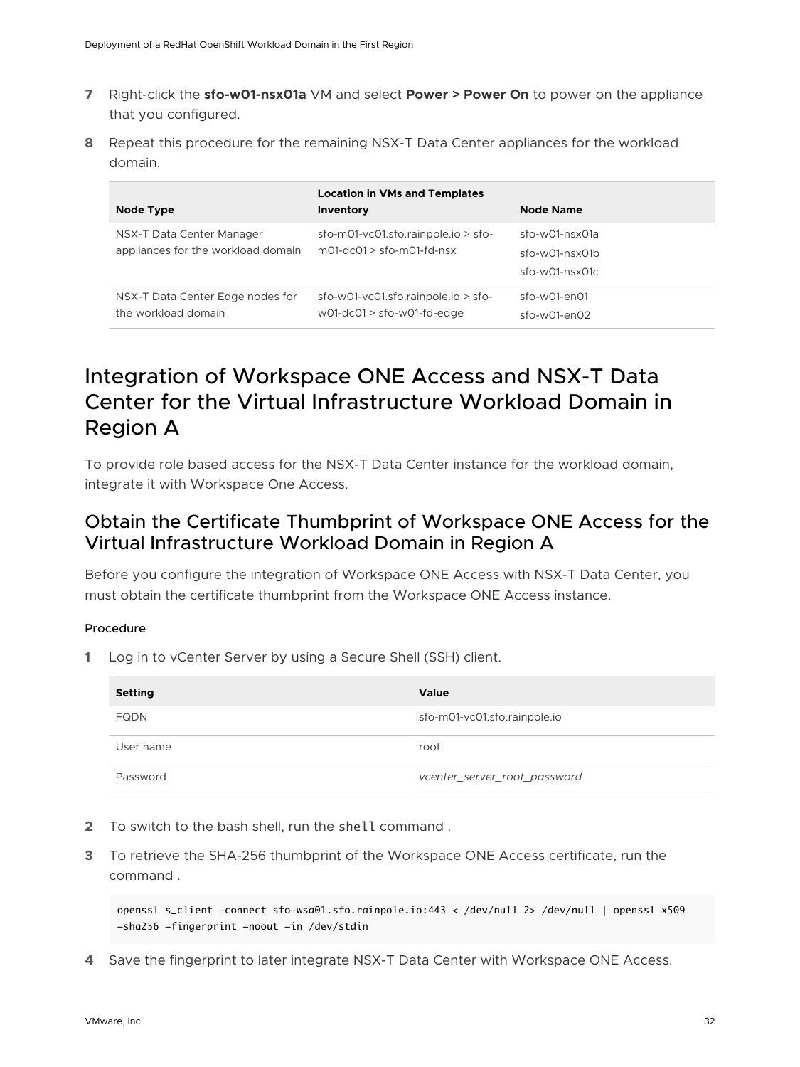7 Right-click the **sfo-w01-nsx01a** VM and select **Power > Power On** to power on the appliance that you configured.

8 Repeat this procedure for the remaining NSX-T Data Center appliances for the workload domain.

| Node Type | Location in VMs and Templates Inventory | Node Name |
|---|---|---|
| NSX-T Data Center Manager appliances for the workload domain | sfo-m01-vc01.sfo.rainpole.io > sfo-m01-dc01 > sfo-m01-fd-nsx | sfo-w01-nsx01a<br>sfo-w01-nsx01b<br>sfo-w01-nsx01c |
| NSX-T Data Center Edge nodes for the workload domain | sfo-w01-vc01.sfo.rainpole.io > sfo-w01-dc01 > sfo-w01-fd-edge | sfo-w01-en01<br>sfo-w01-en02 |

# Integration of Workspace ONE Access and NSX-T Data Center for the Virtual Infrastructure Workload Domain in Region A

To provide role based access for the NSX-T Data Center instance for the workload domain, integrate it with Workspace One Access.

## Obtain the Certificate Thumbprint of Workspace ONE Access for the Virtual Infrastructure Workload Domain in Region A

Before you configure the integration of Workspace ONE Access with NSX-T Data Center, you must obtain the certificate thumbprint from the Workspace ONE Access instance.

#### Procedure

1 Log in to vCenter Server by using a Secure Shell (SSH) client.

| Setting | Value |
|---|---|
| FQDN | sfo-m01-vc01.sfo.rainpole.io |
| User name | root |
| Password | *vcenter_server_root_password* |

2 To switch to the bash shell, run the `shell` command .

3 To retrieve the SHA-256 thumbprint of the Workspace ONE Access certificate, run the command .

```
openssl s_client -connect sfo-wsa01.sfo.rainpole.io:443 < /dev/null 2> /dev/null | openssl x509
-sha256 -fingerprint -noout -in /dev/stdin
```

4 Save the fingerprint to later integrate NSX-T Data Center with Workspace ONE Access.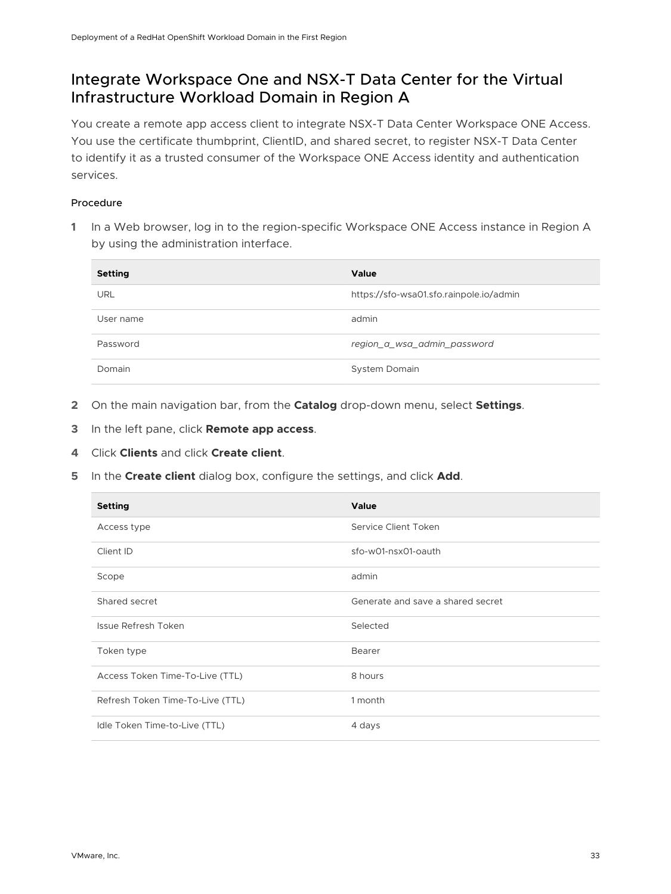# Integrate Workspace One and NSX-T Data Center for the Virtual Infrastructure Workload Domain in Region A

You create a remote app access client to integrate NSX-T Data Center Workspace ONE Access. You use the certificate thumbprint, ClientID, and shared secret, to register NSX-T Data Center to identify it as a trusted consumer of the Workspace ONE Access identity and authentication services.

#### Procedure

1. In a Web browser, log in to the region-specific Workspace ONE Access instance in Region A by using the administration interface.

| Setting | Value |
| --- | --- |
| URL | https://sfo-wsa01.sfo.rainpole.io/admin |
| User name | admin |
| Password | *region_a_wsa_admin_password* |
| Domain | System Domain |

2. On the main navigation bar, from the **Catalog** drop-down menu, select **Settings**.
3. In the left pane, click **Remote app access**.
4. Click **Clients** and click **Create client**.
5. In the **Create client** dialog box, configure the settings, and click **Add**.

| Setting | Value |
| --- | --- |
| Access type | Service Client Token |
| Client ID | sfo-w01-nsx01-oauth |
| Scope | admin |
| Shared secret | Generate and save a shared secret |
| Issue Refresh Token | Selected |
| Token type | Bearer |
| Access Token Time-To-Live (TTL) | 8 hours |
| Refresh Token Time-To-Live (TTL) | 1 month |
| Idle Token Time-to-Live (TTL) | 4 days |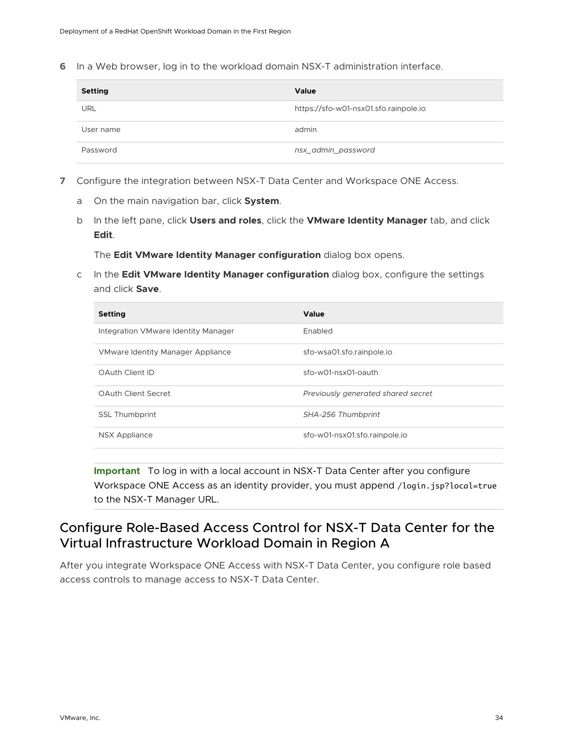6 In a Web browser, log in to the workload domain NSX-T administration interface.

| Setting | Value |
| --- | --- |
| URL | https://sfo-w01-nsx01.sfo.rainpole.io |
| User name | admin |
| Password | *nsx_admin_password* |

7 Configure the integration between NSX-T Data Center and Workspace ONE Access.

   a On the main navigation bar, click **System**.

   b In the left pane, click **Users and roles**, click the **VMware Identity Manager** tab, and click **Edit**.

   The **Edit VMware Identity Manager configuration** dialog box opens.

   c In the **Edit VMware Identity Manager configuration** dialog box, configure the settings and click **Save**.

| Setting | Value |
| --- | --- |
| Integration VMware Identity Manager | Enabled |
| VMware Identity Manager Appliance | sfo-wsa01.sfo.rainpole.io |
| OAuth Client ID | sfo-w01-nsx01-oauth |
| OAuth Client Secret | *Previously generated shared secret* |
| SSL Thumbprint | *SHA-256 Thumbprint* |
| NSX Appliance | sfo-w01-nsx01.sfo.rainpole.io |

**Important** To log in with a local account in NSX-T Data Center after you configure Workspace ONE Access as an identity provider, you must append `/login.jsp?local=true` to the NSX-T Manager URL.

## Configure Role-Based Access Control for NSX-T Data Center for the Virtual Infrastructure Workload Domain in Region A

After you integrate Workspace ONE Access with NSX-T Data Center, you configure role based access controls to manage access to NSX-T Data Center.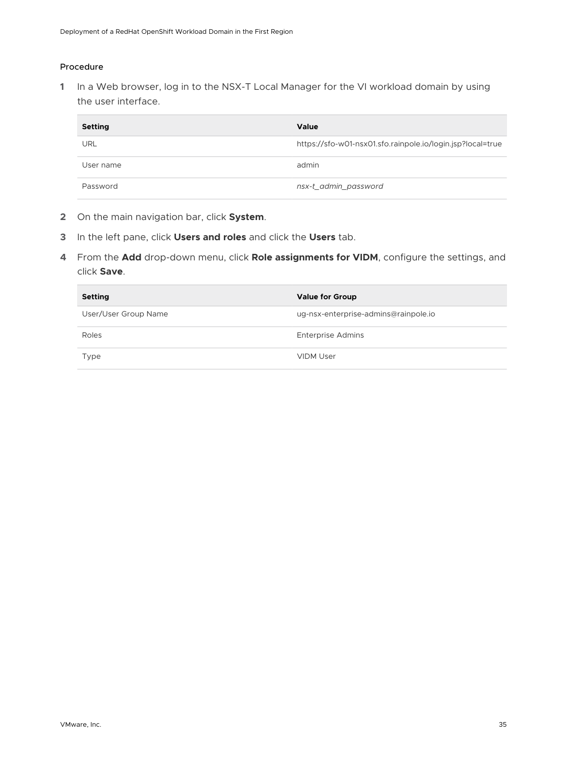### Procedure

1. In a Web browser, log in to the NSX-T Local Manager for the VI workload domain by using the user interface.

| Setting | Value |
|---|---|
| URL | https://sfo-w01-nsx01.sfo.rainpole.io/login.jsp?local=true |
| User name | admin |
| Password | *nsx-t_admin_password* |

2. On the main navigation bar, click **System**.
3. In the left pane, click **Users and roles** and click the **Users** tab.
4. From the **Add** drop-down menu, click **Role assignments for VIDM**, configure the settings, and click **Save**.

| Setting | Value for Group |
|---|---|
| User/User Group Name | ug-nsx-enterprise-admins@rainpole.io |
| Roles | Enterprise Admins |
| Type | VIDM User |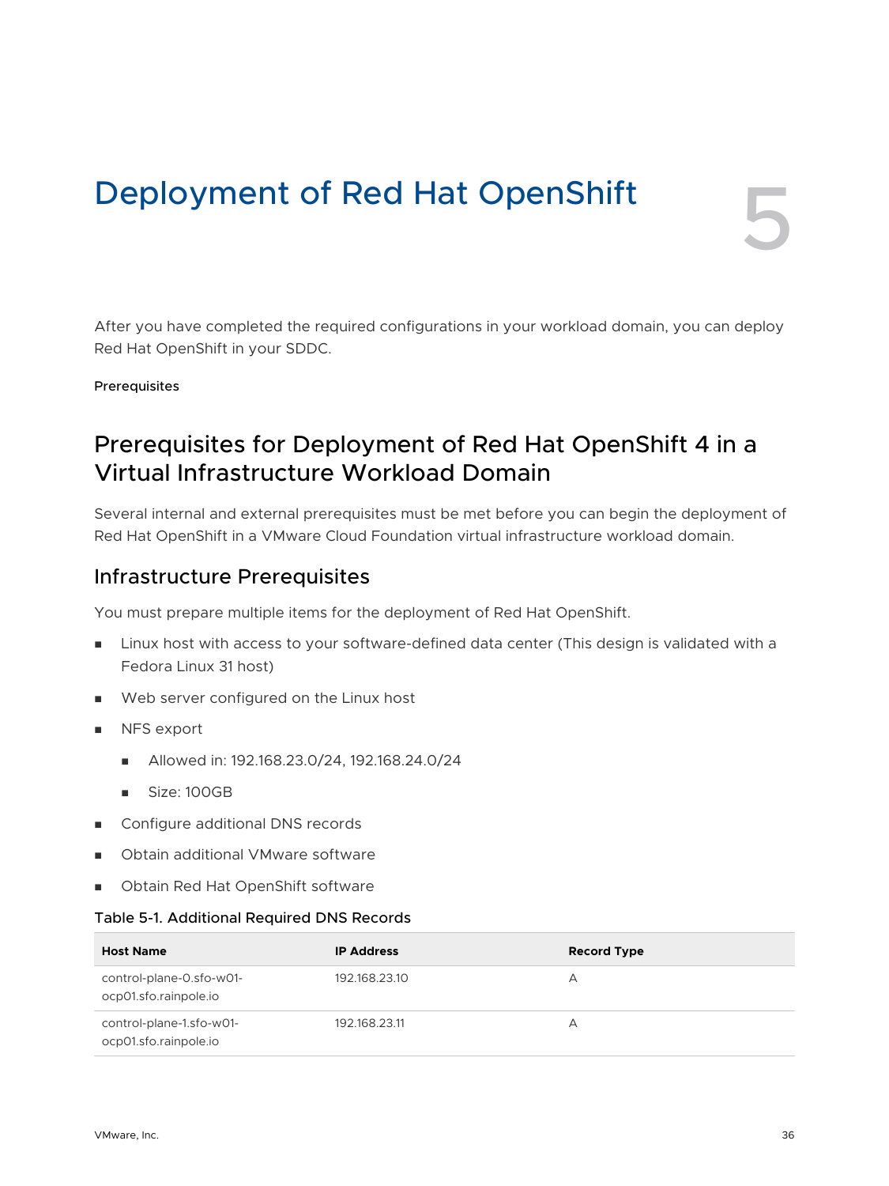# Deployment of Red Hat OpenShift

5

After you have completed the required configurations in your workload domain, you can deploy Red Hat OpenShift in your SDDC.

Prerequisites

## Prerequisites for Deployment of Red Hat OpenShift 4 in a Virtual Infrastructure Workload Domain

Several internal and external prerequisites must be met before you can begin the deployment of Red Hat OpenShift in a VMware Cloud Foundation virtual infrastructure workload domain.

### Infrastructure Prerequisites

You must prepare multiple items for the deployment of Red Hat OpenShift.

- Linux host with access to your software-defined data center (This design is validated with a Fedora Linux 31 host)
- Web server configured on the Linux host
- NFS export
  - Allowed in: 192.168.23.0/24, 192.168.24.0/24
  - Size: 100GB
- Configure additional DNS records
- Obtain additional VMware software
- Obtain Red Hat OpenShift software

Table 5-1. Additional Required DNS Records

| Host Name | IP Address | Record Type |
| --- | --- | --- |
| control-plane-0.sfo-w01-ocp01.sfo.rainpole.io | 192.168.23.10 | A |
| control-plane-1.sfo-w01-ocp01.sfo.rainpole.io | 192.168.23.11 | A |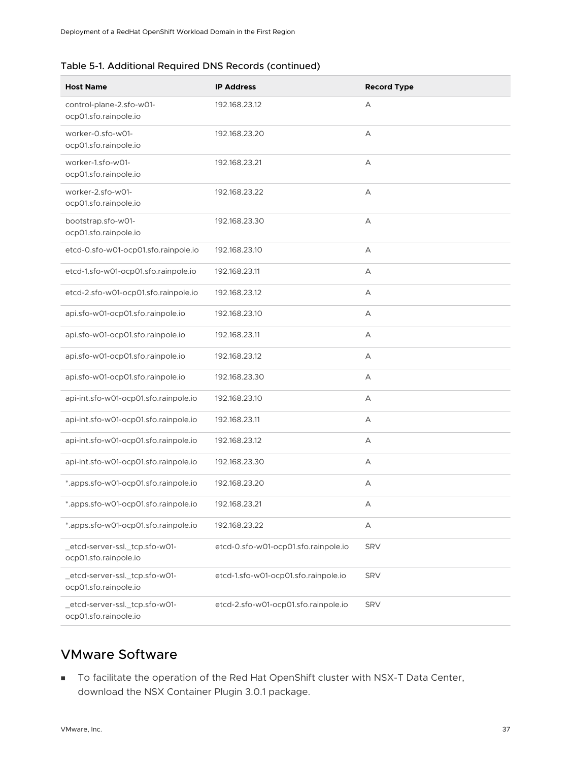Table 5-1. Additional Required DNS Records (continued)

| Host Name | IP Address | Record Type |
| --- | --- | --- |
| control-plane-2.sfo-w01-ocp01.sfo.rainpole.io | 192.168.23.12 | A |
| worker-0.sfo-w01-ocp01.sfo.rainpole.io | 192.168.23.20 | A |
| worker-1.sfo-w01-ocp01.sfo.rainpole.io | 192.168.23.21 | A |
| worker-2.sfo-w01-ocp01.sfo.rainpole.io | 192.168.23.22 | A |
| bootstrap.sfo-w01-ocp01.sfo.rainpole.io | 192.168.23.30 | A |
| etcd-0.sfo-w01-ocp01.sfo.rainpole.io | 192.168.23.10 | A |
| etcd-1.sfo-w01-ocp01.sfo.rainpole.io | 192.168.23.11 | A |
| etcd-2.sfo-w01-ocp01.sfo.rainpole.io | 192.168.23.12 | A |
| api.sfo-w01-ocp01.sfo.rainpole.io | 192.168.23.10 | A |
| api.sfo-w01-ocp01.sfo.rainpole.io | 192.168.23.11 | A |
| api.sfo-w01-ocp01.sfo.rainpole.io | 192.168.23.12 | A |
| api.sfo-w01-ocp01.sfo.rainpole.io | 192.168.23.30 | A |
| api-int.sfo-w01-ocp01.sfo.rainpole.io | 192.168.23.10 | A |
| api-int.sfo-w01-ocp01.sfo.rainpole.io | 192.168.23.11 | A |
| api-int.sfo-w01-ocp01.sfo.rainpole.io | 192.168.23.12 | A |
| api-int.sfo-w01-ocp01.sfo.rainpole.io | 192.168.23.30 | A |
| *.apps.sfo-w01-ocp01.sfo.rainpole.io | 192.168.23.20 | A |
| *.apps.sfo-w01-ocp01.sfo.rainpole.io | 192.168.23.21 | A |
| *.apps.sfo-w01-ocp01.sfo.rainpole.io | 192.168.23.22 | A |
| _etcd-server-ssl._tcp.sfo-w01-ocp01.sfo.rainpole.io | etcd-0.sfo-w01-ocp01.sfo.rainpole.io | SRV |
| _etcd-server-ssl._tcp.sfo-w01-ocp01.sfo.rainpole.io | etcd-1.sfo-w01-ocp01.sfo.rainpole.io | SRV |
| _etcd-server-ssl._tcp.sfo-w01-ocp01.sfo.rainpole.io | etcd-2.sfo-w01-ocp01.sfo.rainpole.io | SRV |

## VMware Software

- To facilitate the operation of the Red Hat OpenShift cluster with NSX-T Data Center, download the NSX Container Plugin 3.0.1 package.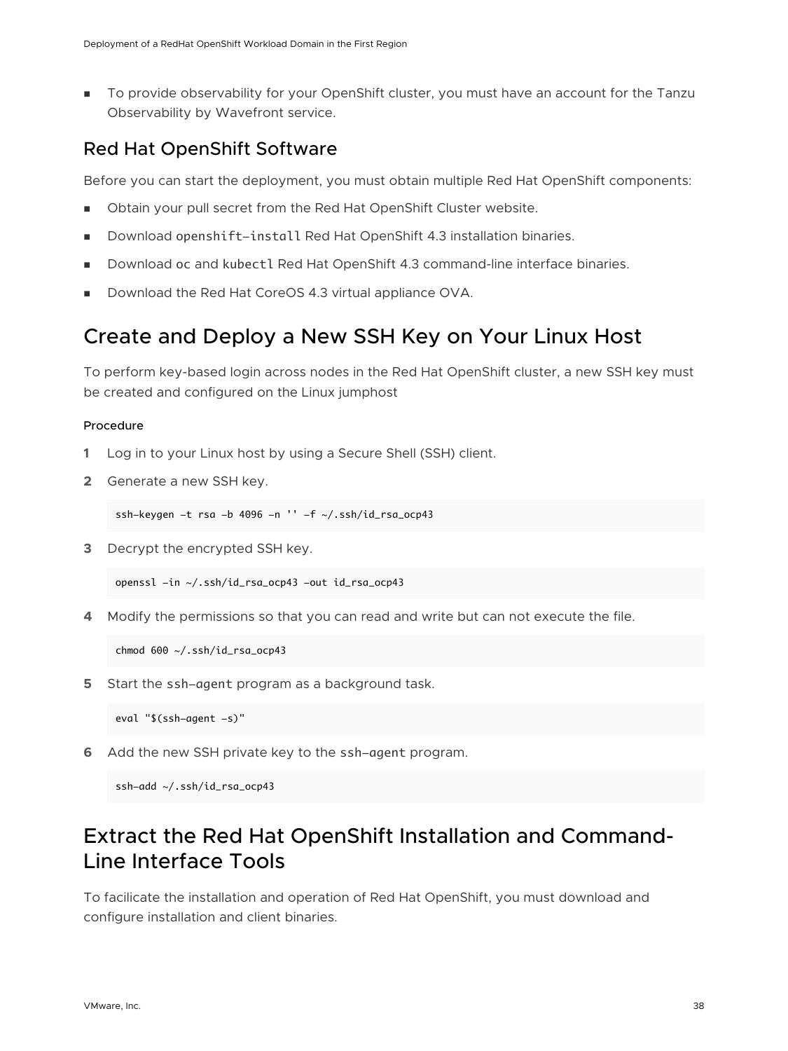- To provide observability for your OpenShift cluster, you must have an account for the Tanzu Observability by Wavefront service.

### Red Hat OpenShift Software

Before you can start the deployment, you must obtain multiple Red Hat OpenShift components:

- Obtain your pull secret from the Red Hat OpenShift Cluster website.
- Download `openshift-install` Red Hat OpenShift 4.3 installation binaries.
- Download `oc` and `kubectl` Red Hat OpenShift 4.3 command-line interface binaries.
- Download the Red Hat CoreOS 4.3 virtual appliance OVA.

## Create and Deploy a New SSH Key on Your Linux Host

To perform key-based login across nodes in the Red Hat OpenShift cluster, a new SSH key must be created and configured on the Linux jumphost

#### Procedure

1. Log in to your Linux host by using a Secure Shell (SSH) client.
2. Generate a new SSH key.

   ```
   ssh-keygen -t rsa -b 4096 -n '' -f ~/.ssh/id_rsa_ocp43
   ```

3. Decrypt the encrypted SSH key.

   ```
   openssl -in ~/.ssh/id_rsa_ocp43 -out id_rsa_ocp43
   ```

4. Modify the permissions so that you can read and write but can not execute the file.

   ```
   chmod 600 ~/.ssh/id_rsa_ocp43
   ```

5. Start the `ssh-agent` program as a background task.

   ```
   eval "$(ssh-agent -s)"
   ```

6. Add the new SSH private key to the `ssh-agent` program.

   ```
   ssh-add ~/.ssh/id_rsa_ocp43
   ```

## Extract the Red Hat OpenShift Installation and Command-Line Interface Tools

To facilicate the installation and operation of Red Hat OpenShift, you must download and configure installation and client binaries.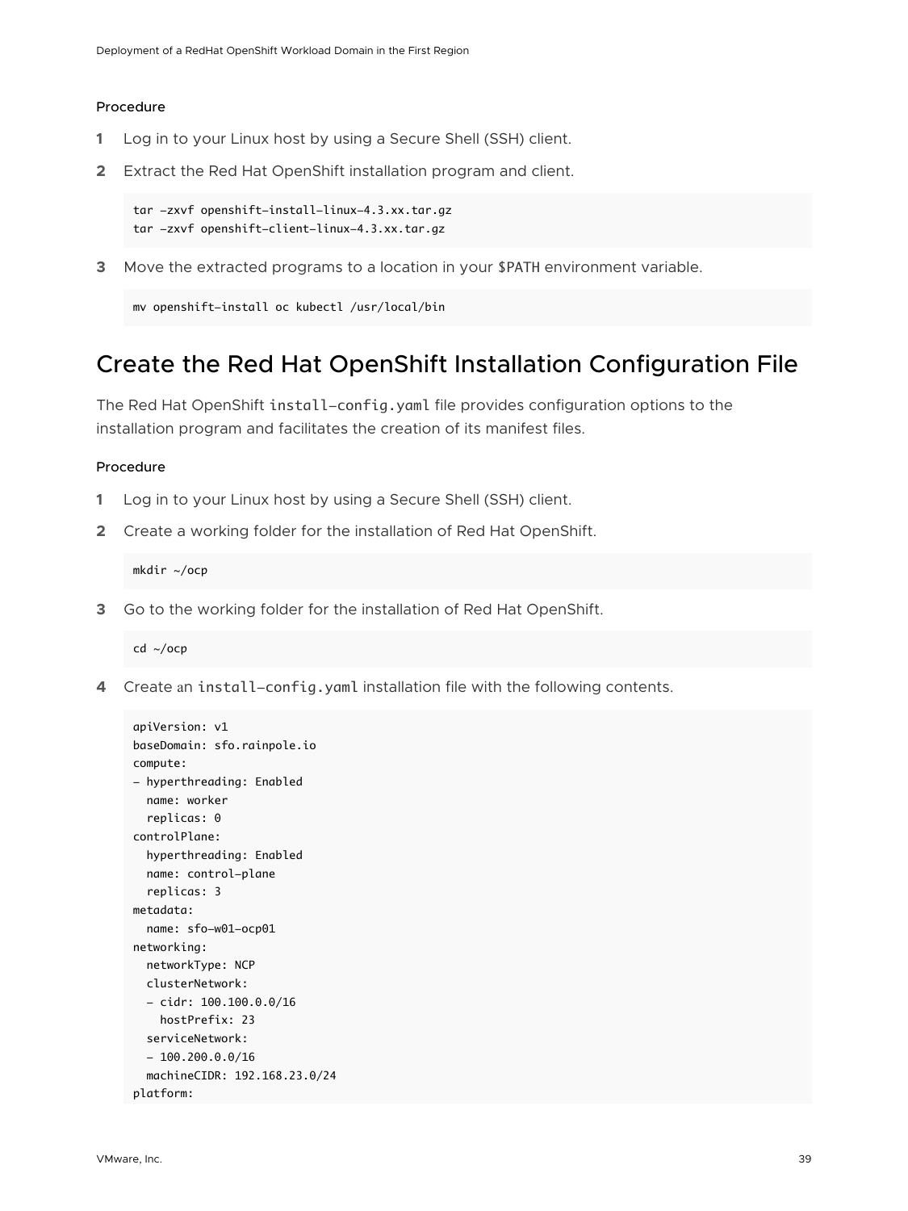#### Procedure

1. Log in to your Linux host by using a Secure Shell (SSH) client.
2. Extract the Red Hat OpenShift installation program and client.

   ```
   tar -zxvf openshift-install-linux-4.3.xx.tar.gz
   tar -zxvf openshift-client-linux-4.3.xx.tar.gz
   ```

3. Move the extracted programs to a location in your `$PATH` environment variable.

   ```
   mv openshift-install oc kubectl /usr/local/bin
   ```

## Create the Red Hat OpenShift Installation Configuration File

The Red Hat OpenShift `install-config.yaml` file provides configuration options to the installation program and facilitates the creation of its manifest files.

#### Procedure

1. Log in to your Linux host by using a Secure Shell (SSH) client.
2. Create a working folder for the installation of Red Hat OpenShift.

   ```
   mkdir ~/ocp
   ```

3. Go to the working folder for the installation of Red Hat OpenShift.

   ```
   cd ~/ocp
   ```

4. Create an `install-config.yaml` installation file with the following contents.

   ```
   apiVersion: v1
   baseDomain: sfo.rainpole.io
   compute:
   - hyperthreading: Enabled
     name: worker
     replicas: 0
   controlPlane:
     hyperthreading: Enabled
     name: control-plane
     replicas: 3
   metadata:
     name: sfo-w01-ocp01
   networking:
     networkType: NCP
     clusterNetwork:
     - cidr: 100.100.0.0/16
       hostPrefix: 23
     serviceNetwork:
     - 100.200.0.0/16
     machineCIDR: 192.168.23.0/24
   platform:
   ```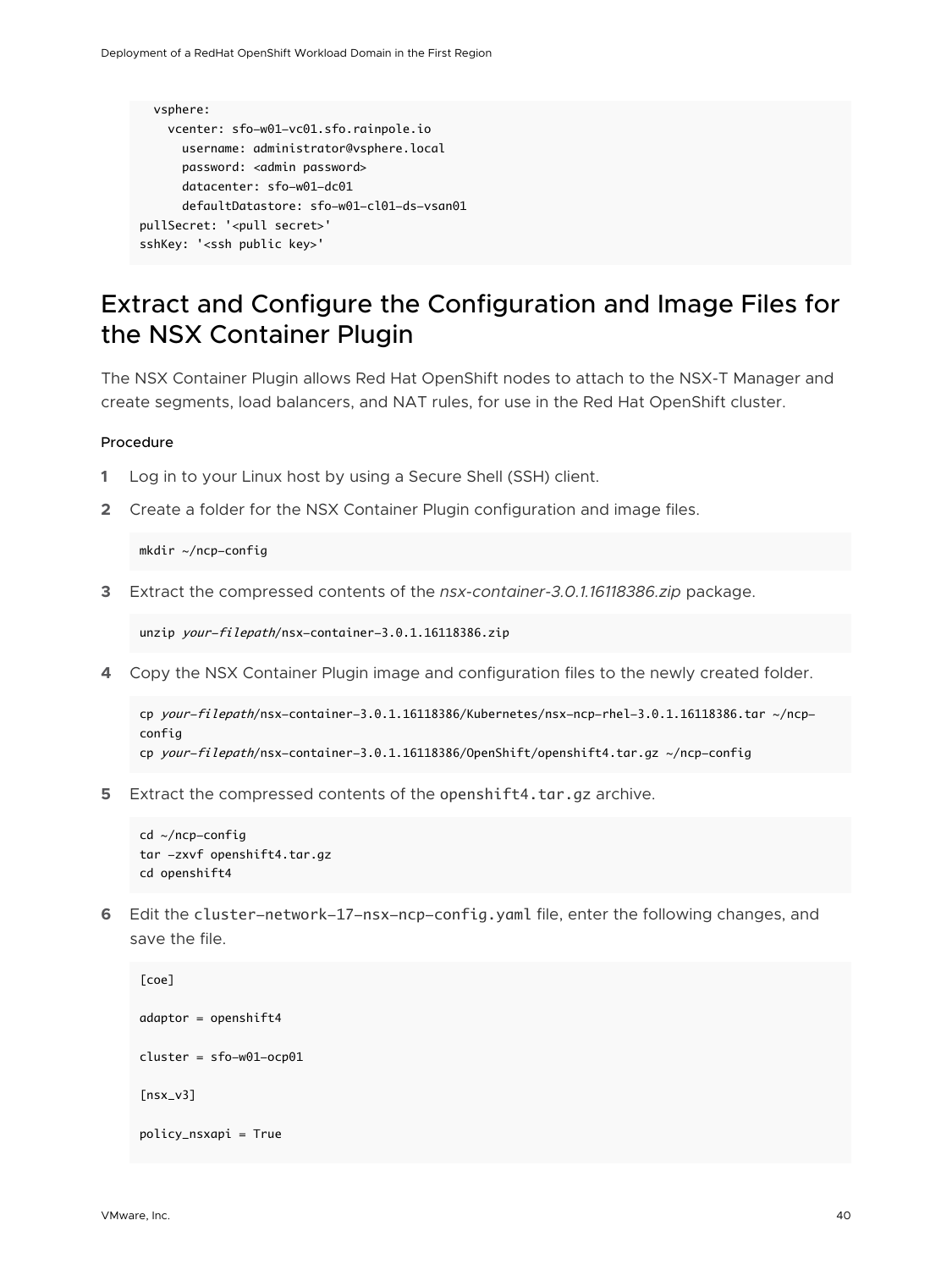```
  vsphere:
    vcenter: sfo-w01-vc01.sfo.rainpole.io
      username: administrator@vsphere.local
      password: <admin password>
      datacenter: sfo-w01-dc01
      defaultDatastore: sfo-w01-cl01-ds-vsan01
pullSecret: '<pull secret>'
sshKey: '<ssh public key>'
```

## Extract and Configure the Configuration and Image Files for the NSX Container Plugin

The NSX Container Plugin allows Red Hat OpenShift nodes to attach to the NSX-T Manager and create segments, load balancers, and NAT rules, for use in the Red Hat OpenShift cluster.

#### Procedure

1. Log in to your Linux host by using a Secure Shell (SSH) client.
2. Create a folder for the NSX Container Plugin configuration and image files.

   ```
   mkdir ~/ncp-config
   ```

3. Extract the compressed contents of the *nsx-container-3.0.1.16118386.zip* package.

   ```
   unzip your-filepath/nsx-container-3.0.1.16118386.zip
   ```

4. Copy the NSX Container Plugin image and configuration files to the newly created folder.

   ```
   cp your-filepath/nsx-container-3.0.1.16118386/Kubernetes/nsx-ncp-rhel-3.0.1.16118386.tar ~/ncp-config
   cp your-filepath/nsx-container-3.0.1.16118386/OpenShift/openshift4.tar.gz ~/ncp-config
   ```

5. Extract the compressed contents of the `openshift4.tar.gz` archive.

   ```
   cd ~/ncp-config
   tar -zxvf openshift4.tar.gz
   cd openshift4
   ```

6. Edit the `cluster-network-17-nsx-ncp-config.yaml` file, enter the following changes, and save the file.

   ```
   [coe]

   adaptor = openshift4

   cluster = sfo-w01-ocp01

   [nsx_v3]

   policy_nsxapi = True
   ```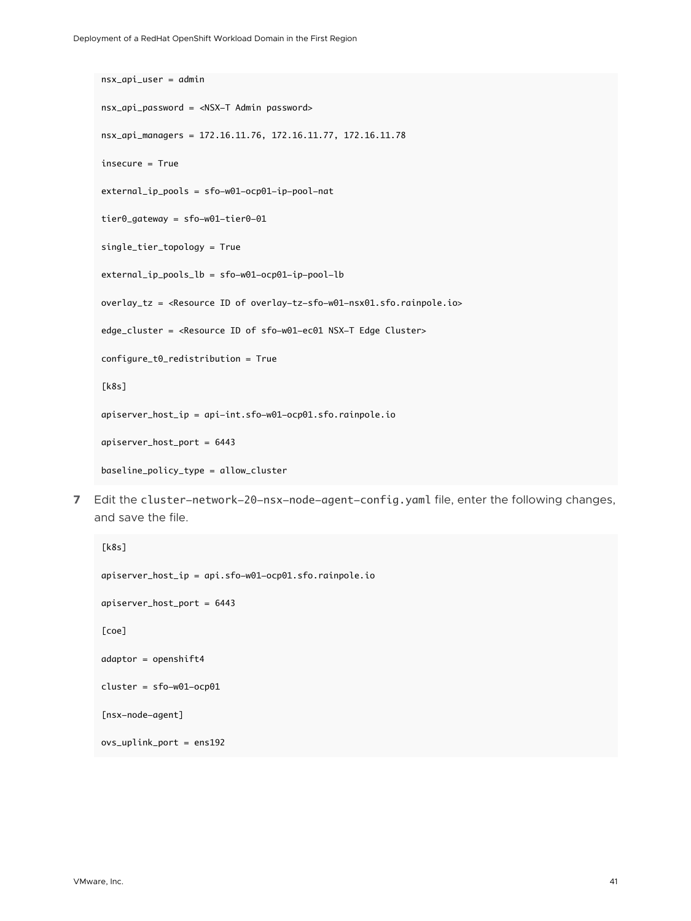```
nsx_api_user = admin

nsx_api_password = <NSX-T Admin password>

nsx_api_managers = 172.16.11.76, 172.16.11.77, 172.16.11.78

insecure = True

external_ip_pools = sfo-w01-ocp01-ip-pool-nat

tier0_gateway = sfo-w01-tier0-01

single_tier_topology = True

external_ip_pools_lb = sfo-w01-ocp01-ip-pool-lb

overlay_tz = <Resource ID of overlay-tz-sfo-w01-nsx01.sfo.rainpole.io>

edge_cluster = <Resource ID of sfo-w01-ec01 NSX-T Edge Cluster>

configure_t0_redistribution = True

[k8s]

apiserver_host_ip = api-int.sfo-w01-ocp01.sfo.rainpole.io

apiserver_host_port = 6443

baseline_policy_type = allow_cluster
```

7 Edit the `cluster-network-20-nsx-node-agent-config.yaml` file, enter the following changes, and save the file.

```
[k8s]

apiserver_host_ip = api.sfo-w01-ocp01.sfo.rainpole.io

apiserver_host_port = 6443

[coe]

adaptor = openshift4

cluster = sfo-w01-ocp01

[nsx-node-agent]

ovs_uplink_port = ens192
```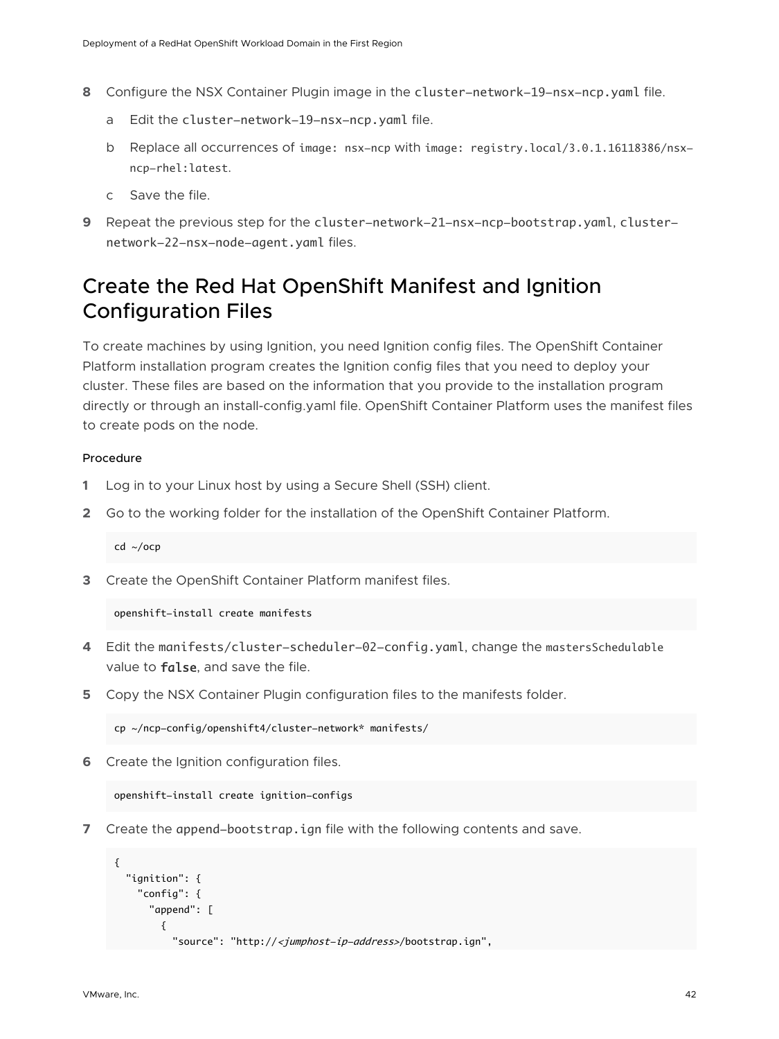8 Configure the NSX Container Plugin image in the `cluster-network-19-nsx-ncp.yaml` file.

   a Edit the `cluster-network-19-nsx-ncp.yaml` file.

   b Replace all occurrences of `image: nsx-ncp` with `image: registry.local/3.0.1.16118386/nsx-ncp-rhel:latest`.

   c Save the file.

9 Repeat the previous step for the `cluster-network-21-nsx-ncp-bootstrap.yaml`, `cluster-network-22-nsx-node-agent.yaml` files.

## Create the Red Hat OpenShift Manifest and Ignition Configuration Files

To create machines by using Ignition, you need Ignition config files. The OpenShift Container Platform installation program creates the Ignition config files that you need to deploy your cluster. These files are based on the information that you provide to the installation program directly or through an install-config.yaml file. OpenShift Container Platform uses the manifest files to create pods on the node.

#### Procedure

1 Log in to your Linux host by using a Secure Shell (SSH) client.

2 Go to the working folder for the installation of the OpenShift Container Platform.

```
cd ~/ocp
```

3 Create the OpenShift Container Platform manifest files.

```
openshift-install create manifests
```

4 Edit the `manifests/cluster-scheduler-02-config.yaml`, change the `mastersSchedulable` value to **`false`**, and save the file.

5 Copy the NSX Container Plugin configuration files to the manifests folder.

```
cp ~/ncp-config/openshift4/cluster-network* manifests/
```

6 Create the Ignition configuration files.

```
openshift-install create ignition-configs
```

7 Create the `append-bootstrap.ign` file with the following contents and save.

```
{
  "ignition": {
    "config": {
      "append": [
        {
          "source": "http://<jumphost-ip-address>/bootstrap.ign",
```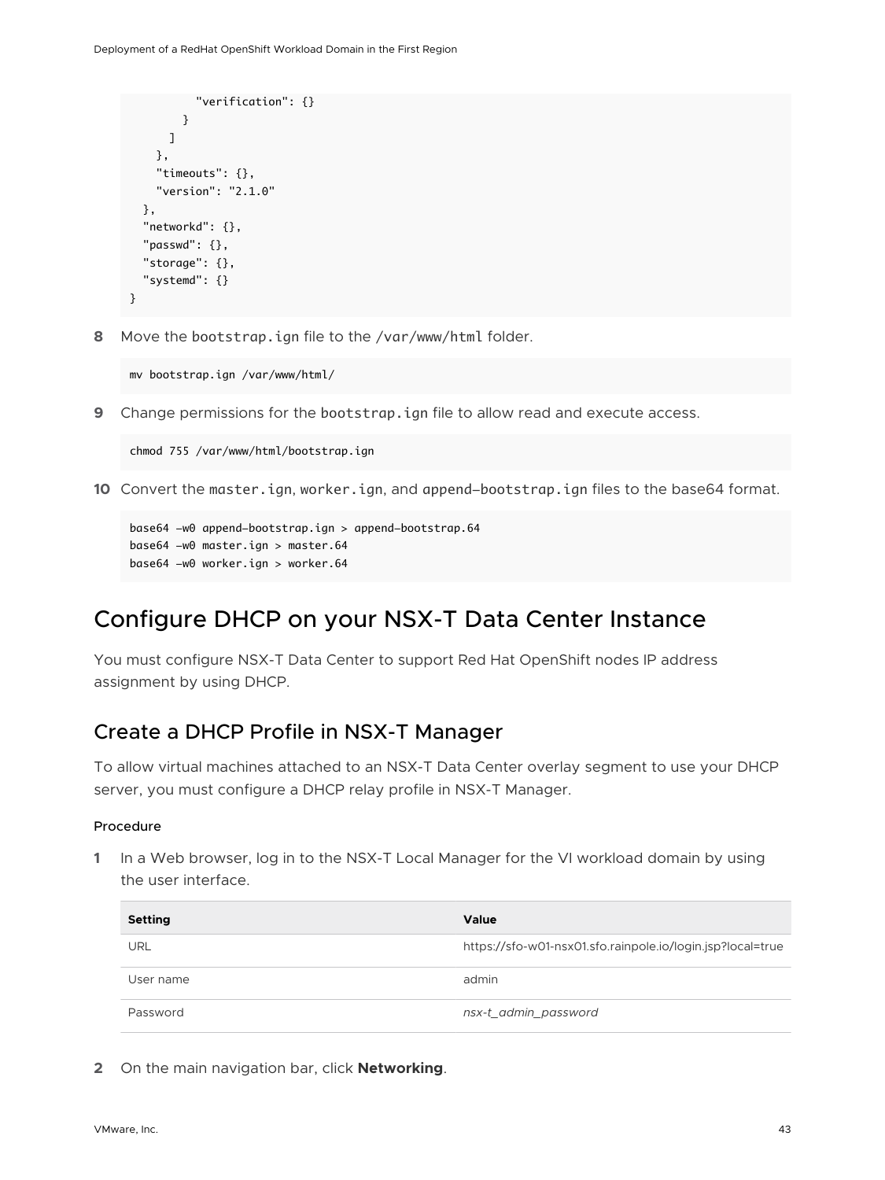```
          "verification": {}
        }
      ]
    },
    "timeouts": {},
    "version": "2.1.0"
  },
  "networkd": {},
  "passwd": {},
  "storage": {},
  "systemd": {}
}
```

8 Move the `bootstrap.ign` file to the `/var/www/html` folder.

```
mv bootstrap.ign /var/www/html/
```

9 Change permissions for the `bootstrap.ign` file to allow read and execute access.

```
chmod 755 /var/www/html/bootstrap.ign
```

10 Convert the `master.ign`, `worker.ign`, and `append-bootstrap.ign` files to the base64 format.

```
base64 -w0 append-bootstrap.ign > append-bootstrap.64
base64 -w0 master.ign > master.64
base64 -w0 worker.ign > worker.64
```

# Configure DHCP on your NSX-T Data Center Instance

You must configure NSX-T Data Center to support Red Hat OpenShift nodes IP address assignment by using DHCP.

## Create a DHCP Profile in NSX-T Manager

To allow virtual machines attached to an NSX-T Data Center overlay segment to use your DHCP server, you must configure a DHCP relay profile in NSX-T Manager.

#### Procedure

1 In a Web browser, log in to the NSX-T Local Manager for the VI workload domain by using the user interface.

| Setting | Value |
| --- | --- |
| URL | https://sfo-w01-nsx01.sfo.rainpole.io/login.jsp?local=true |
| User name | admin |
| Password | *nsx-t_admin_password* |

2 On the main navigation bar, click **Networking**.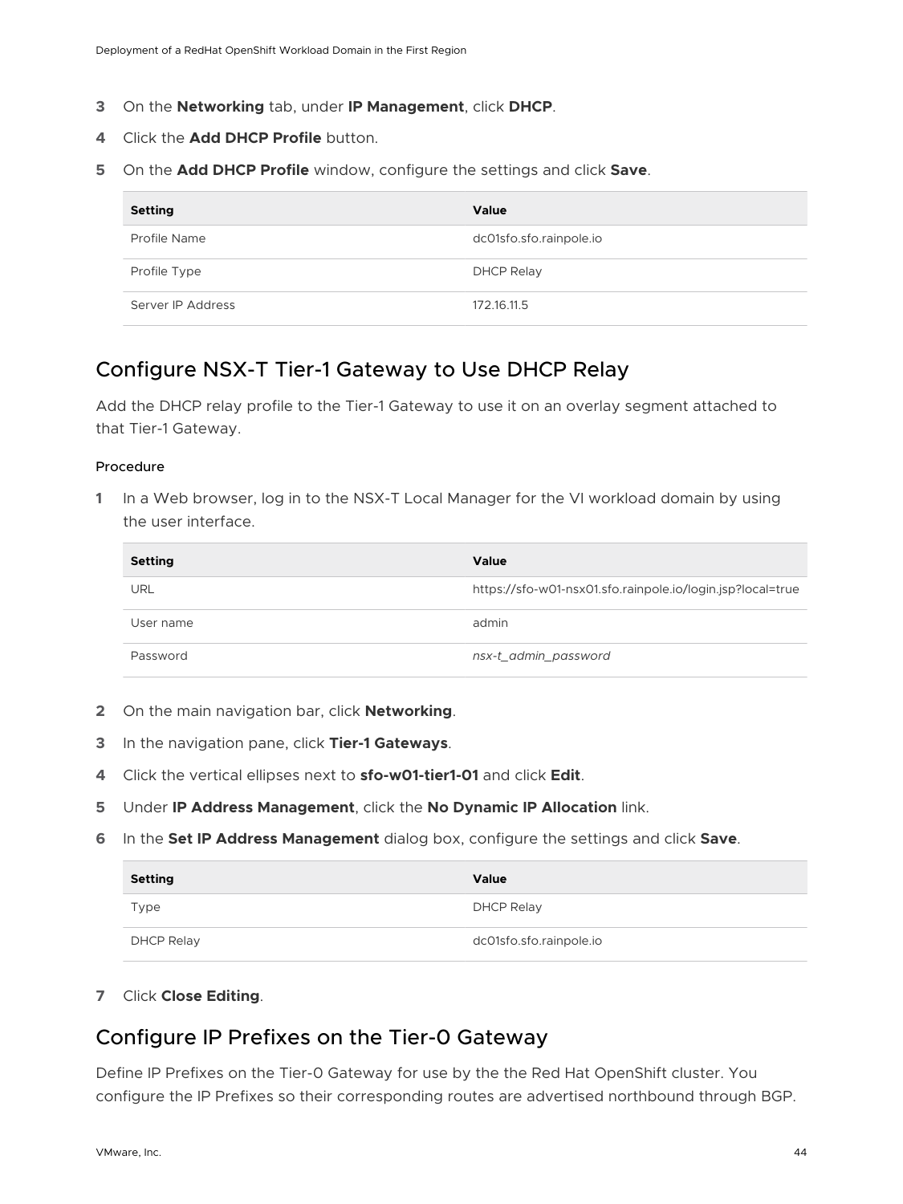3. On the **Networking** tab, under **IP Management**, click **DHCP**.
4. Click the **Add DHCP Profile** button.
5. On the **Add DHCP Profile** window, configure the settings and click **Save**.

| Setting | Value |
| --- | --- |
| Profile Name | dc01sfo.sfo.rainpole.io |
| Profile Type | DHCP Relay |
| Server IP Address | 172.16.11.5 |

## Configure NSX-T Tier-1 Gateway to Use DHCP Relay

Add the DHCP relay profile to the Tier-1 Gateway to use it on an overlay segment attached to that Tier-1 Gateway.

#### Procedure

1. In a Web browser, log in to the NSX-T Local Manager for the VI workload domain by using the user interface.

| Setting | Value |
| --- | --- |
| URL | https://sfo-w01-nsx01.sfo.rainpole.io/login.jsp?local=true |
| User name | admin |
| Password | *nsx-t_admin_password* |

2. On the main navigation bar, click **Networking**.
3. In the navigation pane, click **Tier-1 Gateways**.
4. Click the vertical ellipses next to **sfo-w01-tier1-01** and click **Edit**.
5. Under **IP Address Management**, click the **No Dynamic IP Allocation** link.
6. In the **Set IP Address Management** dialog box, configure the settings and click **Save**.

| Setting | Value |
| --- | --- |
| Type | DHCP Relay |
| DHCP Relay | dc01sfo.sfo.rainpole.io |

7. Click **Close Editing**.

## Configure IP Prefixes on the Tier-0 Gateway

Define IP Prefixes on the Tier-0 Gateway for use by the the Red Hat OpenShift cluster. You configure the IP Prefixes so their corresponding routes are advertised northbound through BGP.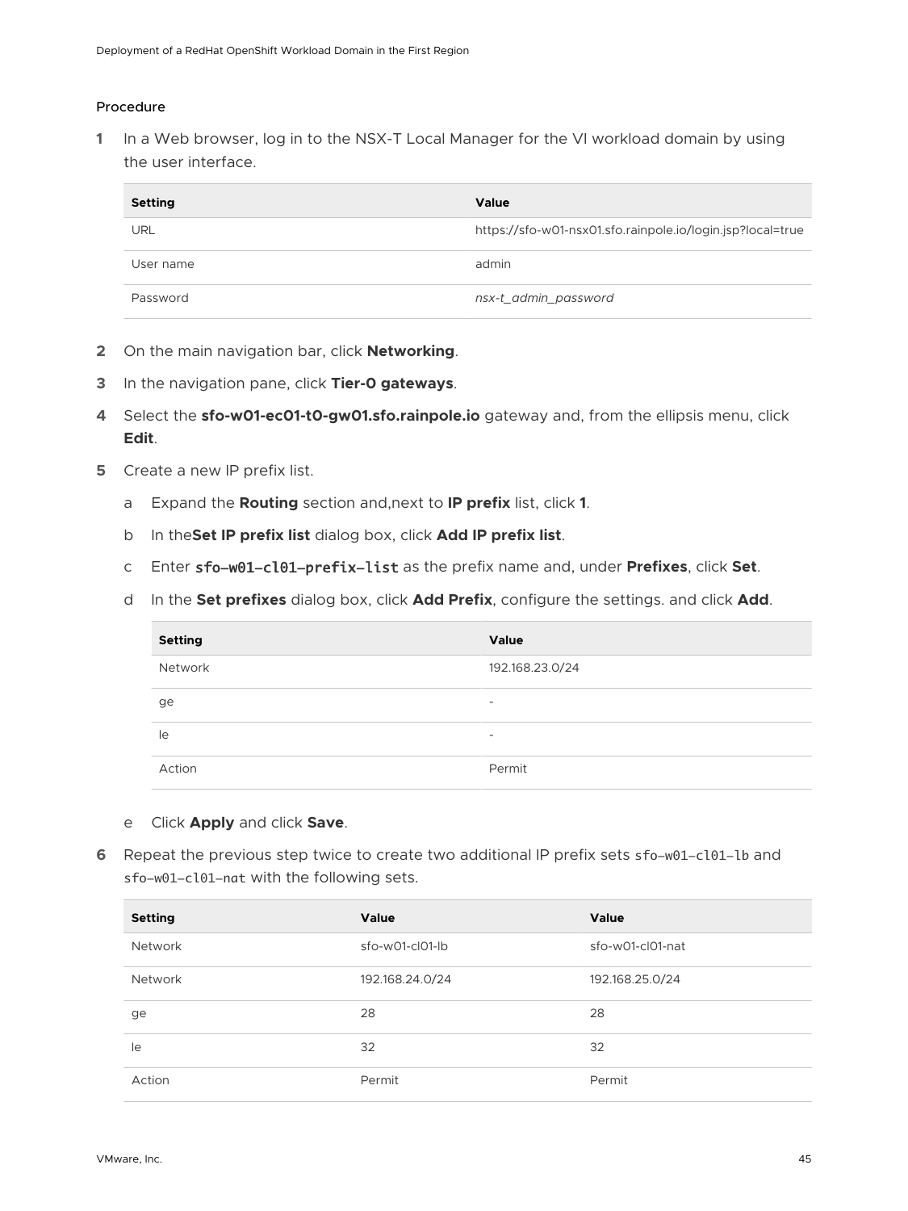Procedure

1 In a Web browser, log in to the NSX-T Local Manager for the VI workload domain by using the user interface.

| Setting | Value |
| --- | --- |
| URL | https://sfo-w01-nsx01.sfo.rainpole.io/login.jsp?local=true |
| User name | admin |
| Password | *nsx-t_admin_password* |

2 On the main navigation bar, click **Networking**.

3 In the navigation pane, click **Tier-0 gateways**.

4 Select the **sfo-w01-ec01-t0-gw01.sfo.rainpole.io** gateway and, from the ellipsis menu, click **Edit**.

5 Create a new IP prefix list.

   a Expand the **Routing** section and,next to **IP prefix** list, click **1**.

   b In the**Set IP prefix list** dialog box, click **Add IP prefix list**.

   c Enter `sfo–w01–cl01–prefix–list` as the prefix name and, under **Prefixes**, click **Set**.

   d In the **Set prefixes** dialog box, click **Add Prefix**, configure the settings. and click **Add**.

   | Setting | Value |
   | --- | --- |
   | Network | 192.168.23.0/24 |
   | ge | - |
   | le | - |
   | Action | Permit |

   e Click **Apply** and click **Save**.

6 Repeat the previous step twice to create two additional IP prefix sets `sfo–w01–cl01–lb` and `sfo–w01–cl01–nat` with the following sets.

| Setting | Value | Value |
| --- | --- | --- |
| Network | sfo-w01-cl01-lb | sfo-w01-cl01-nat |
| Network | 192.168.24.0/24 | 192.168.25.0/24 |
| ge | 28 | 28 |
| le | 32 | 32 |
| Action | Permit | Permit |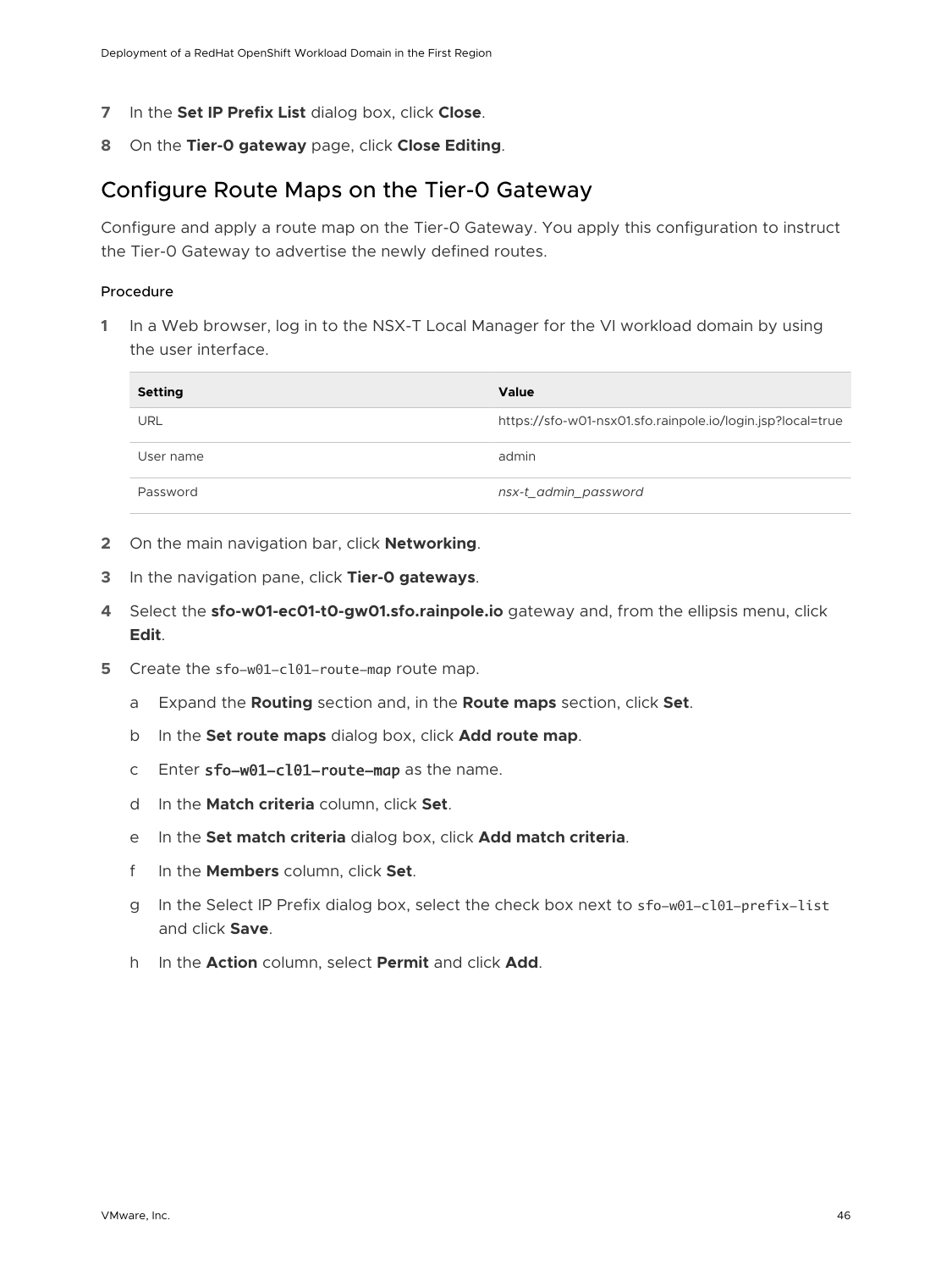7 In the **Set IP Prefix List** dialog box, click **Close**.

8 On the **Tier-0 gateway** page, click **Close Editing**.

## Configure Route Maps on the Tier-0 Gateway

Configure and apply a route map on the Tier-0 Gateway. You apply this configuration to instruct the Tier-0 Gateway to advertise the newly defined routes.

#### Procedure

1 In a Web browser, log in to the NSX-T Local Manager for the VI workload domain by using the user interface.

| Setting | Value |
| --- | --- |
| URL | https://sfo-w01-nsx01.sfo.rainpole.io/login.jsp?local=true |
| User name | admin |
| Password | *nsx-t_admin_password* |

2 On the main navigation bar, click **Networking**.

3 In the navigation pane, click **Tier-0 gateways**.

4 Select the **sfo-w01-ec01-t0-gw01.sfo.rainpole.io** gateway and, from the ellipsis menu, click **Edit**.

5 Create the `sfo-w01-cl01-route-map` route map.

   a Expand the **Routing** section and, in the **Route maps** section, click **Set**.

   b In the **Set route maps** dialog box, click **Add route map**.

   c Enter **`sfo-w01-cl01-route-map`** as the name.

   d In the **Match criteria** column, click **Set**.

   e In the **Set match criteria** dialog box, click **Add match criteria**.

   f In the **Members** column, click **Set**.

   g In the Select IP Prefix dialog box, select the check box next to `sfo-w01-cl01-prefix-list` and click **Save**.

   h In the **Action** column, select **Permit** and click **Add**.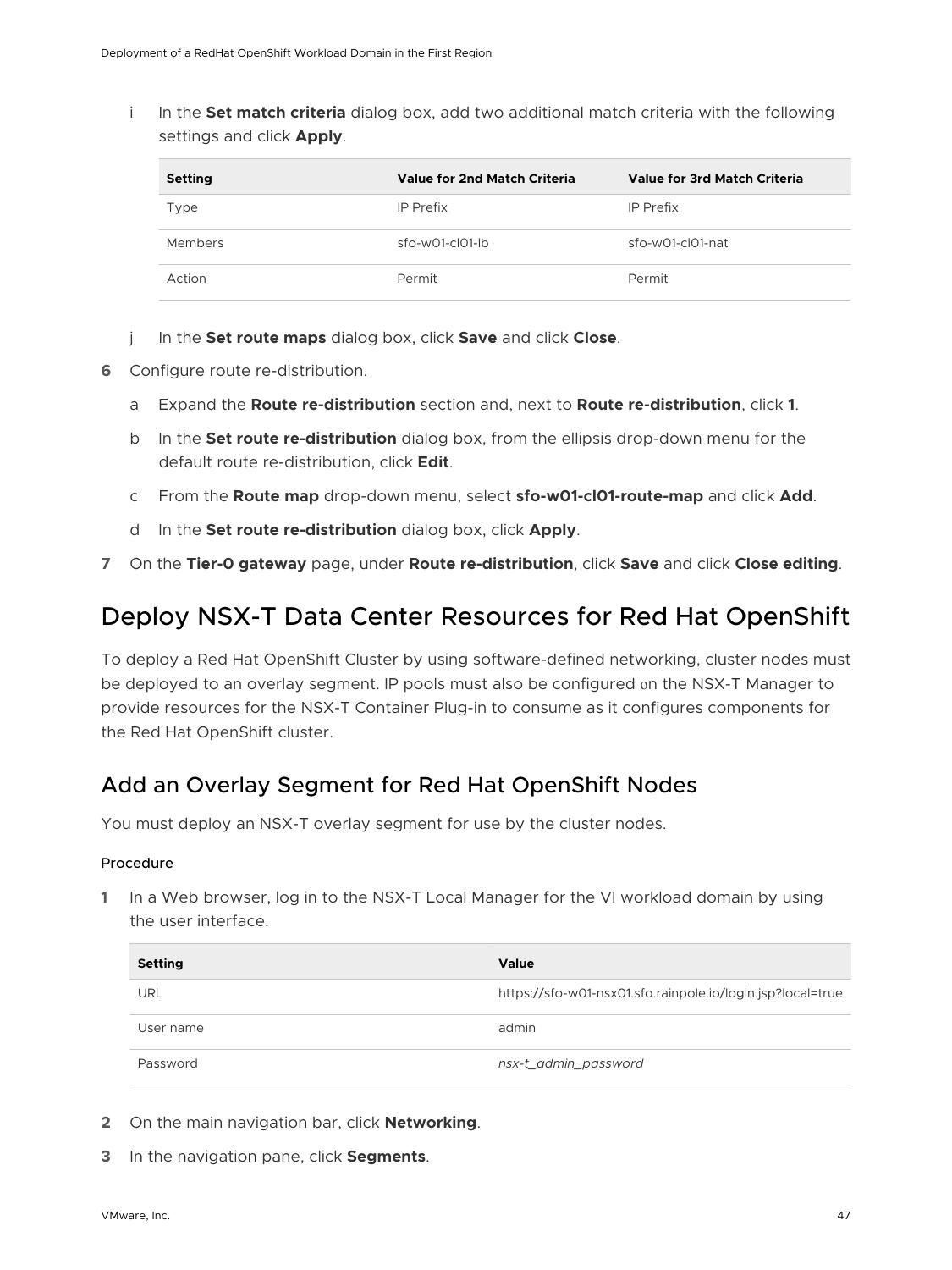i In the **Set match criteria** dialog box, add two additional match criteria with the following settings and click **Apply**.

| Setting | Value for 2nd Match Criteria | Value for 3rd Match Criteria |
| --- | --- | --- |
| Type | IP Prefix | IP Prefix |
| Members | sfo-w01-cl01-lb | sfo-w01-cl01-nat |
| Action | Permit | Permit |

j In the **Set route maps** dialog box, click **Save** and click **Close**.

**6** Configure route re-distribution.

a Expand the **Route re-distribution** section and, next to **Route re-distribution**, click **1**.

b In the **Set route re-distribution** dialog box, from the ellipsis drop-down menu for the default route re-distribution, click **Edit**.

c From the **Route map** drop-down menu, select **sfo-w01-cl01-route-map** and click **Add**.

d In the **Set route re-distribution** dialog box, click **Apply**.

**7** On the **Tier-0 gateway** page, under **Route re-distribution**, click **Save** and click **Close editing**.

# Deploy NSX-T Data Center Resources for Red Hat OpenShift

To deploy a Red Hat OpenShift Cluster by using software-defined networking, cluster nodes must be deployed to an overlay segment. IP pools must also be configured on the NSX-T Manager to provide resources for the NSX-T Container Plug-in to consume as it configures components for the Red Hat OpenShift cluster.

## Add an Overlay Segment for Red Hat OpenShift Nodes

You must deploy an NSX-T overlay segment for use by the cluster nodes.

#### Procedure

**1** In a Web browser, log in to the NSX-T Local Manager for the VI workload domain by using the user interface.

| Setting | Value |
| --- | --- |
| URL | https://sfo-w01-nsx01.sfo.rainpole.io/login.jsp?local=true |
| User name | admin |
| Password | *nsx-t_admin_password* |

**2** On the main navigation bar, click **Networking**.

**3** In the navigation pane, click **Segments**.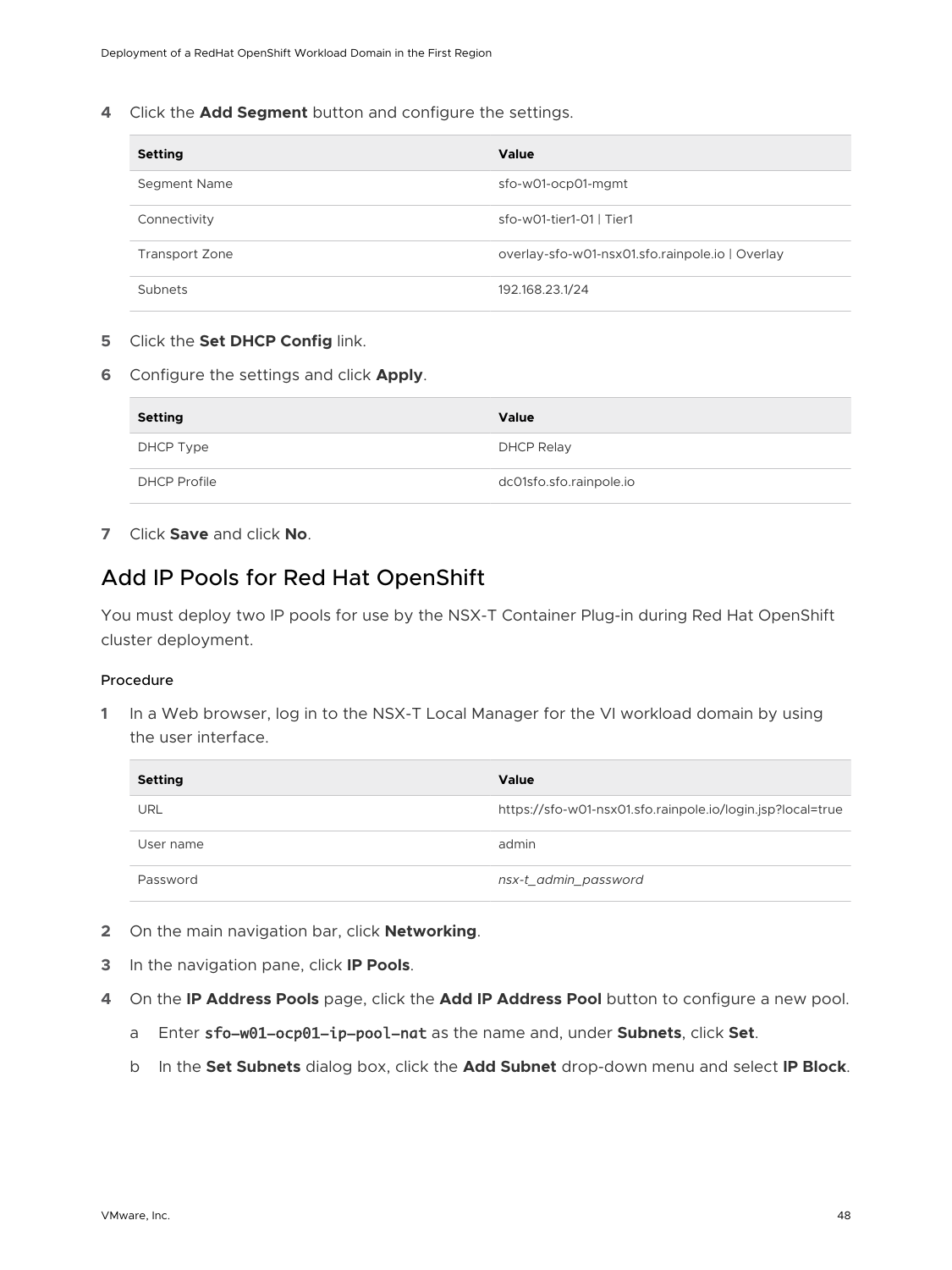4 Click the **Add Segment** button and configure the settings.

| Setting | Value |
| --- | --- |
| Segment Name | sfo-w01-ocp01-mgmt |
| Connectivity | sfo-w01-tier1-01 \| Tier1 |
| Transport Zone | overlay-sfo-w01-nsx01.sfo.rainpole.io \| Overlay |
| Subnets | 192.168.23.1/24 |

5 Click the **Set DHCP Config** link.

6 Configure the settings and click **Apply**.

| Setting | Value |
| --- | --- |
| DHCP Type | DHCP Relay |
| DHCP Profile | dc01sfo.sfo.rainpole.io |

7 Click **Save** and click **No**.

## Add IP Pools for Red Hat OpenShift

You must deploy two IP pools for use by the NSX-T Container Plug-in during Red Hat OpenShift cluster deployment.

#### Procedure

1 In a Web browser, log in to the NSX-T Local Manager for the VI workload domain by using the user interface.

| Setting | Value |
| --- | --- |
| URL | https://sfo-w01-nsx01.sfo.rainpole.io/login.jsp?local=true |
| User name | admin |
| Password | *nsx-t_admin_password* |

2 On the main navigation bar, click **Networking**.

3 In the navigation pane, click **IP Pools**.

4 On the **IP Address Pools** page, click the **Add IP Address Pool** button to configure a new pool.

   a Enter `sfo-w01-ocp01-ip-pool-nat` as the name and, under **Subnets**, click **Set**.

   b In the **Set Subnets** dialog box, click the **Add Subnet** drop-down menu and select **IP Block**.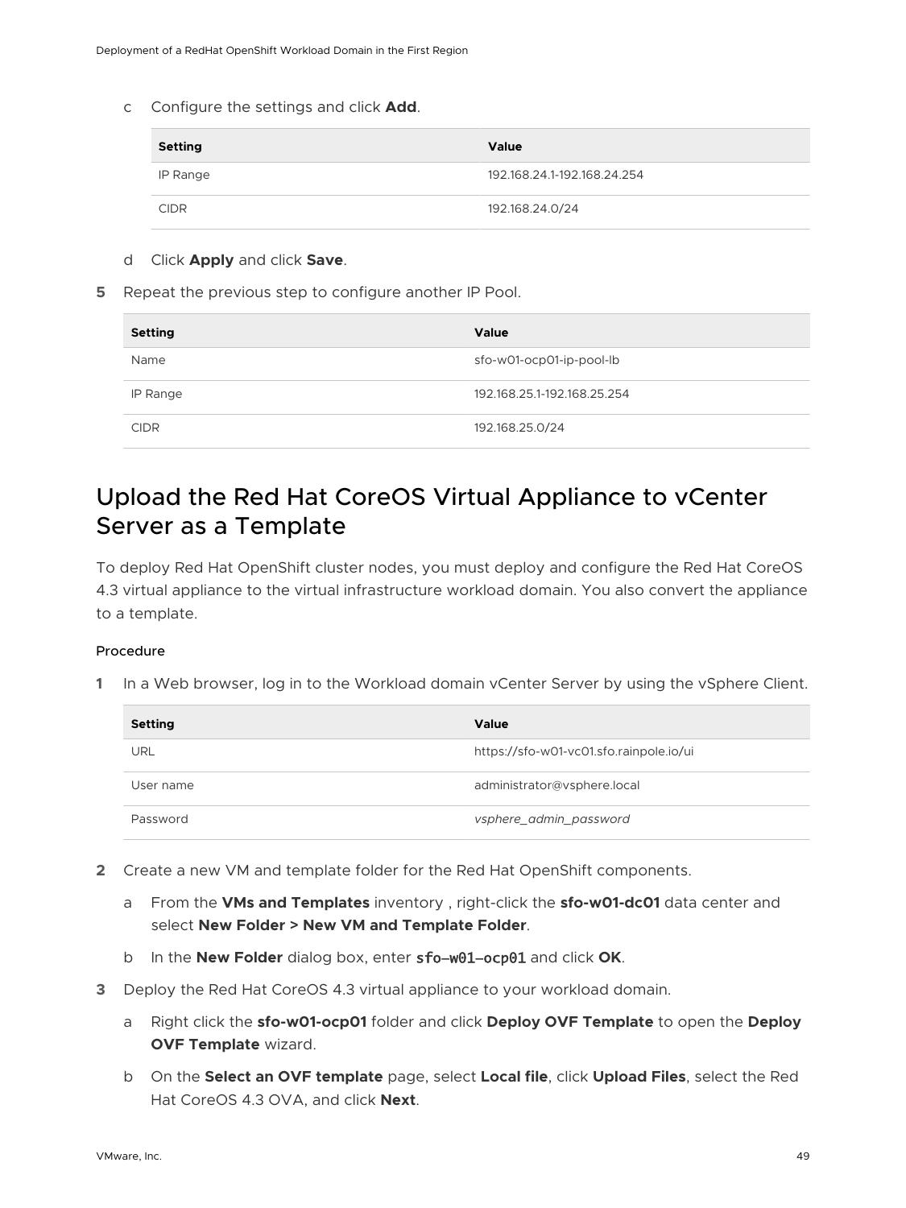c. Configure the settings and click **Add**.

| Setting | Value |
| --- | --- |
| IP Range | 192.168.24.1-192.168.24.254 |
| CIDR | 192.168.24.0/24 |

d. Click **Apply** and click **Save**.

5. Repeat the previous step to configure another IP Pool.

| Setting | Value |
| --- | --- |
| Name | sfo-w01-ocp01-ip-pool-lb |
| IP Range | 192.168.25.1-192.168.25.254 |
| CIDR | 192.168.25.0/24 |

## Upload the Red Hat CoreOS Virtual Appliance to vCenter Server as a Template

To deploy Red Hat OpenShift cluster nodes, you must deploy and configure the Red Hat CoreOS 4.3 virtual appliance to the virtual infrastructure workload domain. You also convert the appliance to a template.

### Procedure

1. In a Web browser, log in to the Workload domain vCenter Server by using the vSphere Client.

| Setting | Value |
| --- | --- |
| URL | https://sfo-w01-vc01.sfo.rainpole.io/ui |
| User name | administrator@vsphere.local |
| Password | *vsphere_admin_password* |

2. Create a new VM and template folder for the Red Hat OpenShift components.

   a. From the **VMs and Templates** inventory , right-click the **sfo-w01-dc01** data center and select **New Folder > New VM and Template Folder**.

   b. In the **New Folder** dialog box, enter `sfo-w01-ocp01` and click **OK**.

3. Deploy the Red Hat CoreOS 4.3 virtual appliance to your workload domain.

   a. Right click the **sfo-w01-ocp01** folder and click **Deploy OVF Template** to open the **Deploy OVF Template** wizard.

   b. On the **Select an OVF template** page, select **Local file**, click **Upload Files**, select the Red Hat CoreOS 4.3 OVA, and click **Next**.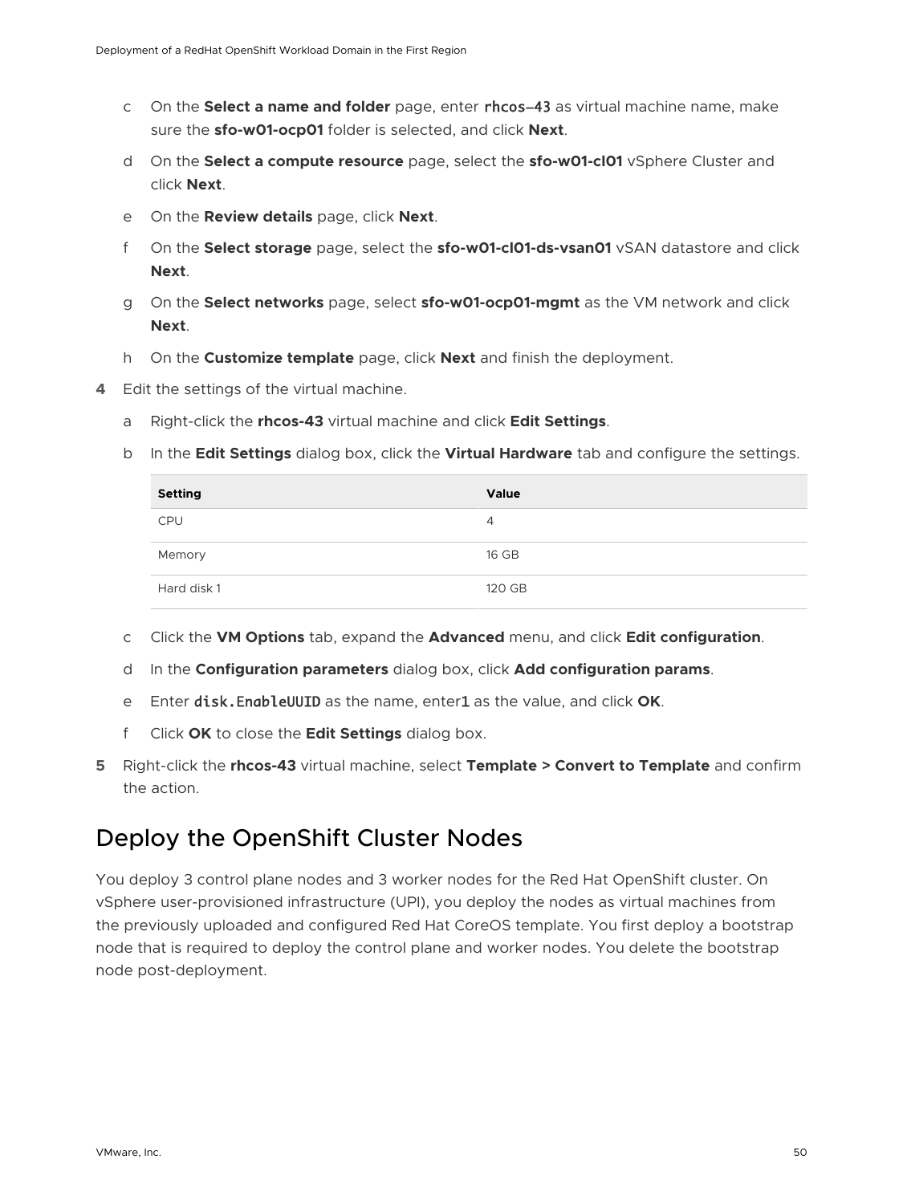c On the **Select a name and folder** page, enter `rhcos-43` as virtual machine name, make sure the **sfo-w01-ocp01** folder is selected, and click **Next**.

d On the **Select a compute resource** page, select the **sfo-w01-cl01** vSphere Cluster and click **Next**.

e On the **Review details** page, click **Next**.

f On the **Select storage** page, select the **sfo-w01-cl01-ds-vsan01** vSAN datastore and click **Next**.

g On the **Select networks** page, select **sfo-w01-ocp01-mgmt** as the VM network and click **Next**.

h On the **Customize template** page, click **Next** and finish the deployment.

**4** Edit the settings of the virtual machine.

a Right-click the **rhcos-43** virtual machine and click **Edit Settings**.

b In the **Edit Settings** dialog box, click the **Virtual Hardware** tab and configure the settings.

| Setting | Value |
|---|---|
| CPU | 4 |
| Memory | 16 GB |
| Hard disk 1 | 120 GB |

c Click the **VM Options** tab, expand the **Advanced** menu, and click **Edit configuration**.

d In the **Configuration parameters** dialog box, click **Add configuration params**.

e Enter `disk.EnableUUID` as the name, enter`1` as the value, and click **OK**.

f Click **OK** to close the **Edit Settings** dialog box.

**5** Right-click the **rhcos-43** virtual machine, select **Template > Convert to Template** and confirm the action.

## Deploy the OpenShift Cluster Nodes

You deploy 3 control plane nodes and 3 worker nodes for the Red Hat OpenShift cluster. On vSphere user-provisioned infrastructure (UPI), you deploy the nodes as virtual machines from the previously uploaded and configured Red Hat CoreOS template. You first deploy a bootstrap node that is required to deploy the control plane and worker nodes. You delete the bootstrap node post-deployment.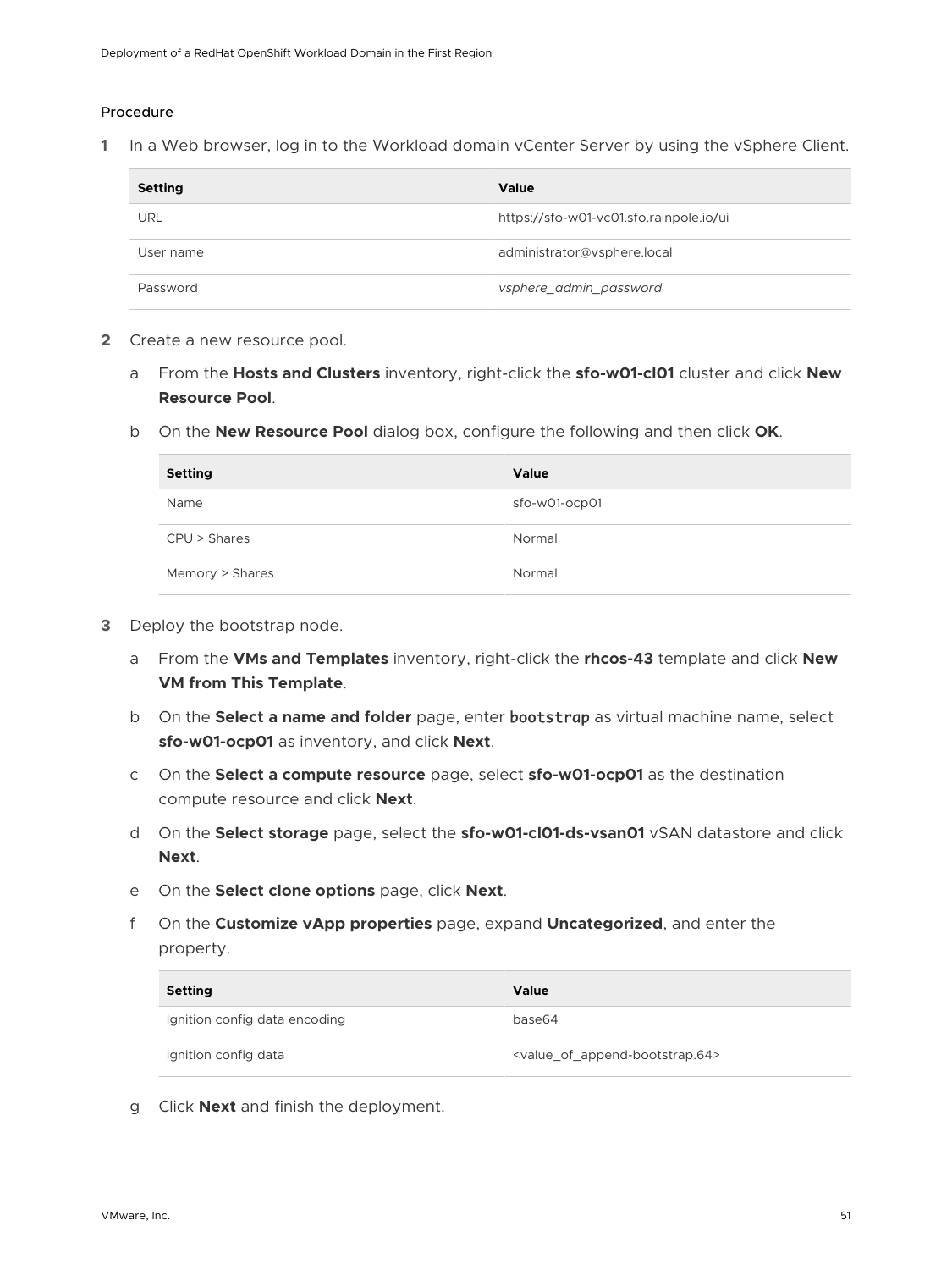#### Procedure

1. In a Web browser, log in to the Workload domain vCenter Server by using the vSphere Client.

| Setting | Value |
| --- | --- |
| URL | https://sfo-w01-vc01.sfo.rainpole.io/ui |
| User name | administrator@vsphere.local |
| Password | *vsphere_admin_password* |

2. Create a new resource pool.

   a. From the **Hosts and Clusters** inventory, right-click the **sfo-w01-cl01** cluster and click **New Resource Pool**.

   b. On the **New Resource Pool** dialog box, configure the following and then click **OK**.

| Setting | Value |
| --- | --- |
| Name | sfo-w01-ocp01 |
| CPU > Shares | Normal |
| Memory > Shares | Normal |

3. Deploy the bootstrap node.

   a. From the **VMs and Templates** inventory, right-click the **rhcos-43** template and click **New VM from This Template**.

   b. On the **Select a name and folder** page, enter `bootstrap` as virtual machine name, select **sfo-w01-ocp01** as inventory, and click **Next**.

   c. On the **Select a compute resource** page, select **sfo-w01-ocp01** as the destination compute resource and click **Next**.

   d. On the **Select storage** page, select the **sfo-w01-cl01-ds-vsan01** vSAN datastore and click **Next**.

   e. On the **Select clone options** page, click **Next**.

   f. On the **Customize vApp properties** page, expand **Uncategorized**, and enter the property.

| Setting | Value |
| --- | --- |
| Ignition config data encoding | base64 |
| Ignition config data | <value_of_append-bootstrap.64> |

   g. Click **Next** and finish the deployment.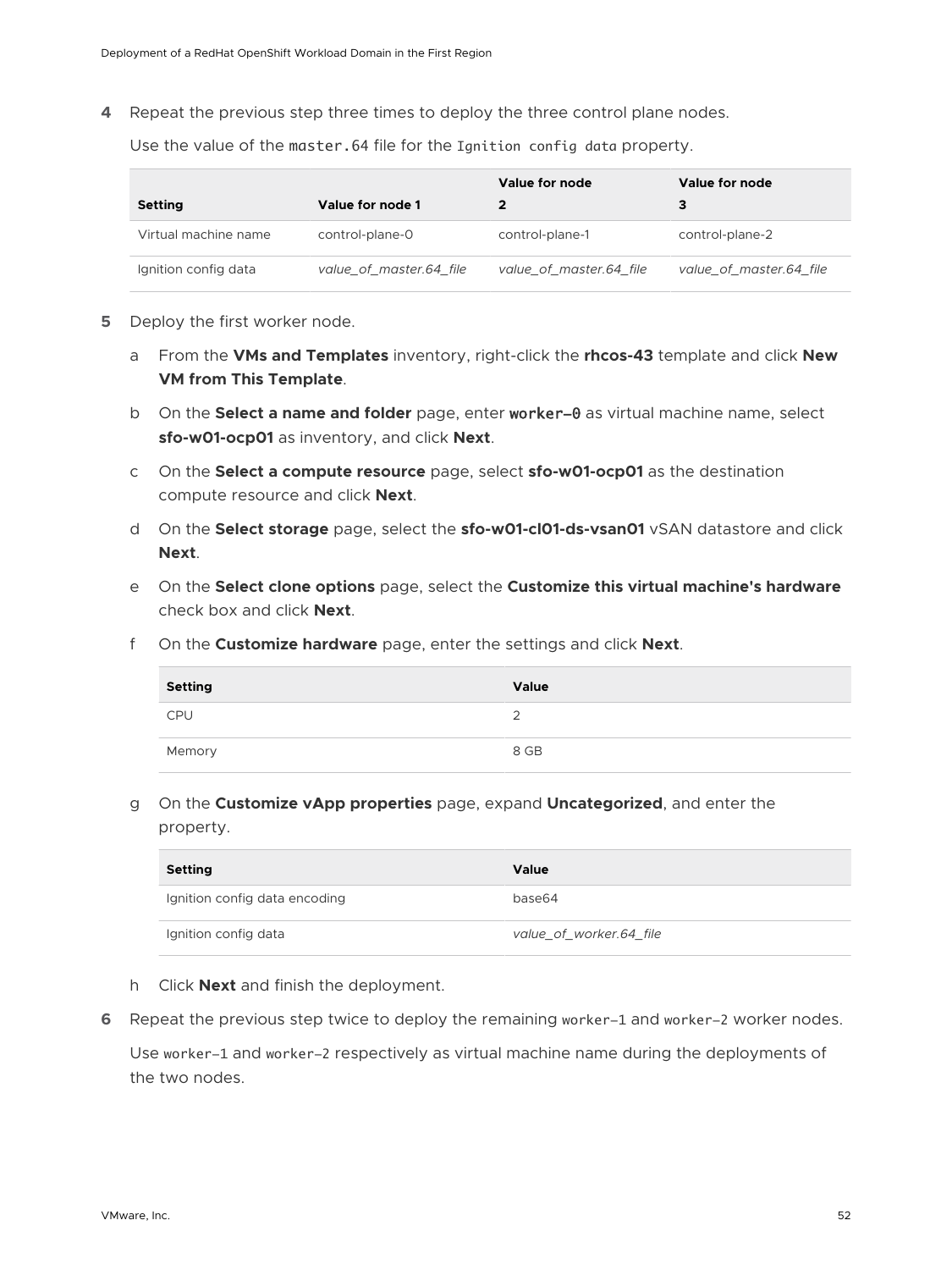4. Repeat the previous step three times to deploy the three control plane nodes.

   Use the value of the `master.64` file for the `Ignition config data` property.

   | Setting | Value for node 1 | Value for node 2 | Value for node 3 |
   | --- | --- | --- | --- |
   | Virtual machine name | control-plane-0 | control-plane-1 | control-plane-2 |
   | Ignition config data | *value_of_master.64_file* | *value_of_master.64_file* | *value_of_master.64_file* |

5. Deploy the first worker node.

   a. From the **VMs and Templates** inventory, right-click the **rhcos-43** template and click **New VM from This Template**.

   b. On the **Select a name and folder** page, enter `worker–0` as virtual machine name, select **sfo-w01-ocp01** as inventory, and click **Next**.

   c. On the **Select a compute resource** page, select **sfo-w01-ocp01** as the destination compute resource and click **Next**.

   d. On the **Select storage** page, select the **sfo-w01-cl01-ds-vsan01** vSAN datastore and click **Next**.

   e. On the **Select clone options** page, select the **Customize this virtual machine's hardware** check box and click **Next**.

   f. On the **Customize hardware** page, enter the settings and click **Next**.

   | Setting | Value |
   | --- | --- |
   | CPU | 2 |
   | Memory | 8 GB |

   g. On the **Customize vApp properties** page, expand **Uncategorized**, and enter the property.

   | Setting | Value |
   | --- | --- |
   | Ignition config data encoding | base64 |
   | Ignition config data | *value_of_worker.64_file* |

   h. Click **Next** and finish the deployment.

6. Repeat the previous step twice to deploy the remaining `worker–1` and `worker–2` worker nodes.

   Use `worker–1` and `worker–2` respectively as virtual machine name during the deployments of the two nodes.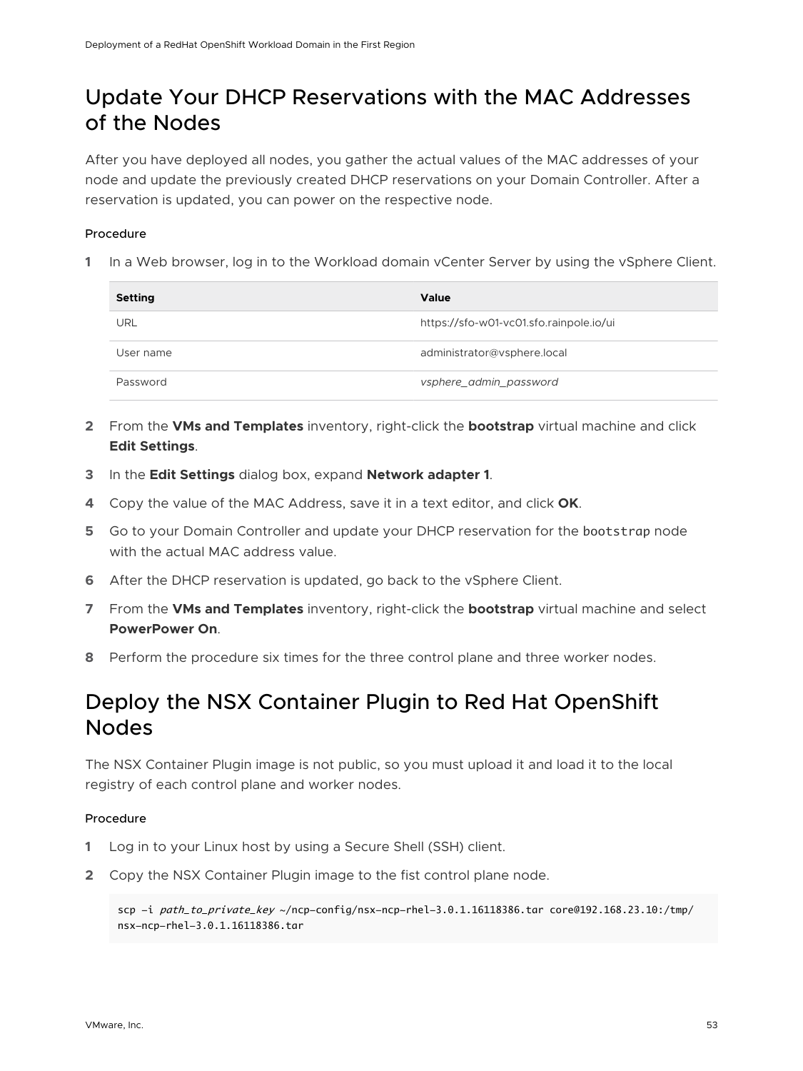# Update Your DHCP Reservations with the MAC Addresses of the Nodes

After you have deployed all nodes, you gather the actual values of the MAC addresses of your node and update the previously created DHCP reservations on your Domain Controller. After a reservation is updated, you can power on the respective node.

### Procedure

1 In a Web browser, log in to the Workload domain vCenter Server by using the vSphere Client.

| Setting | Value |
| --- | --- |
| URL | https://sfo-w01-vc01.sfo.rainpole.io/ui |
| User name | administrator@vsphere.local |
| Password | *vsphere_admin_password* |

2 From the **VMs and Templates** inventory, right-click the **bootstrap** virtual machine and click **Edit Settings**.

3 In the **Edit Settings** dialog box, expand **Network adapter 1**.

4 Copy the value of the MAC Address, save it in a text editor, and click **OK**.

5 Go to your Domain Controller and update your DHCP reservation for the `bootstrap` node with the actual MAC address value.

6 After the DHCP reservation is updated, go back to the vSphere Client.

7 From the **VMs and Templates** inventory, right-click the **bootstrap** virtual machine and select **PowerPower On**.

8 Perform the procedure six times for the three control plane and three worker nodes.

# Deploy the NSX Container Plugin to Red Hat OpenShift Nodes

The NSX Container Plugin image is not public, so you must upload it and load it to the local registry of each control plane and worker nodes.

### Procedure

1 Log in to your Linux host by using a Secure Shell (SSH) client.

2 Copy the NSX Container Plugin image to the fist control plane node.

```
scp -i path_to_private_key ~/ncp-config/nsx-ncp-rhel-3.0.1.16118386.tar core@192.168.23.10:/tmp/
nsx-ncp-rhel-3.0.1.16118386.tar
```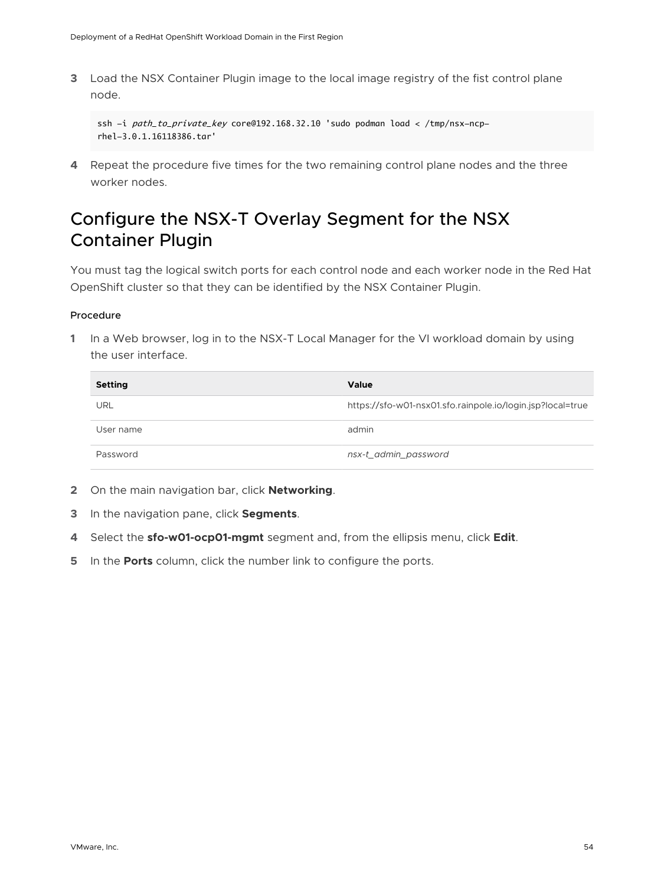3 Load the NSX Container Plugin image to the local image registry of the fist control plane node.

```
ssh -i path_to_private_key core@192.168.32.10 'sudo podman load < /tmp/nsx-ncp-rhel-3.0.1.16118386.tar'
```

4 Repeat the procedure five times for the two remaining control plane nodes and the three worker nodes.

## Configure the NSX-T Overlay Segment for the NSX Container Plugin

You must tag the logical switch ports for each control node and each worker node in the Red Hat OpenShift cluster so that they can be identified by the NSX Container Plugin.

#### Procedure

1 In a Web browser, log in to the NSX-T Local Manager for the VI workload domain by using the user interface.

| Setting | Value |
| --- | --- |
| URL | https://sfo-w01-nsx01.sfo.rainpole.io/login.jsp?local=true |
| User name | admin |
| Password | *nsx-t_admin_password* |

2 On the main navigation bar, click **Networking**.

3 In the navigation pane, click **Segments**.

4 Select the **sfo-w01-ocp01-mgmt** segment and, from the ellipsis menu, click **Edit**.

5 In the **Ports** column, click the number link to configure the ports.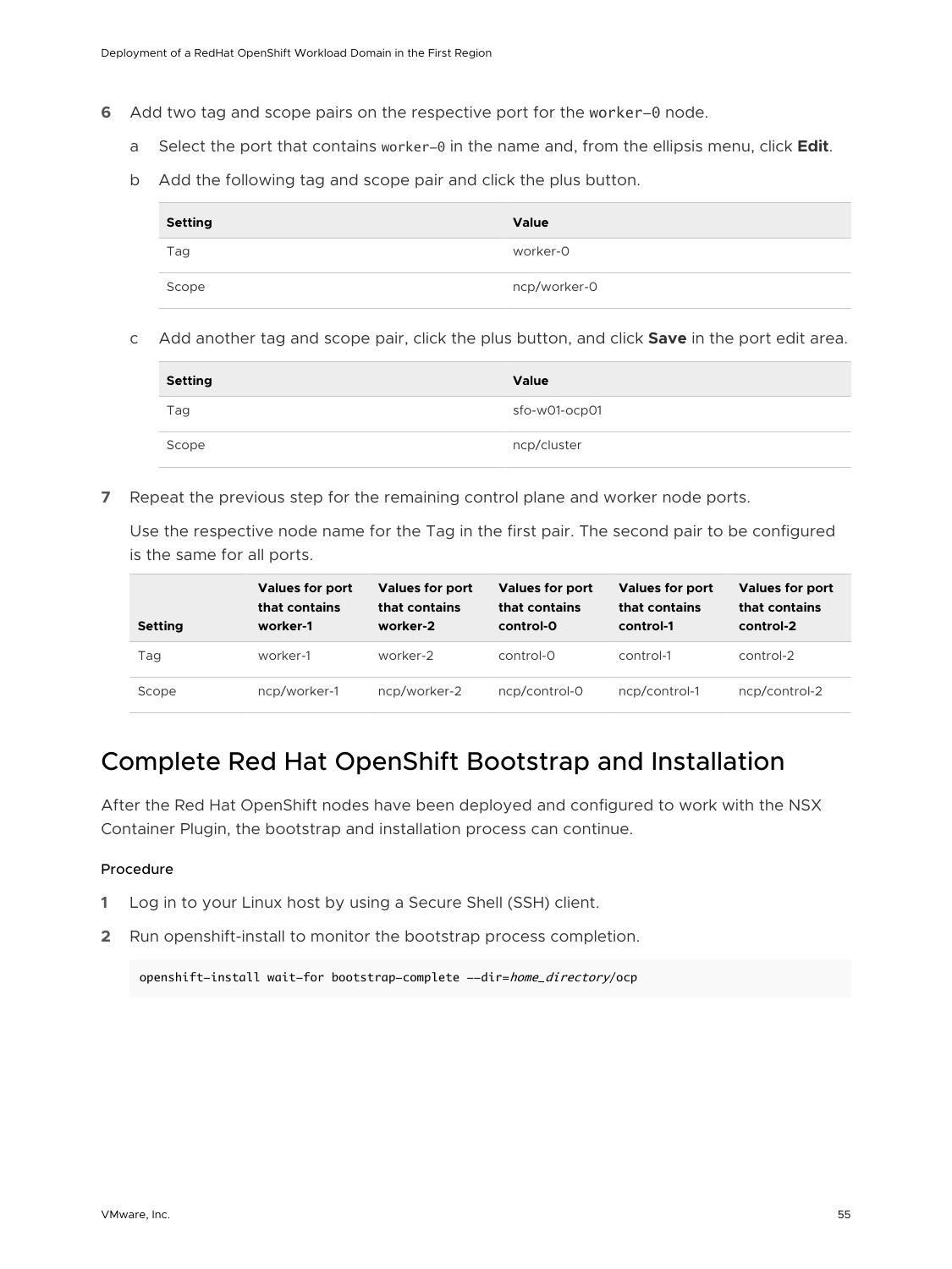6. Add two tag and scope pairs on the respective port for the `worker–0` node.

   a. Select the port that contains `worker–0` in the name and, from the ellipsis menu, click **Edit**.

   b. Add the following tag and scope pair and click the plus button.

   | Setting | Value |
   | --- | --- |
   | Tag | worker-0 |
   | Scope | ncp/worker-0 |

   c. Add another tag and scope pair, click the plus button, and click **Save** in the port edit area.

   | Setting | Value |
   | --- | --- |
   | Tag | sfo-w01-ocp01 |
   | Scope | ncp/cluster |

7. Repeat the previous step for the remaining control plane and worker node ports.

   Use the respective node name for the Tag in the first pair. The second pair to be configured is the same for all ports.

   | Setting | Values for port that contains worker-1 | Values for port that contains worker-2 | Values for port that contains control-0 | Values for port that contains control-1 | Values for port that contains control-2 |
   | --- | --- | --- | --- | --- | --- |
   | Tag | worker-1 | worker-2 | control-0 | control-1 | control-2 |
   | Scope | ncp/worker-1 | ncp/worker-2 | ncp/control-0 | ncp/control-1 | ncp/control-2 |

## Complete Red Hat OpenShift Bootstrap and Installation

After the Red Hat OpenShift nodes have been deployed and configured to work with the NSX Container Plugin, the bootstrap and installation process can continue.

#### Procedure

1. Log in to your Linux host by using a Secure Shell (SSH) client.
2. Run openshift-install to monitor the bootstrap process completion.

```
openshift-install wait-for bootstrap-complete --dir=home_directory/ocp
```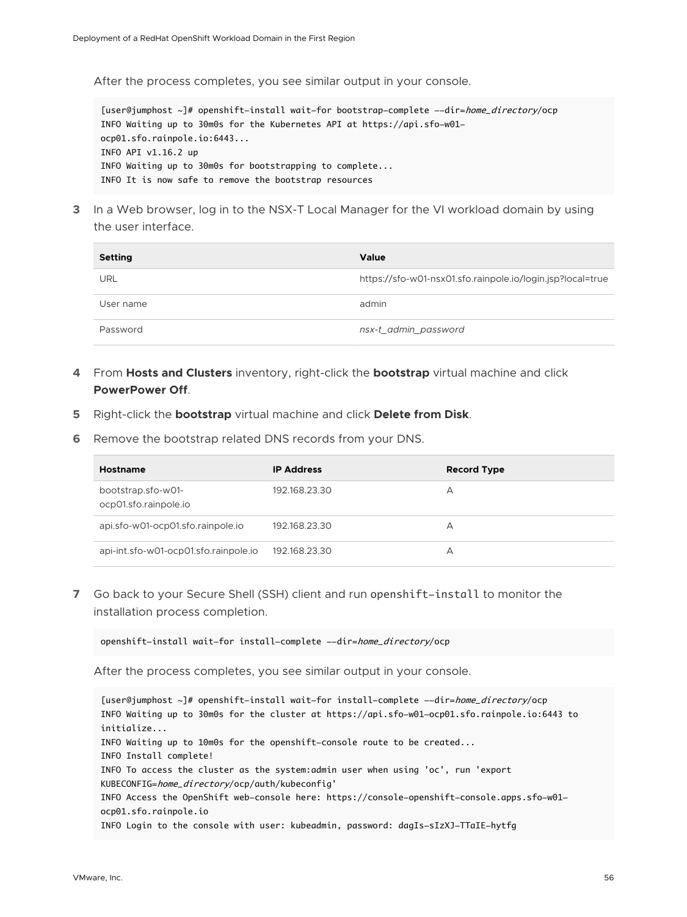After the process completes, you see similar output in your console.

```
[user@jumphost ~]# openshift-install wait-for bootstrap-complete --dir=home_directory/ocp
INFO Waiting up to 30m0s for the Kubernetes API at https://api.sfo-w01-
ocp01.sfo.rainpole.io:6443...
INFO API v1.16.2 up
INFO Waiting up to 30m0s for bootstrapping to complete...
INFO It is now safe to remove the bootstrap resources
```

3 In a Web browser, log in to the NSX-T Local Manager for the VI workload domain by using the user interface.

| Setting | Value |
| --- | --- |
| URL | https://sfo-w01-nsx01.sfo.rainpole.io/login.jsp?local=true |
| User name | admin |
| Password | *nsx-t_admin_password* |

4 From **Hosts and Clusters** inventory, right-click the **bootstrap** virtual machine and click **PowerPower Off**.

5 Right-click the **bootstrap** virtual machine and click **Delete from Disk**.

6 Remove the bootstrap related DNS records from your DNS.

| Hostname | IP Address | Record Type |
| --- | --- | --- |
| bootstrap.sfo-w01-ocp01.sfo.rainpole.io | 192.168.23.30 | A |
| api.sfo-w01-ocp01.sfo.rainpole.io | 192.168.23.30 | A |
| api-int.sfo-w01-ocp01.sfo.rainpole.io | 192.168.23.30 | A |

7 Go back to your Secure Shell (SSH) client and run `openshift-install` to monitor the installation process completion.

```
openshift-install wait-for install-complete --dir=home_directory/ocp
```

After the process completes, you see similar output in your console.

```
[user@jumphost ~]# openshift-install wait-for install-complete --dir=home_directory/ocp
INFO Waiting up to 30m0s for the cluster at https://api.sfo-w01-ocp01.sfo.rainpole.io:6443 to
initialize...
INFO Waiting up to 10m0s for the openshift-console route to be created...
INFO Install complete!
INFO To access the cluster as the system:admin user when using 'oc', run 'export
KUBECONFIG=home_directory/ocp/auth/kubeconfig'
INFO Access the OpenShift web-console here: https://console-openshift-console.apps.sfo-w01-
ocp01.sfo.rainpole.io
INFO Login to the console with user: kubeadmin, password: dagIs-sIzXJ-TTaIE-hytfg
```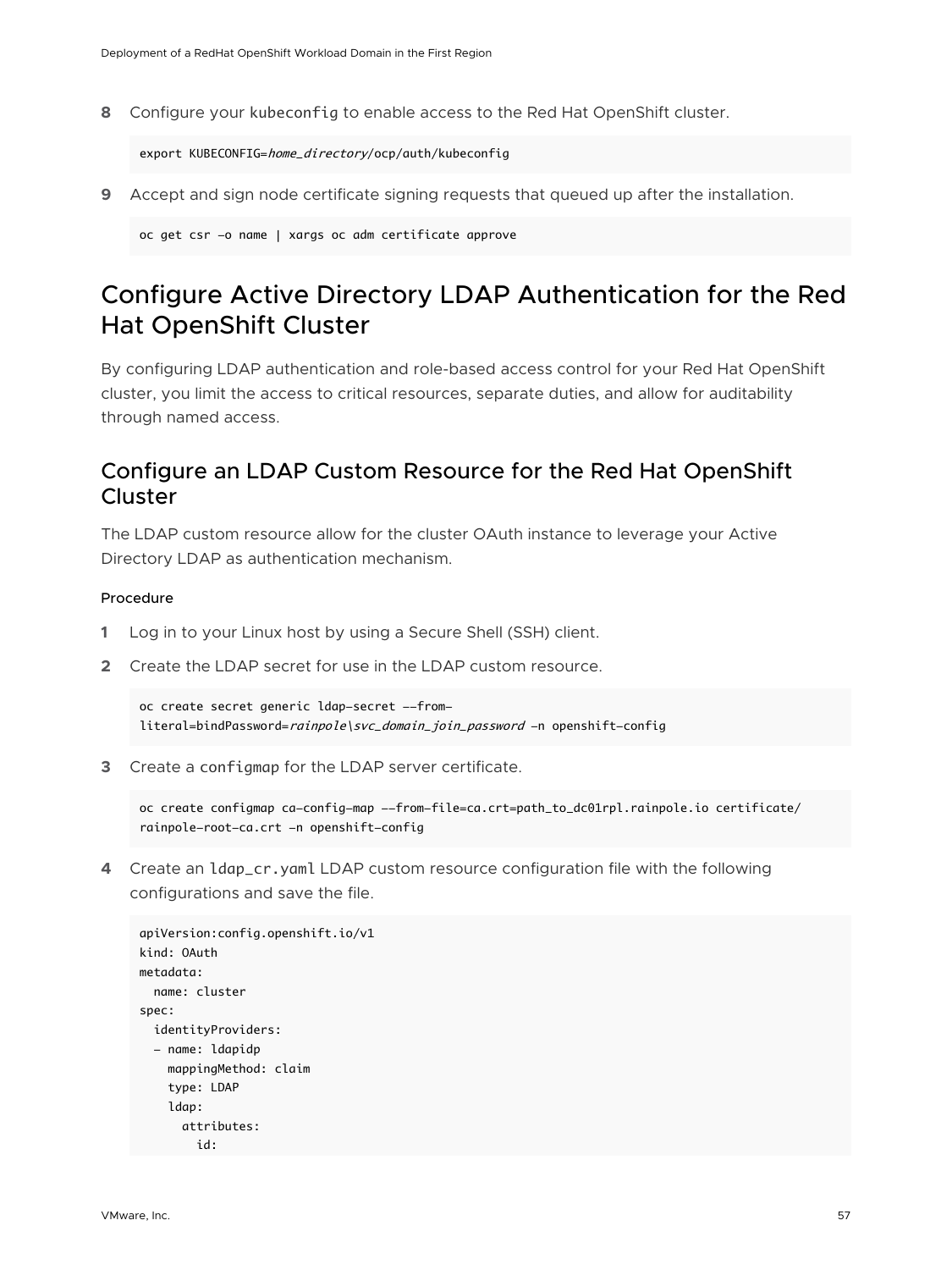8 Configure your kubeconfig to enable access to the Red Hat OpenShift cluster.

```
export KUBECONFIG=home_directory/ocp/auth/kubeconfig
```

9 Accept and sign node certificate signing requests that queued up after the installation.

```
oc get csr -o name | xargs oc adm certificate approve
```

# Configure Active Directory LDAP Authentication for the Red Hat OpenShift Cluster

By configuring LDAP authentication and role-based access control for your Red Hat OpenShift cluster, you limit the access to critical resources, separate duties, and allow for auditability through named access.

## Configure an LDAP Custom Resource for the Red Hat OpenShift Cluster

The LDAP custom resource allow for the cluster OAuth instance to leverage your Active Directory LDAP as authentication mechanism.

#### Procedure

1 Log in to your Linux host by using a Secure Shell (SSH) client.

2 Create the LDAP secret for use in the LDAP custom resource.

```
oc create secret generic ldap-secret --from-
literal=bindPassword=rainpole\svc_domain_join_password -n openshift-config
```

3 Create a configmap for the LDAP server certificate.

```
oc create configmap ca-config-map --from-file=ca.crt=path_to_dc01rpl.rainpole.io certificate/
rainpole-root-ca.crt -n openshift-config
```

4 Create an ldap_cr.yaml LDAP custom resource configuration file with the following configurations and save the file.

```
apiVersion:config.openshift.io/v1
kind: OAuth
metadata:
  name: cluster
spec:
  identityProviders:
  - name: ldapidp
    mappingMethod: claim
    type: LDAP
    ldap:
      attributes:
        id:
```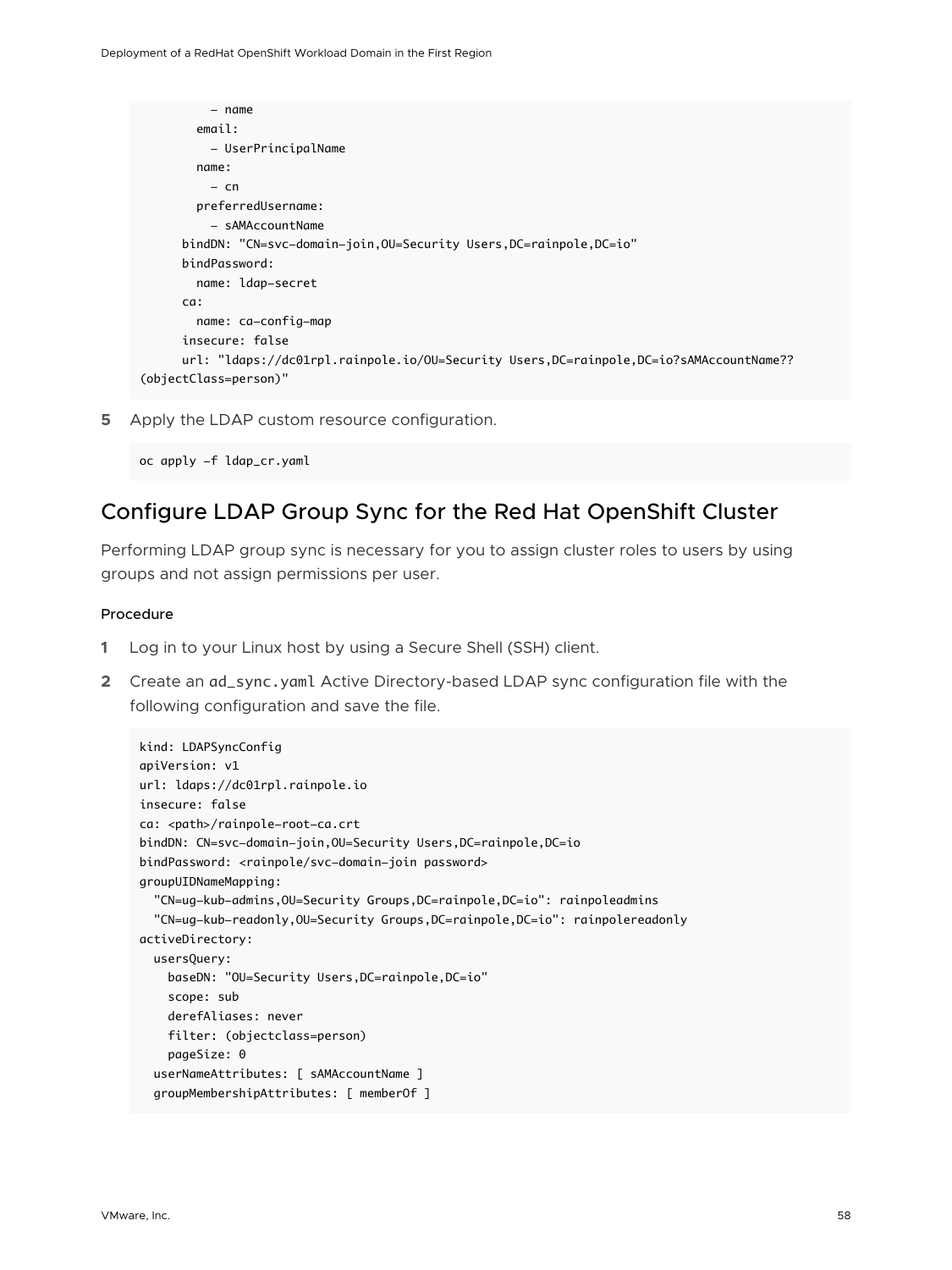```
          - name
        email:
          - UserPrincipalName
        name:
          - cn
        preferredUsername:
          - sAMAccountName
      bindDN: "CN=svc-domain-join,OU=Security Users,DC=rainpole,DC=io"
      bindPassword:
        name: ldap-secret
      ca:
        name: ca-config-map
      insecure: false
      url: "ldaps://dc01rpl.rainpole.io/OU=Security Users,DC=rainpole,DC=io?sAMAccountName??
(objectClass=person)"
```

5 Apply the LDAP custom resource configuration.

```
oc apply -f ldap_cr.yaml
```

## Configure LDAP Group Sync for the Red Hat OpenShift Cluster

Performing LDAP group sync is necessary for you to assign cluster roles to users by using groups and not assign permissions per user.

#### Procedure

1 Log in to your Linux host by using a Secure Shell (SSH) client.

2 Create an `ad_sync.yaml` Active Directory-based LDAP sync configuration file with the following configuration and save the file.

```
kind: LDAPSyncConfig
apiVersion: v1
url: ldaps://dc01rpl.rainpole.io
insecure: false
ca: <path>/rainpole-root-ca.crt
bindDN: CN=svc-domain-join,OU=Security Users,DC=rainpole,DC=io
bindPassword: <rainpole/svc-domain-join password>
groupUIDNameMapping:
  "CN=ug-kub-admins,OU=Security Groups,DC=rainpole,DC=io": rainpoleadmins
  "CN=ug-kub-readonly,OU=Security Groups,DC=rainpole,DC=io": rainpolereadonly
activeDirectory:
  usersQuery:
    baseDN: "OU=Security Users,DC=rainpole,DC=io"
    scope: sub
    derefAliases: never
    filter: (objectclass=person)
    pageSize: 0
  userNameAttributes: [ sAMAccountName ]
  groupMembershipAttributes: [ memberOf ]
```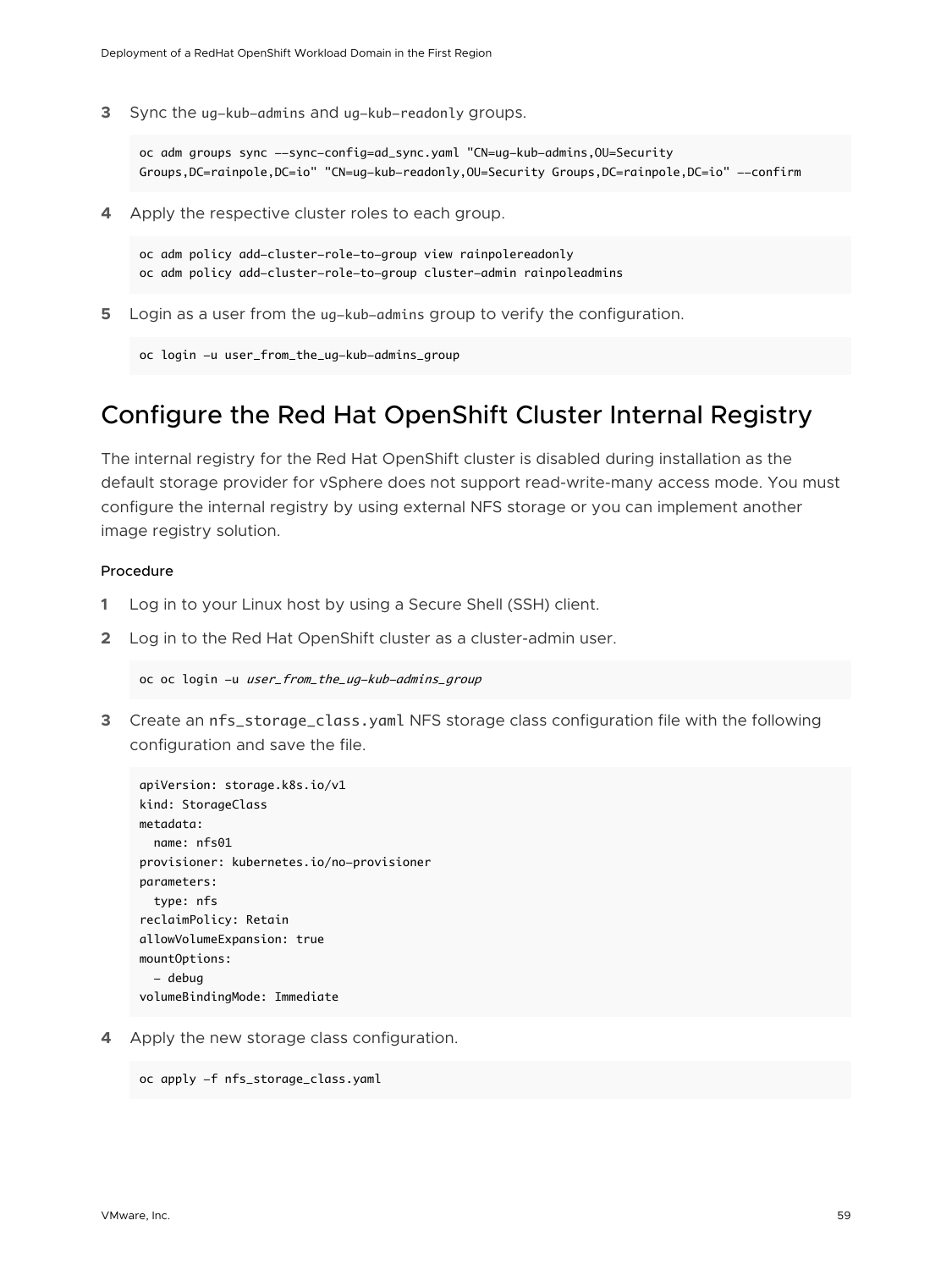3 Sync the `ug-kub-admins` and `ug-kub-readonly` groups.

```
oc adm groups sync --sync-config=ad_sync.yaml "CN=ug-kub-admins,OU=Security
Groups,DC=rainpole,DC=io" "CN=ug-kub-readonly,OU=Security Groups,DC=rainpole,DC=io" --confirm
```

4 Apply the respective cluster roles to each group.

```
oc adm policy add-cluster-role-to-group view rainpolereadonly
oc adm policy add-cluster-role-to-group cluster-admin rainpoleadmins
```

5 Login as a user from the `ug-kub-admins` group to verify the configuration.

```
oc login -u user_from_the_ug-kub-admins_group
```

## Configure the Red Hat OpenShift Cluster Internal Registry

The internal registry for the Red Hat OpenShift cluster is disabled during installation as the default storage provider for vSphere does not support read-write-many access mode. You must configure the internal registry by using external NFS storage or you can implement another image registry solution.

#### Procedure

1 Log in to your Linux host by using a Secure Shell (SSH) client.

2 Log in to the Red Hat OpenShift cluster as a cluster-admin user.

```
oc oc login -u user_from_the_ug-kub-admins_group
```

3 Create an `nfs_storage_class.yaml` NFS storage class configuration file with the following configuration and save the file.

```
apiVersion: storage.k8s.io/v1
kind: StorageClass
metadata:
  name: nfs01
provisioner: kubernetes.io/no-provisioner
parameters:
  type: nfs
reclaimPolicy: Retain
allowVolumeExpansion: true
mountOptions:
  - debug
volumeBindingMode: Immediate
```

4 Apply the new storage class configuration.

```
oc apply -f nfs_storage_class.yaml
```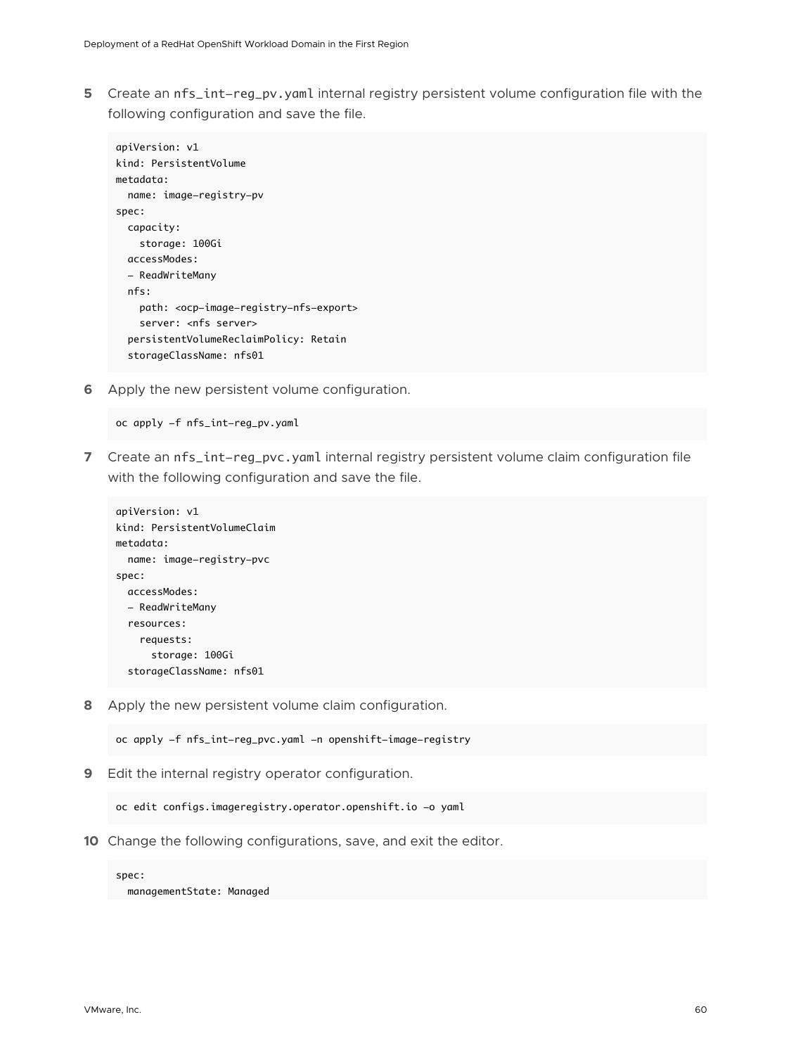5. Create an `nfs_int-reg_pv.yaml` internal registry persistent volume configuration file with the following configuration and save the file.

```
apiVersion: v1
kind: PersistentVolume
metadata:
  name: image-registry-pv
spec:
  capacity:
    storage: 100Gi
  accessModes:
  - ReadWriteMany
  nfs:
    path: <ocp-image-registry-nfs-export>
    server: <nfs server>
  persistentVolumeReclaimPolicy: Retain
  storageClassName: nfs01
```

6. Apply the new persistent volume configuration.

```
oc apply -f nfs_int-reg_pv.yaml
```

7. Create an `nfs_int-reg_pvc.yaml` internal registry persistent volume claim configuration file with the following configuration and save the file.

```
apiVersion: v1
kind: PersistentVolumeClaim
metadata:
  name: image-registry-pvc
spec:
  accessModes:
  - ReadWriteMany
  resources:
    requests:
      storage: 100Gi
  storageClassName: nfs01
```

8. Apply the new persistent volume claim configuration.

```
oc apply -f nfs_int-reg_pvc.yaml -n openshift-image-registry
```

9. Edit the internal registry operator configuration.

```
oc edit configs.imageregistry.operator.openshift.io -o yaml
```

10. Change the following configurations, save, and exit the editor.

```
spec:
  managementState: Managed
```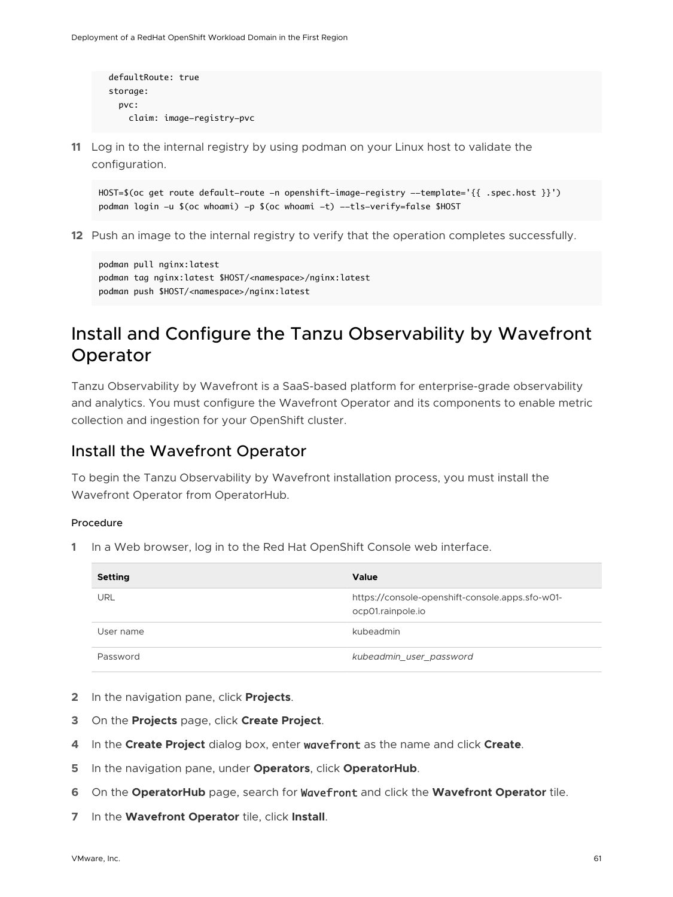```
  defaultRoute: true
  storage:
    pvc:
      claim: image-registry-pvc
```

11 Log in to the internal registry by using podman on your Linux host to validate the configuration.

```
HOST=$(oc get route default-route -n openshift-image-registry --template='{{ .spec.host }}')
podman login -u $(oc whoami) -p $(oc whoami -t) --tls-verify=false $HOST
```

12 Push an image to the internal registry to verify that the operation completes successfully.

```
podman pull nginx:latest
podman tag nginx:latest $HOST/<namespace>/nginx:latest
podman push $HOST/<namespace>/nginx:latest
```

# Install and Configure the Tanzu Observability by Wavefront Operator

Tanzu Observability by Wavefront is a SaaS-based platform for enterprise-grade observability and analytics. You must configure the Wavefront Operator and its components to enable metric collection and ingestion for your OpenShift cluster.

## Install the Wavefront Operator

To begin the Tanzu Observability by Wavefront installation process, you must install the Wavefront Operator from OperatorHub.

#### Procedure

1 In a Web browser, log in to the Red Hat OpenShift Console web interface.

| Setting | Value |
| --- | --- |
| URL | https://console-openshift-console.apps.sfo-w01-ocp01.rainpole.io |
| User name | kubeadmin |
| Password | *kubeadmin_user_password* |

2 In the navigation pane, click **Projects**.

3 On the **Projects** page, click **Create Project**.

4 In the **Create Project** dialog box, enter `wavefront` as the name and click **Create**.

5 In the navigation pane, under **Operators**, click **OperatorHub**.

6 On the **OperatorHub** page, search for `Wavefront` and click the **Wavefront Operator** tile.

7 In the **Wavefront Operator** tile, click **Install**.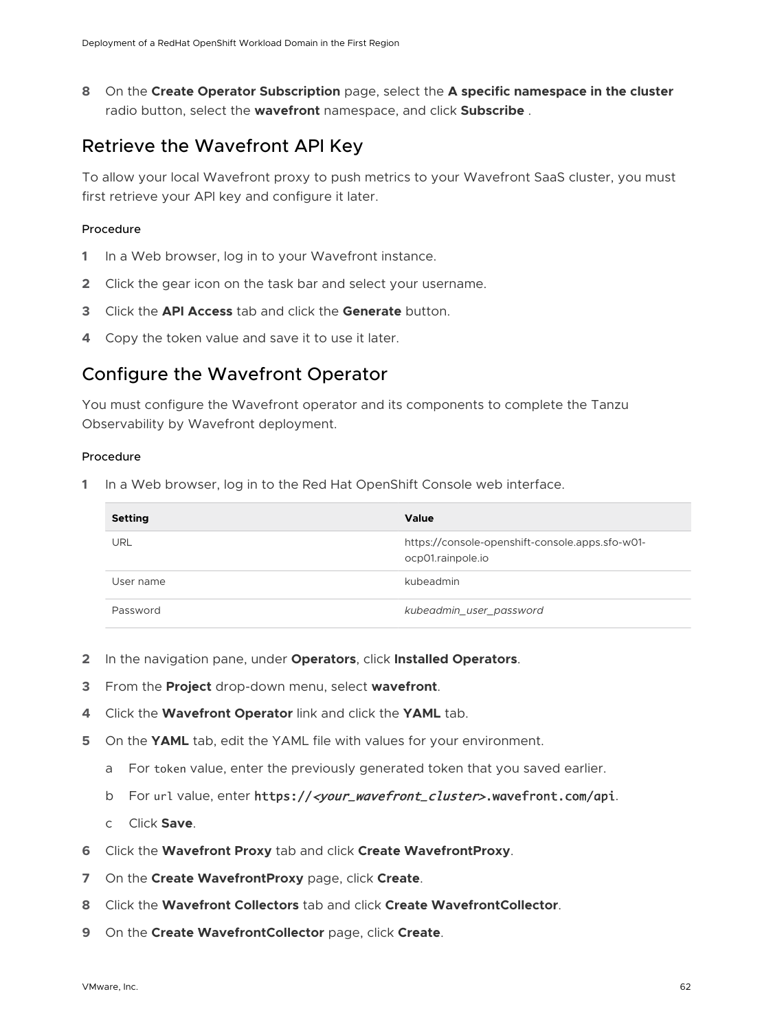8. On the **Create Operator Subscription** page, select the **A specific namespace in the cluster** radio button, select the **wavefront** namespace, and click **Subscribe** .

## Retrieve the Wavefront API Key

To allow your local Wavefront proxy to push metrics to your Wavefront SaaS cluster, you must first retrieve your API key and configure it later.

#### Procedure

1. In a Web browser, log in to your Wavefront instance.
2. Click the gear icon on the task bar and select your username.
3. Click the **API Access** tab and click the **Generate** button.
4. Copy the token value and save it to use it later.

## Configure the Wavefront Operator

You must configure the Wavefront operator and its components to complete the Tanzu Observability by Wavefront deployment.

#### Procedure

1. In a Web browser, log in to the Red Hat OpenShift Console web interface.

| Setting | Value |
| --- | --- |
| URL | https://console-openshift-console.apps.sfo-w01-ocp01.rainpole.io |
| User name | kubeadmin |
| Password | *kubeadmin_user_password* |

2. In the navigation pane, under **Operators**, click **Installed Operators**.
3. From the **Project** drop-down menu, select **wavefront**.
4. Click the **Wavefront Operator** link and click the **YAML** tab.
5. On the **YAML** tab, edit the YAML file with values for your environment.
   a. For `token` value, enter the previously generated token that you saved earlier.
   b. For `url` value, enter **`https://<your_wavefront_cluster>.wavefront.com/api`**.
   c. Click **Save**.
6. Click the **Wavefront Proxy** tab and click **Create WavefrontProxy**.
7. On the **Create WavefrontProxy** page, click **Create**.
8. Click the **Wavefront Collectors** tab and click **Create WavefrontCollector**.
9. On the **Create WavefrontCollector** page, click **Create**.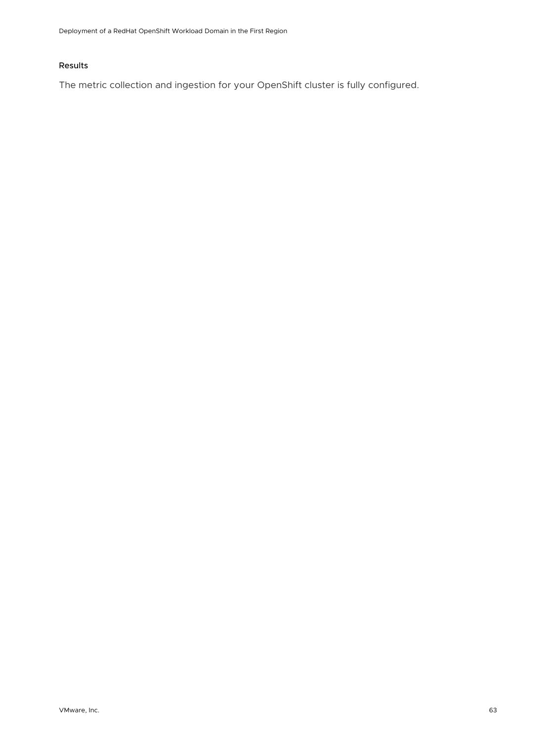#### Results

The metric collection and ingestion for your OpenShift cluster is fully configured.